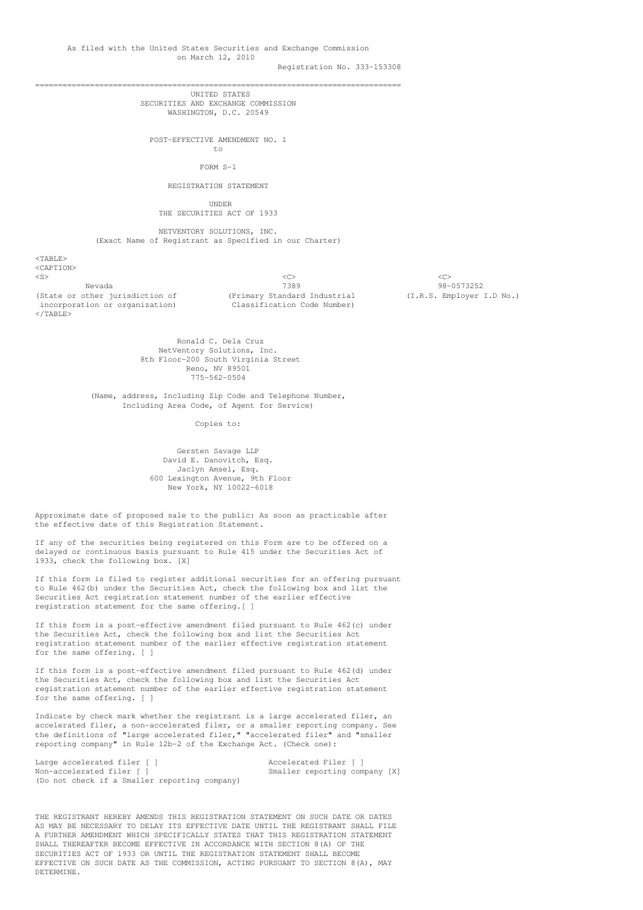As filed with the United States Securities and Exchange Commission on March 12, 2010

Registration No. 333-153308

---

UNITED STATES
SECURITIES AND EXCHANGE COMMISSION
WASHINGTON, D.C. 20549

POST-EFFECTIVE AMENDMENT NO. 1
to

FORM S-1

REGISTRATION STATEMENT

UNDER
THE SECURITIES ACT OF 1933

NETVENTORY SOLUTIONS, INC.
(Exact Name of Registrant as Specified in our Charter)

| Nevada | 7389 | 98-0573252 |
|---|---|---|
| (State or other jurisdiction of incorporation or organization) | (Primary Standard Industrial Classification Code Number) | (I.R.S. Employer I.D No.) |

Ronald C. Dela Cruz
NetVentory Solutions, Inc.
8th Floor-200 South Virginia Street
Reno, NV 89501
775-562-0504

(Name, address, Including Zip Code and Telephone Number, Including Area Code, of Agent for Service)

Copies to:

Gersten Savage LLP
David E. Danovitch, Esq.
Jaclyn Amsel, Esq.
600 Lexington Avenue, 9th Floor
New York, NY 10022-6018

Approximate date of proposed sale to the public: As soon as practicable after the effective date of this Registration Statement.

If any of the securities being registered on this Form are to be offered on a delayed or continuous basis pursuant to Rule 415 under the Securities Act of 1933, check the following box. [X]

If this form is filed to register additional securities for an offering pursuant to Rule 462(b) under the Securities Act, check the following box and list the Securities Act registration statement number of the earlier effective registration statement for the same offering.[ ]

If this form is a post-effective amendment filed pursuant to Rule 462(c) under the Securities Act, check the following box and list the Securities Act registration statement number of the earlier effective registration statement for the same offering. [ ]

If this form is a post-effective amendment filed pursuant to Rule 462(d) under the Securities Act, check the following box and list the Securities Act registration statement number of the earlier effective registration statement for the same offering. [ ]

Indicate by check mark whether the registrant is a large accelerated filer, an accelerated filer, a non-accelerated filer, or a smaller reporting company. See the definitions of "large accelerated filer," "accelerated filer" and "smaller reporting company" in Rule 12b-2 of the Exchange Act. (Check one):

Large accelerated filer [ ]                    Accelerated Filer [ ]
Non-accelerated filer [ ]                      Smaller reporting company [X]
(Do not check if a Smaller reporting company)

THE REGISTRANT HEREBY AMENDS THIS REGISTRATION STATEMENT ON SUCH DATE OR DATES AS MAY BE NECESSARY TO DELAY ITS EFFECTIVE DATE UNTIL THE REGISTRANT SHALL FILE A FURTHER AMENDMENT WHICH SPECIFICALLY STATES THAT THIS REGISTRATION STATEMENT SHALL THEREAFTER BECOME EFFECTIVE IN ACCORDANCE WITH SECTION 8(A) OF THE SECURITIES ACT OF 1933 OR UNTIL THE REGISTRATION STATEMENT SHALL BECOME EFFECTIVE ON SUCH DATE AS THE COMMISSION, ACTING PURSUANT TO SECTION 8(A), MAY DETERMINE.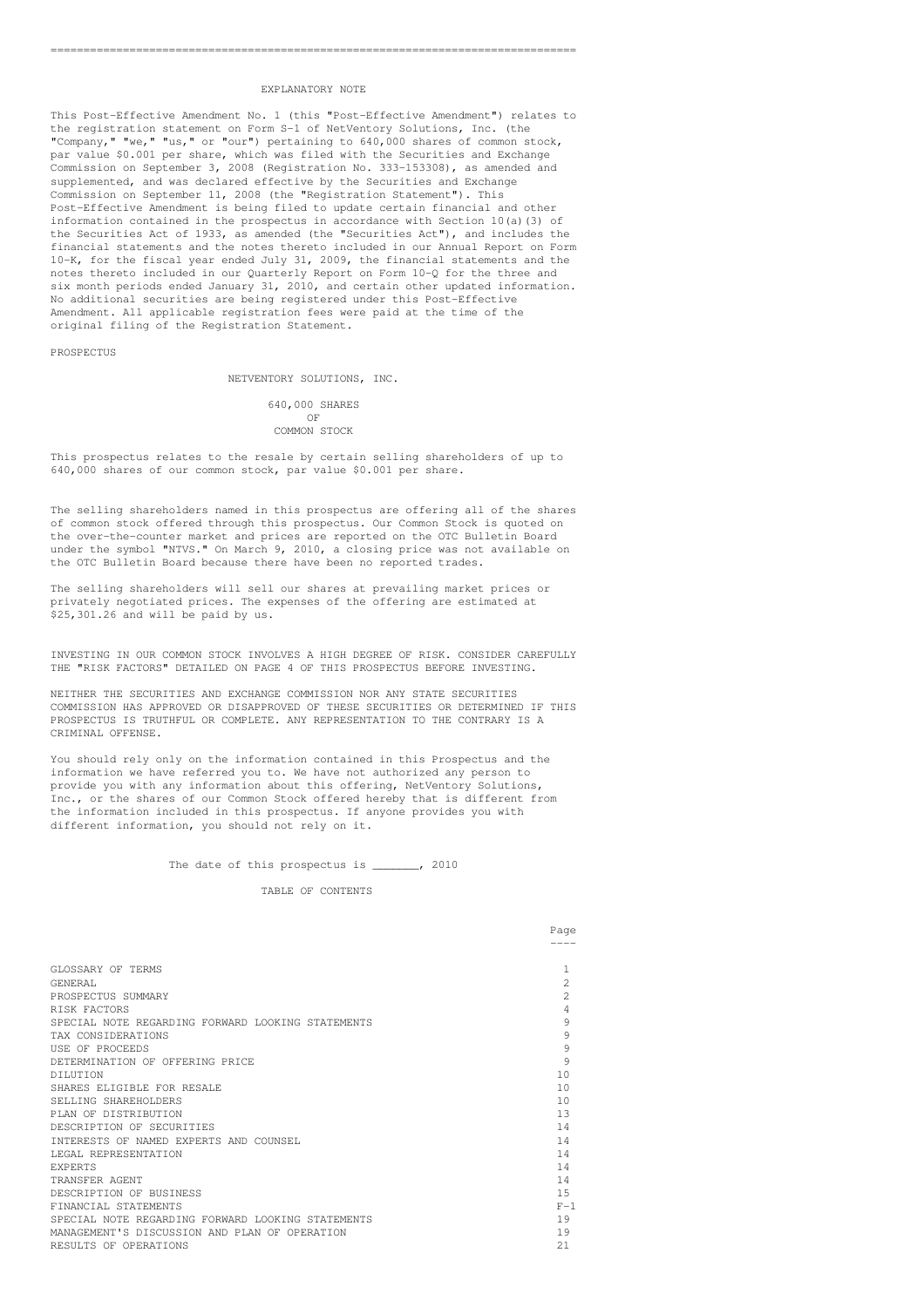## EXPLANATORY NOTE

This Post-Effective Amendment No. 1 (this "Post-Effective Amendment") relates to the registration statement on Form S-1 of NetVentory Solutions, Inc. (the "Company," "we," "us," or "our") pertaining to 640,000 shares of common stock, par value $0.001 per share, which was filed with the Securities and Exchange Commission on September 3, 2008 (Registration No. 333-153308), as amended and supplemented, and was declared effective by the Securities and Exchange Commission on September 11, 2008 (the "Registration Statement"). This Post-Effective Amendment is being filed to update certain financial and other information contained in the prospectus in accordance with Section 10(a)(3) of the Securities Act of 1933, as amended (the "Securities Act"), and includes the financial statements and the notes thereto included in our Annual Report on Form 10-K, for the fiscal year ended July 31, 2009, the financial statements and the notes thereto included in our Quarterly Report on Form 10-Q for the three and six month periods ended January 31, 2010, and certain other updated information. No additional securities are being registered under this Post-Effective Amendment. All applicable registration fees were paid at the time of the original filing of the Registration Statement.

PROSPECTUS

# NETVENTORY SOLUTIONS, INC.

640,000 SHARES
OF
COMMON STOCK

This prospectus relates to the resale by certain selling shareholders of up to 640,000 shares of our common stock, par value $0.001 per share.

The selling shareholders named in this prospectus are offering all of the shares of common stock offered through this prospectus. Our Common Stock is quoted on the over-the-counter market and prices are reported on the OTC Bulletin Board under the symbol "NTVS." On March 9, 2010, a closing price was not available on the OTC Bulletin Board because there have been no reported trades.

The selling shareholders will sell our shares at prevailing market prices or privately negotiated prices. The expenses of the offering are estimated at $25,301.26 and will be paid by us.

INVESTING IN OUR COMMON STOCK INVOLVES A HIGH DEGREE OF RISK. CONSIDER CAREFULLY THE "RISK FACTORS" DETAILED ON PAGE 4 OF THIS PROSPECTUS BEFORE INVESTING.

NEITHER THE SECURITIES AND EXCHANGE COMMISSION NOR ANY STATE SECURITIES COMMISSION HAS APPROVED OR DISAPPROVED OF THESE SECURITIES OR DETERMINED IF THIS PROSPECTUS IS TRUTHFUL OR COMPLETE. ANY REPRESENTATION TO THE CONTRARY IS A CRIMINAL OFFENSE.

You should rely only on the information contained in this Prospectus and the information we have referred you to. We have not authorized any person to provide you with any information about this offering, NetVentory Solutions, Inc., or the shares of our Common Stock offered hereby that is different from the information included in this prospectus. If anyone provides you with different information, you should not rely on it.

The date of this prospectus is _______, 2010

## TABLE OF CONTENTS

| | Page |
|---|---|
| GLOSSARY OF TERMS | 1 |
| GENERAL | 2 |
| PROSPECTUS SUMMARY | 2 |
| RISK FACTORS | 4 |
| SPECIAL NOTE REGARDING FORWARD LOOKING STATEMENTS | 9 |
| TAX CONSIDERATIONS | 9 |
| USE OF PROCEEDS | 9 |
| DETERMINATION OF OFFERING PRICE | 9 |
| DILUTION | 10 |
| SHARES ELIGIBLE FOR RESALE | 10 |
| SELLING SHAREHOLDERS | 10 |
| PLAN OF DISTRIBUTION | 13 |
| DESCRIPTION OF SECURITIES | 14 |
| INTERESTS OF NAMED EXPERTS AND COUNSEL | 14 |
| LEGAL REPRESENTATION | 14 |
| EXPERTS | 14 |
| TRANSFER AGENT | 14 |
| DESCRIPTION OF BUSINESS | 15 |
| FINANCIAL STATEMENTS | F-1 |
| SPECIAL NOTE REGARDING FORWARD LOOKING STATEMENTS | 19 |
| MANAGEMENT'S DISCUSSION AND PLAN OF OPERATION | 19 |
| RESULTS OF OPERATIONS | 21 |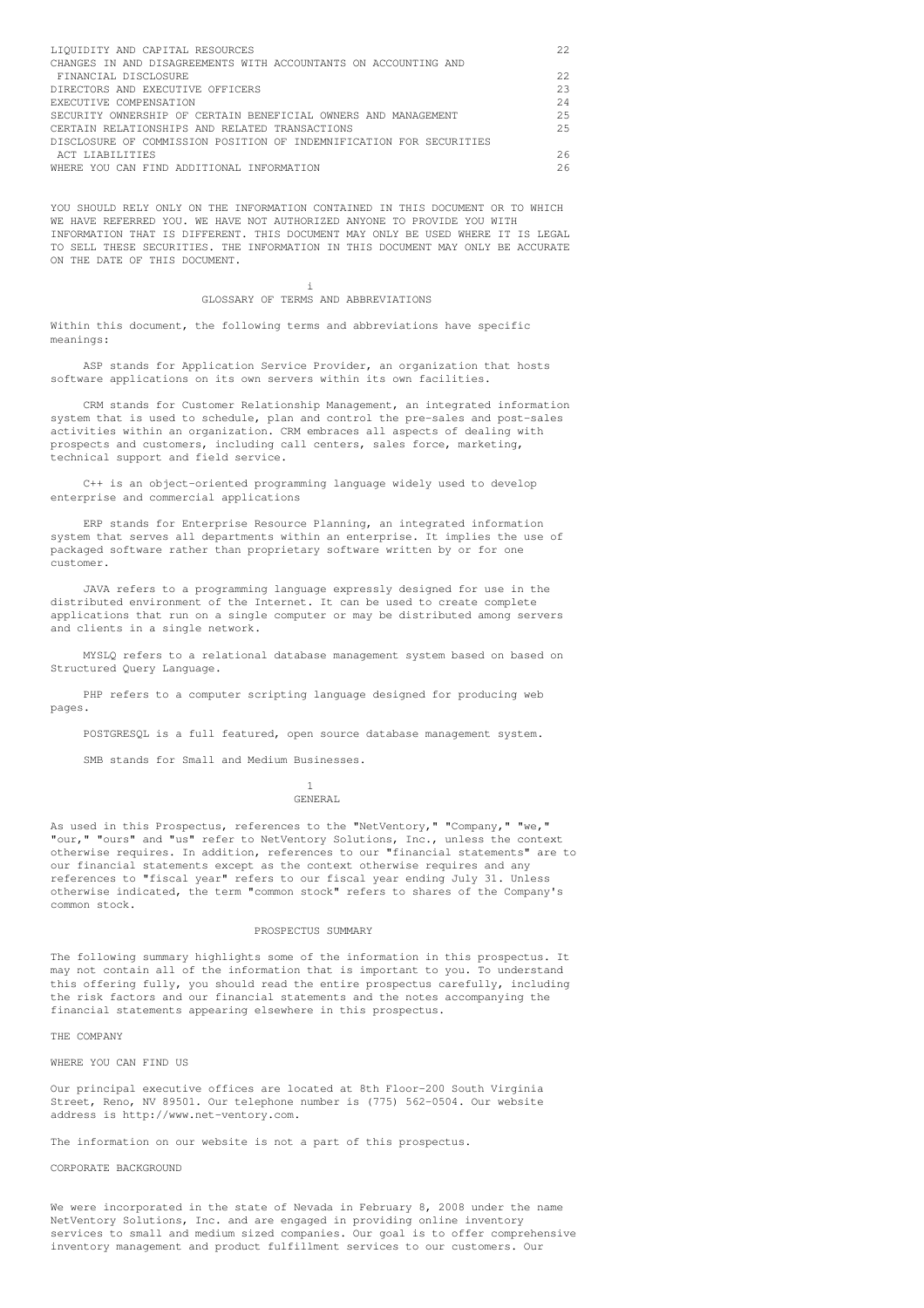| | |
|---|---|
| LIQUIDITY AND CAPITAL RESOURCES | 22 |
| CHANGES IN AND DISAGREEMENTS WITH ACCOUNTANTS ON ACCOUNTING AND FINANCIAL DISCLOSURE | 22 |
| DIRECTORS AND EXECUTIVE OFFICERS | 23 |
| EXECUTIVE COMPENSATION | 24 |
| SECURITY OWNERSHIP OF CERTAIN BENEFICIAL OWNERS AND MANAGEMENT | 25 |
| CERTAIN RELATIONSHIPS AND RELATED TRANSACTIONS | 25 |
| DISCLOSURE OF COMMISSION POSITION OF INDEMNIFICATION FOR SECURITIES ACT LIABILITIES | 26 |
| WHERE YOU CAN FIND ADDITIONAL INFORMATION | 26 |

YOU SHOULD RELY ONLY ON THE INFORMATION CONTAINED IN THIS DOCUMENT OR TO WHICH WE HAVE REFERRED YOU. WE HAVE NOT AUTHORIZED ANYONE TO PROVIDE YOU WITH INFORMATION THAT IS DIFFERENT. THIS DOCUMENT MAY ONLY BE USED WHERE IT IS LEGAL TO SELL THESE SECURITIES. THE INFORMATION IN THIS DOCUMENT MAY ONLY BE ACCURATE ON THE DATE OF THIS DOCUMENT.

## GLOSSARY OF TERMS AND ABBREVIATIONS

Within this document, the following terms and abbreviations have specific meanings:

ASP stands for Application Service Provider, an organization that hosts software applications on its own servers within its own facilities.

CRM stands for Customer Relationship Management, an integrated information system that is used to schedule, plan and control the pre-sales and post-sales activities within an organization. CRM embraces all aspects of dealing with prospects and customers, including call centers, sales force, marketing, technical support and field service.

C++ is an object-oriented programming language widely used to develop enterprise and commercial applications

ERP stands for Enterprise Resource Planning, an integrated information system that serves all departments within an enterprise. It implies the use of packaged software rather than proprietary software written by or for one customer.

JAVA refers to a programming language expressly designed for use in the distributed environment of the Internet. It can be used to create complete applications that run on a single computer or may be distributed among servers and clients in a single network.

MYSLQ refers to a relational database management system based on based on Structured Query Language.

PHP refers to a computer scripting language designed for producing web pages.

POSTGRESQL is a full featured, open source database management system.

SMB stands for Small and Medium Businesses.

## GENERAL

As used in this Prospectus, references to the "NetVentory," "Company," "we," "our," "ours" and "us" refer to NetVentory Solutions, Inc., unless the context otherwise requires. In addition, references to our "financial statements" are to our financial statements except as the context otherwise requires and any references to "fiscal year" refers to our fiscal year ending July 31. Unless otherwise indicated, the term "common stock" refers to shares of the Company's common stock.

## PROSPECTUS SUMMARY

The following summary highlights some of the information in this prospectus. It may not contain all of the information that is important to you. To understand this offering fully, you should read the entire prospectus carefully, including the risk factors and our financial statements and the notes accompanying the financial statements appearing elsewhere in this prospectus.

### THE COMPANY

#### WHERE YOU CAN FIND US

Our principal executive offices are located at 8th Floor-200 South Virginia Street, Reno, NV 89501. Our telephone number is (775) 562-0504. Our website address is http://www.net-ventory.com.

The information on our website is not a part of this prospectus.

#### CORPORATE BACKGROUND

We were incorporated in the state of Nevada in February 8, 2008 under the name NetVentory Solutions, Inc. and are engaged in providing online inventory services to small and medium sized companies. Our goal is to offer comprehensive inventory management and product fulfillment services to our customers. Our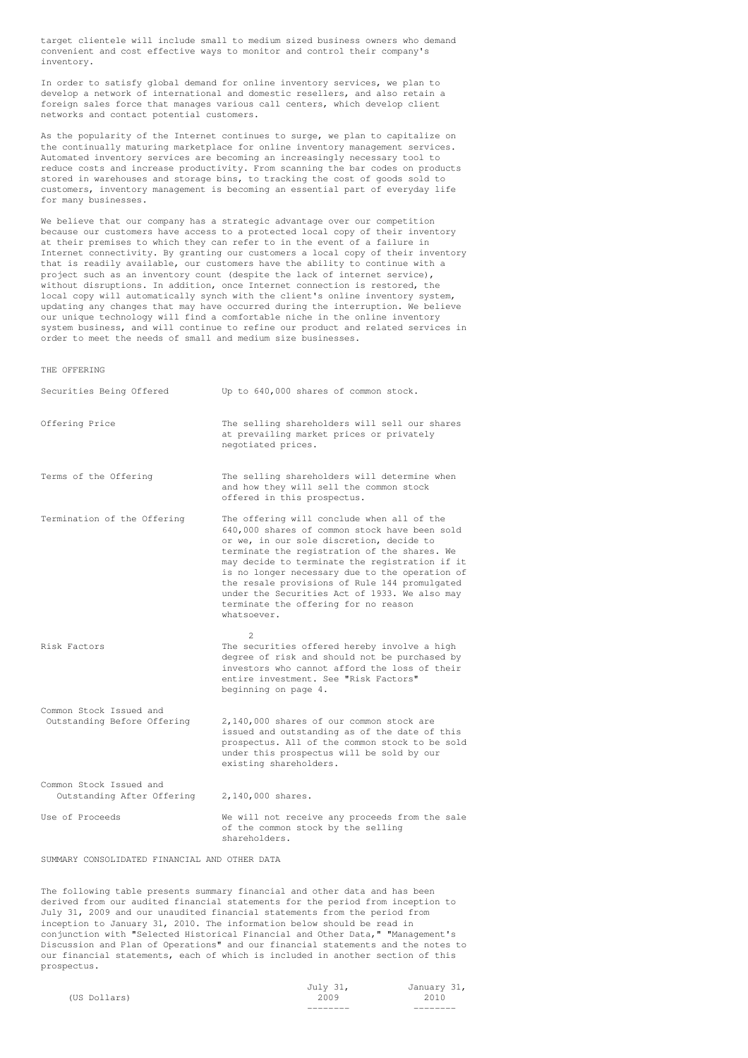target clientele will include small to medium sized business owners who demand convenient and cost effective ways to monitor and control their company's inventory.

In order to satisfy global demand for online inventory services, we plan to develop a network of international and domestic resellers, and also retain a foreign sales force that manages various call centers, which develop client networks and contact potential customers.

As the popularity of the Internet continues to surge, we plan to capitalize on the continually maturing marketplace for online inventory management services. Automated inventory services are becoming an increasingly necessary tool to reduce costs and increase productivity. From scanning the bar codes on products stored in warehouses and storage bins, to tracking the cost of goods sold to customers, inventory management is becoming an essential part of everyday life for many businesses.

We believe that our company has a strategic advantage over our competition because our customers have access to a protected local copy of their inventory at their premises to which they can refer to in the event of a failure in Internet connectivity. By granting our customers a local copy of their inventory that is readily available, our customers have the ability to continue with a project such as an inventory count (despite the lack of internet service), without disruptions. In addition, once Internet connection is restored, the local copy will automatically synch with the client's online inventory system, updating any changes that may have occurred during the interruption. We believe our unique technology will find a comfortable niche in the online inventory system business, and will continue to refine our product and related services in order to meet the needs of small and medium size businesses.

## THE OFFERING

| | |
|---|---|
| Securities Being Offered | Up to 640,000 shares of common stock. |
| Offering Price | The selling shareholders will sell our shares at prevailing market prices or privately negotiated prices. |
| Terms of the Offering | The selling shareholders will determine when and how they will sell the common stock offered in this prospectus. |
| Termination of the Offering | The offering will conclude when all of the 640,000 shares of common stock have been sold or we, in our sole discretion, decide to terminate the registration of the shares. We may decide to terminate the registration if it is no longer necessary due to the operation of the resale provisions of Rule 144 promulgated under the Securities Act of 1933. We also may terminate the offering for no reason whatsoever. |
| Risk Factors | The securities offered hereby involve a high degree of risk and should not be purchased by investors who cannot afford the loss of their entire investment. See "Risk Factors" beginning on page 4. |
| Common Stock Issued and Outstanding Before Offering | 2,140,000 shares of our common stock are issued and outstanding as of the date of this prospectus. All of the common stock to be sold under this prospectus will be sold by our existing shareholders. |
| Common Stock Issued and Outstanding After Offering | 2,140,000 shares. |
| Use of Proceeds | We will not receive any proceeds from the sale of the common stock by the selling shareholders. |

## SUMMARY CONSOLIDATED FINANCIAL AND OTHER DATA

The following table presents summary financial and other data and has been derived from our audited financial statements for the period from inception to July 31, 2009 and our unaudited financial statements from the period from inception to January 31, 2010. The information below should be read in conjunction with "Selected Historical Financial and Other Data," "Management's Discussion and Plan of Operations" and our financial statements and the notes to our financial statements, each of which is included in another section of this prospectus.

| (US Dollars) | July 31, 2009 | January 31, 2010 |
|---|---|---|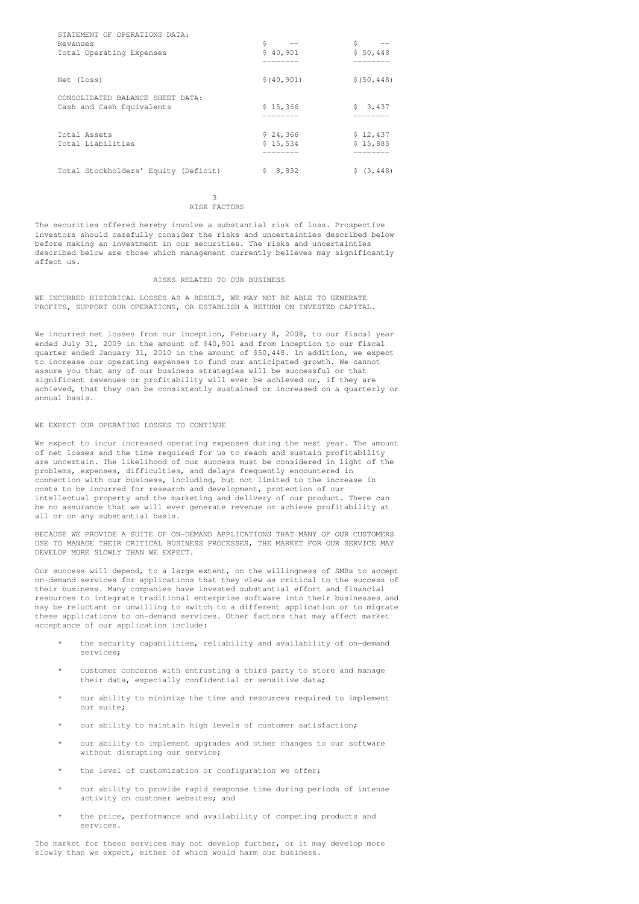| | | |
|---|---|---|
| STATEMENT OF OPERATIONS DATA: | | |
| Revenues | $ -- | $ -- |
| Total Operating Expenses | $ 40,901 | $ 50,448 |
| Net (loss) | $(40,901) | $(50,448) |
| CONSOLIDATED BALANCE SHEET DATA: | | |
| Cash and Cash Equivalents | $ 15,366 | $ 3,437 |
| Total Assets | $ 24,366 | $ 12,437 |
| Total Liabilities | $ 15,534 | $ 15,885 |
| Total Stockholders' Equity (Deficit) | $ 8,832 | $ (3,448) |

# RISK FACTORS

The securities offered hereby involve a substantial risk of loss. Prospective investors should carefully consider the risks and uncertainties described below before making an investment in our securities. The risks and uncertainties described below are those which management currently believes may significantly affect us.

## RISKS RELATED TO OUR BUSINESS

WE INCURRED HISTORICAL LOSSES AS A RESULT, WE MAY NOT BE ABLE TO GENERATE PROFITS, SUPPORT OUR OPERATIONS, OR ESTABLISH A RETURN ON INVESTED CAPITAL.

We incurred net losses from our inception, February 8, 2008, to our fiscal year ended July 31, 2009 in the amount of $40,901 and from inception to our fiscal quarter ended January 31, 2010 in the amount of $50,448. In addition, we expect to increase our operating expenses to fund our anticipated growth. We cannot assure you that any of our business strategies will be successful or that significant revenues or profitability will ever be achieved or, if they are achieved, that they can be consistently sustained or increased on a quarterly or annual basis.

WE EXPECT OUR OPERATING LOSSES TO CONTINUE

We expect to incur increased operating expenses during the next year. The amount of net losses and the time required for us to reach and sustain profitability are uncertain. The likelihood of our success must be considered in light of the problems, expenses, difficulties, and delays frequently encountered in connection with our business, including, but not limited to the increase in costs to be incurred for research and development, protection of our intellectual property and the marketing and delivery of our product. There can be no assurance that we will ever generate revenue or achieve profitability at all or on any substantial basis.

BECAUSE WE PROVIDE A SUITE OF ON-DEMAND APPLICATIONS THAT MANY OF OUR CUSTOMERS USE TO MANAGE THEIR CRITICAL BUSINESS PROCESSES, THE MARKET FOR OUR SERVICE MAY DEVELOP MORE SLOWLY THAN WE EXPECT.

Our success will depend, to a large extent, on the willingness of SMBs to accept on-demand services for applications that they view as critical to the success of their business. Many companies have invested substantial effort and financial resources to integrate traditional enterprise software into their businesses and may be reluctant or unwilling to switch to a different application or to migrate these applications to on-demand services. Other factors that may affect market acceptance of our application include:

* the security capabilities, reliability and availability of on-demand services;
* customer concerns with entrusting a third party to store and manage their data, especially confidential or sensitive data;
* our ability to minimize the time and resources required to implement our suite;
* our ability to maintain high levels of customer satisfaction;
* our ability to implement upgrades and other changes to our software without disrupting our service;
* the level of customization or configuration we offer;
* our ability to provide rapid response time during periods of intense activity on customer websites; and
* the price, performance and availability of competing products and services.

The market for these services may not develop further, or it may develop more slowly than we expect, either of which would harm our business.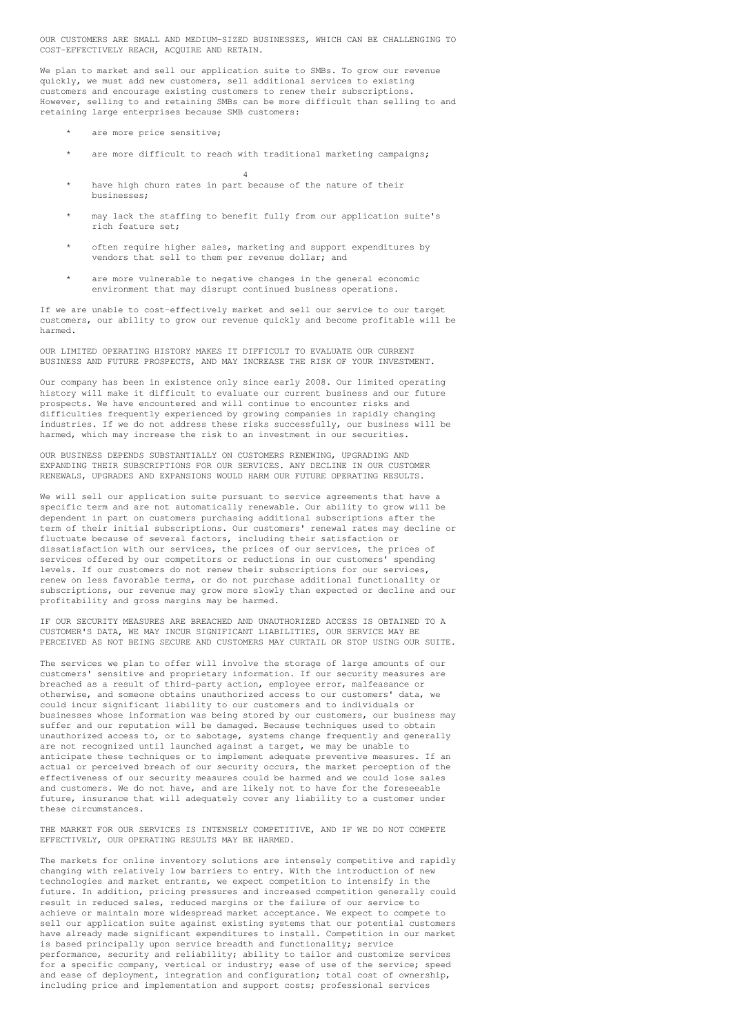**OUR CUSTOMERS ARE SMALL AND MEDIUM-SIZED BUSINESSES, WHICH CAN BE CHALLENGING TO COST-EFFECTIVELY REACH, ACQUIRE AND RETAIN.**

We plan to market and sell our application suite to SMBs. To grow our revenue quickly, we must add new customers, sell additional services to existing customers and encourage existing customers to renew their subscriptions. However, selling to and retaining SMBs can be more difficult than selling to and retaining large enterprises because SMB customers:

* are more price sensitive;
* are more difficult to reach with traditional marketing campaigns;
* have high churn rates in part because of the nature of their businesses;
* may lack the staffing to benefit fully from our application suite's rich feature set;
* often require higher sales, marketing and support expenditures by vendors that sell to them per revenue dollar; and
* are more vulnerable to negative changes in the general economic environment that may disrupt continued business operations.

If we are unable to cost-effectively market and sell our service to our target customers, our ability to grow our revenue quickly and become profitable will be harmed.

**OUR LIMITED OPERATING HISTORY MAKES IT DIFFICULT TO EVALUATE OUR CURRENT BUSINESS AND FUTURE PROSPECTS, AND MAY INCREASE THE RISK OF YOUR INVESTMENT.**

Our company has been in existence only since early 2008. Our limited operating history will make it difficult to evaluate our current business and our future prospects. We have encountered and will continue to encounter risks and difficulties frequently experienced by growing companies in rapidly changing industries. If we do not address these risks successfully, our business will be harmed, which may increase the risk to an investment in our securities.

**OUR BUSINESS DEPENDS SUBSTANTIALLY ON CUSTOMERS RENEWING, UPGRADING AND EXPANDING THEIR SUBSCRIPTIONS FOR OUR SERVICES. ANY DECLINE IN OUR CUSTOMER RENEWALS, UPGRADES AND EXPANSIONS WOULD HARM OUR FUTURE OPERATING RESULTS.**

We will sell our application suite pursuant to service agreements that have a specific term and are not automatically renewable. Our ability to grow will be dependent in part on customers purchasing additional subscriptions after the term of their initial subscriptions. Our customers' renewal rates may decline or fluctuate because of several factors, including their satisfaction or dissatisfaction with our services, the prices of our services, the prices of services offered by our competitors or reductions in our customers' spending levels. If our customers do not renew their subscriptions for our services, renew on less favorable terms, or do not purchase additional functionality or subscriptions, our revenue may grow more slowly than expected or decline and our profitability and gross margins may be harmed.

**IF OUR SECURITY MEASURES ARE BREACHED AND UNAUTHORIZED ACCESS IS OBTAINED TO A CUSTOMER'S DATA, WE MAY INCUR SIGNIFICANT LIABILITIES, OUR SERVICE MAY BE PERCEIVED AS NOT BEING SECURE AND CUSTOMERS MAY CURTAIL OR STOP USING OUR SUITE.**

The services we plan to offer will involve the storage of large amounts of our customers' sensitive and proprietary information. If our security measures are breached as a result of third-party action, employee error, malfeasance or otherwise, and someone obtains unauthorized access to our customers' data, we could incur significant liability to our customers and to individuals or businesses whose information was being stored by our customers, our business may suffer and our reputation will be damaged. Because techniques used to obtain unauthorized access to, or to sabotage, systems change frequently and generally are not recognized until launched against a target, we may be unable to anticipate these techniques or to implement adequate preventive measures. If an actual or perceived breach of our security occurs, the market perception of the effectiveness of our security measures could be harmed and we could lose sales and customers. We do not have, and are likely not to have for the foreseeable future, insurance that will adequately cover any liability to a customer under these circumstances.

**THE MARKET FOR OUR SERVICES IS INTENSELY COMPETITIVE, AND IF WE DO NOT COMPETE EFFECTIVELY, OUR OPERATING RESULTS MAY BE HARMED.**

The markets for online inventory solutions are intensely competitive and rapidly changing with relatively low barriers to entry. With the introduction of new technologies and market entrants, we expect competition to intensify in the future. In addition, pricing pressures and increased competition generally could result in reduced sales, reduced margins or the failure of our service to achieve or maintain more widespread market acceptance. We expect to compete to sell our application suite against existing systems that our potential customers have already made significant expenditures to install. Competition in our market is based principally upon service breadth and functionality; service performance, security and reliability; ability to tailor and customize services for a specific company, vertical or industry; ease of use of the service; speed and ease of deployment, integration and configuration; total cost of ownership, including price and implementation and support costs; professional services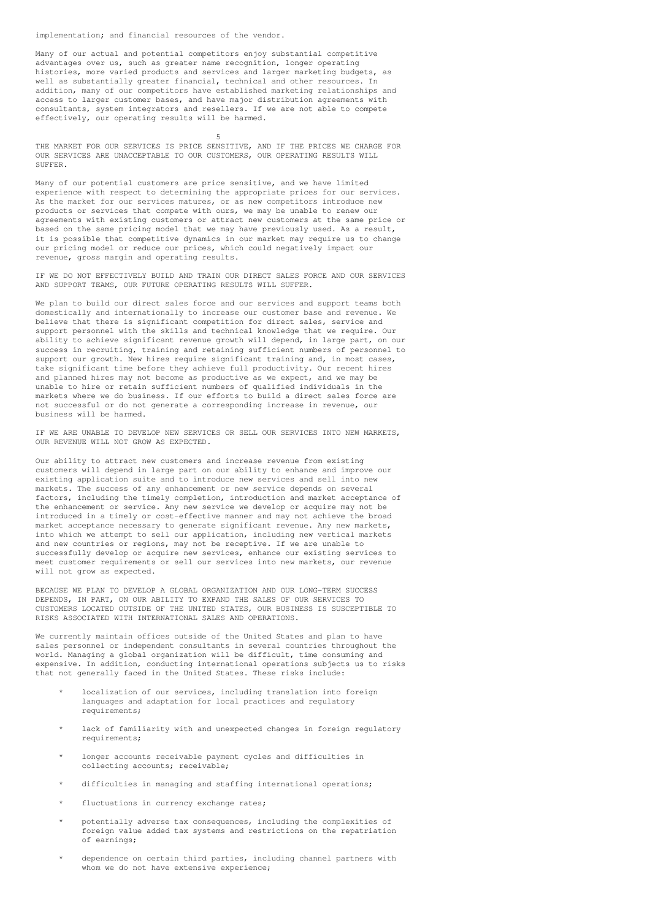implementation; and financial resources of the vendor.

Many of our actual and potential competitors enjoy substantial competitive advantages over us, such as greater name recognition, longer operating histories, more varied products and services and larger marketing budgets, as well as substantially greater financial, technical and other resources. In addition, many of our competitors have established marketing relationships and access to larger customer bases, and have major distribution agreements with consultants, system integrators and resellers. If we are not able to compete effectively, our operating results will be harmed.

THE MARKET FOR OUR SERVICES IS PRICE SENSITIVE, AND IF THE PRICES WE CHARGE FOR OUR SERVICES ARE UNACCEPTABLE TO OUR CUSTOMERS, OUR OPERATING RESULTS WILL SUFFER.

Many of our potential customers are price sensitive, and we have limited experience with respect to determining the appropriate prices for our services. As the market for our services matures, or as new competitors introduce new products or services that compete with ours, we may be unable to renew our agreements with existing customers or attract new customers at the same price or based on the same pricing model that we may have previously used. As a result, it is possible that competitive dynamics in our market may require us to change our pricing model or reduce our prices, which could negatively impact our revenue, gross margin and operating results.

IF WE DO NOT EFFECTIVELY BUILD AND TRAIN OUR DIRECT SALES FORCE AND OUR SERVICES AND SUPPORT TEAMS, OUR FUTURE OPERATING RESULTS WILL SUFFER.

We plan to build our direct sales force and our services and support teams both domestically and internationally to increase our customer base and revenue. We believe that there is significant competition for direct sales, service and support personnel with the skills and technical knowledge that we require. Our ability to achieve significant revenue growth will depend, in large part, on our success in recruiting, training and retaining sufficient numbers of personnel to support our growth. New hires require significant training and, in most cases, take significant time before they achieve full productivity. Our recent hires and planned hires may not become as productive as we expect, and we may be unable to hire or retain sufficient numbers of qualified individuals in the markets where we do business. If our efforts to build a direct sales force are not successful or do not generate a corresponding increase in revenue, our business will be harmed.

IF WE ARE UNABLE TO DEVELOP NEW SERVICES OR SELL OUR SERVICES INTO NEW MARKETS, OUR REVENUE WILL NOT GROW AS EXPECTED.

Our ability to attract new customers and increase revenue from existing customers will depend in large part on our ability to enhance and improve our existing application suite and to introduce new services and sell into new markets. The success of any enhancement or new service depends on several factors, including the timely completion, introduction and market acceptance of the enhancement or service. Any new service we develop or acquire may not be introduced in a timely or cost-effective manner and may not achieve the broad market acceptance necessary to generate significant revenue. Any new markets, into which we attempt to sell our application, including new vertical markets and new countries or regions, may not be receptive. If we are unable to successfully develop or acquire new services, enhance our existing services to meet customer requirements or sell our services into new markets, our revenue will not grow as expected.

BECAUSE WE PLAN TO DEVELOP A GLOBAL ORGANIZATION AND OUR LONG-TERM SUCCESS DEPENDS, IN PART, ON OUR ABILITY TO EXPAND THE SALES OF OUR SERVICES TO CUSTOMERS LOCATED OUTSIDE OF THE UNITED STATES, OUR BUSINESS IS SUSCEPTIBLE TO RISKS ASSOCIATED WITH INTERNATIONAL SALES AND OPERATIONS.

We currently maintain offices outside of the United States and plan to have sales personnel or independent consultants in several countries throughout the world. Managing a global organization will be difficult, time consuming and expensive. In addition, conducting international operations subjects us to risks that not generally faced in the United States. These risks include:

* localization of our services, including translation into foreign languages and adaptation for local practices and regulatory requirements;
* lack of familiarity with and unexpected changes in foreign regulatory requirements;
* longer accounts receivable payment cycles and difficulties in collecting accounts; receivable;
* difficulties in managing and staffing international operations;
* fluctuations in currency exchange rates;
* potentially adverse tax consequences, including the complexities of foreign value added tax systems and restrictions on the repatriation of earnings;
* dependence on certain third parties, including channel partners with whom we do not have extensive experience;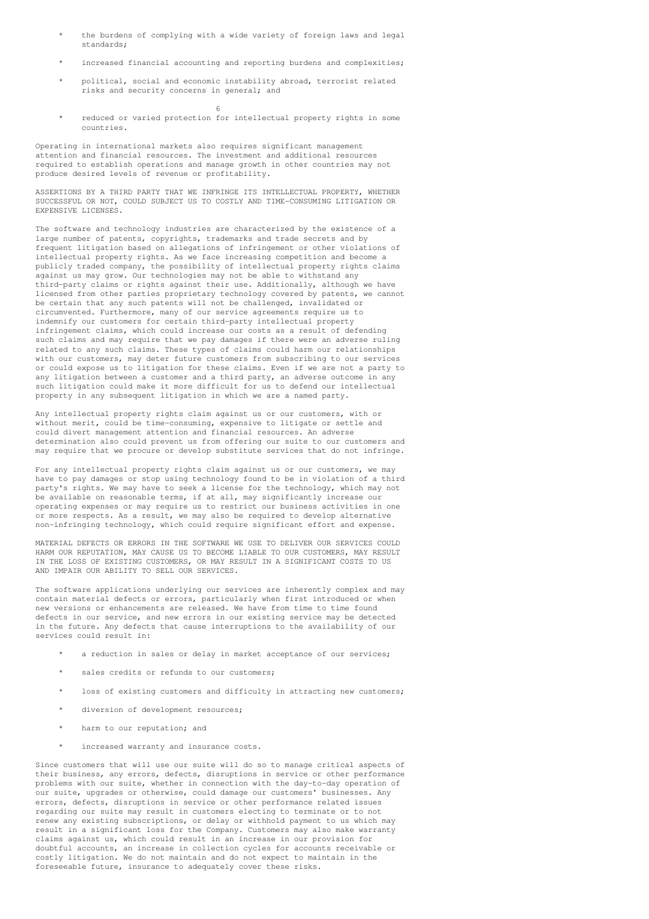- the burdens of complying with a wide variety of foreign laws and legal standards;
- increased financial accounting and reporting burdens and complexities;
- political, social and economic instability abroad, terrorist related risks and security concerns in general; and
- reduced or varied protection for intellectual property rights in some countries.

Operating in international markets also requires significant management attention and financial resources. The investment and additional resources required to establish operations and manage growth in other countries may not produce desired levels of revenue or profitability.

ASSERTIONS BY A THIRD PARTY THAT WE INFRINGE ITS INTELLECTUAL PROPERTY, WHETHER SUCCESSFUL OR NOT, COULD SUBJECT US TO COSTLY AND TIME-CONSUMING LITIGATION OR EXPENSIVE LICENSES.

The software and technology industries are characterized by the existence of a large number of patents, copyrights, trademarks and trade secrets and by frequent litigation based on allegations of infringement or other violations of intellectual property rights. As we face increasing competition and become a publicly traded company, the possibility of intellectual property rights claims against us may grow. Our technologies may not be able to withstand any third-party claims or rights against their use. Additionally, although we have licensed from other parties proprietary technology covered by patents, we cannot be certain that any such patents will not be challenged, invalidated or circumvented. Furthermore, many of our service agreements require us to indemnify our customers for certain third-party intellectual property infringement claims, which could increase our costs as a result of defending such claims and may require that we pay damages if there were an adverse ruling related to any such claims. These types of claims could harm our relationships with our customers, may deter future customers from subscribing to our services or could expose us to litigation for these claims. Even if we are not a party to any litigation between a customer and a third party, an adverse outcome in any such litigation could make it more difficult for us to defend our intellectual property in any subsequent litigation in which we are a named party.

Any intellectual property rights claim against us or our customers, with or without merit, could be time-consuming, expensive to litigate or settle and could divert management attention and financial resources. An adverse determination also could prevent us from offering our suite to our customers and may require that we procure or develop substitute services that do not infringe.

For any intellectual property rights claim against us or our customers, we may have to pay damages or stop using technology found to be in violation of a third party's rights. We may have to seek a license for the technology, which may not be available on reasonable terms, if at all, may significantly increase our operating expenses or may require us to restrict our business activities in one or more respects. As a result, we may also be required to develop alternative non-infringing technology, which could require significant effort and expense.

MATERIAL DEFECTS OR ERRORS IN THE SOFTWARE WE USE TO DELIVER OUR SERVICES COULD HARM OUR REPUTATION, MAY CAUSE US TO BECOME LIABLE TO OUR CUSTOMERS, MAY RESULT IN THE LOSS OF EXISTING CUSTOMERS, OR MAY RESULT IN A SIGNIFICANT COSTS TO US AND IMPAIR OUR ABILITY TO SELL OUR SERVICES.

The software applications underlying our services are inherently complex and may contain material defects or errors, particularly when first introduced or when new versions or enhancements are released. We have from time to time found defects in our service, and new errors in our existing service may be detected in the future. Any defects that cause interruptions to the availability of our services could result in:

- a reduction in sales or delay in market acceptance of our services;
- sales credits or refunds to our customers;
- loss of existing customers and difficulty in attracting new customers;
- diversion of development resources;
- harm to our reputation; and
- increased warranty and insurance costs.

Since customers that will use our suite will do so to manage critical aspects of their business, any errors, defects, disruptions in service or other performance problems with our suite, whether in connection with the day-to-day operation of our suite, upgrades or otherwise, could damage our customers' businesses. Any errors, defects, disruptions in service or other performance related issues regarding our suite may result in customers electing to terminate or to not renew any existing subscriptions, or delay or withhold payment to us which may result in a significant loss for the Company. Customers may also make warranty claims against us, which could result in an increase in our provision for doubtful accounts, an increase in collection cycles for accounts receivable or costly litigation. We do not maintain and do not expect to maintain in the foreseeable future, insurance to adequately cover these risks.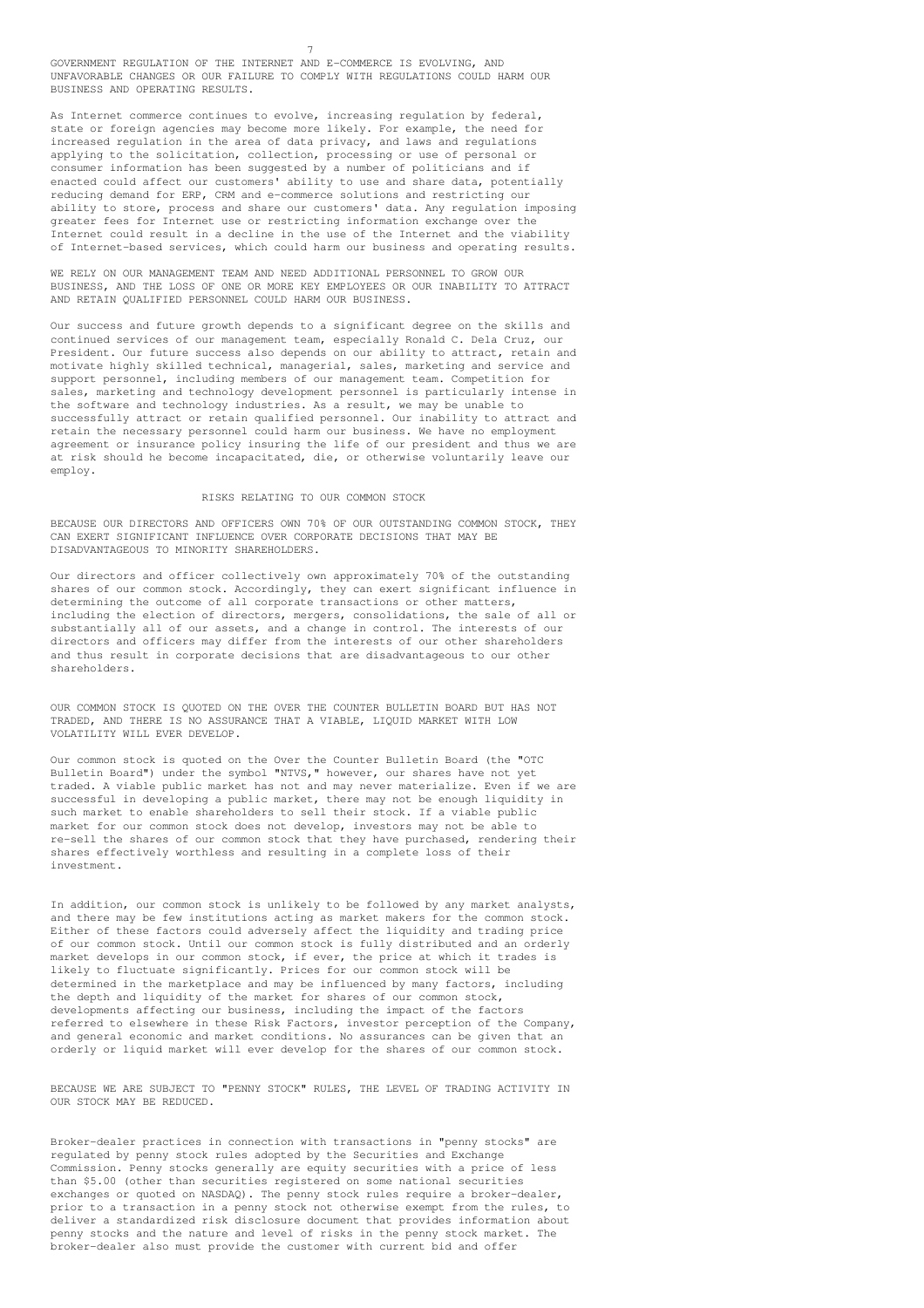**GOVERNMENT REGULATION OF THE INTERNET AND E-COMMERCE IS EVOLVING, AND UNFAVORABLE CHANGES OR OUR FAILURE TO COMPLY WITH REGULATIONS COULD HARM OUR BUSINESS AND OPERATING RESULTS.**

As Internet commerce continues to evolve, increasing regulation by federal, state or foreign agencies may become more likely. For example, the need for increased regulation in the area of data privacy, and laws and regulations applying to the solicitation, collection, processing or use of personal or consumer information has been suggested by a number of politicians and if enacted could affect our customers' ability to use and share data, potentially reducing demand for ERP, CRM and e-commerce solutions and restricting our ability to store, process and share our customers' data. Any regulation imposing greater fees for Internet use or restricting information exchange over the Internet could result in a decline in the use of the Internet and the viability of Internet-based services, which could harm our business and operating results.

**WE RELY ON OUR MANAGEMENT TEAM AND NEED ADDITIONAL PERSONNEL TO GROW OUR BUSINESS, AND THE LOSS OF ONE OR MORE KEY EMPLOYEES OR OUR INABILITY TO ATTRACT AND RETAIN QUALIFIED PERSONNEL COULD HARM OUR BUSINESS.**

Our success and future growth depends to a significant degree on the skills and continued services of our management team, especially Ronald C. Dela Cruz, our President. Our future success also depends on our ability to attract, retain and motivate highly skilled technical, managerial, sales, marketing and service and support personnel, including members of our management team. Competition for sales, marketing and technology development personnel is particularly intense in the software and technology industries. As a result, we may be unable to successfully attract or retain qualified personnel. Our inability to attract and retain the necessary personnel could harm our business. We have no employment agreement or insurance policy insuring the life of our president and thus we are at risk should he become incapacitated, die, or otherwise voluntarily leave our employ.

## RISKS RELATING TO OUR COMMON STOCK

**BECAUSE OUR DIRECTORS AND OFFICERS OWN 70% OF OUR OUTSTANDING COMMON STOCK, THEY CAN EXERT SIGNIFICANT INFLUENCE OVER CORPORATE DECISIONS THAT MAY BE DISADVANTAGEOUS TO MINORITY SHAREHOLDERS.**

Our directors and officer collectively own approximately 70% of the outstanding shares of our common stock. Accordingly, they can exert significant influence in determining the outcome of all corporate transactions or other matters, including the election of directors, mergers, consolidations, the sale of all or substantially all of our assets, and a change in control. The interests of our directors and officers may differ from the interests of our other shareholders and thus result in corporate decisions that are disadvantageous to our other shareholders.

**OUR COMMON STOCK IS QUOTED ON THE OVER THE COUNTER BULLETIN BOARD BUT HAS NOT TRADED, AND THERE IS NO ASSURANCE THAT A VIABLE, LIQUID MARKET WITH LOW VOLATILITY WILL EVER DEVELOP.**

Our common stock is quoted on the Over the Counter Bulletin Board (the "OTC Bulletin Board") under the symbol "NTVS," however, our shares have not yet traded. A viable public market has not and may never materialize. Even if we are successful in developing a public market, there may not be enough liquidity in such market to enable shareholders to sell their stock. If a viable public market for our common stock does not develop, investors may not be able to re-sell the shares of our common stock that they have purchased, rendering their shares effectively worthless and resulting in a complete loss of their investment.

In addition, our common stock is unlikely to be followed by any market analysts, and there may be few institutions acting as market makers for the common stock. Either of these factors could adversely affect the liquidity and trading price of our common stock. Until our common stock is fully distributed and an orderly market develops in our common stock, if ever, the price at which it trades is likely to fluctuate significantly. Prices for our common stock will be determined in the marketplace and may be influenced by many factors, including the depth and liquidity of the market for shares of our common stock, developments affecting our business, including the impact of the factors referred to elsewhere in these Risk Factors, investor perception of the Company, and general economic and market conditions. No assurances can be given that an orderly or liquid market will ever develop for the shares of our common stock.

**BECAUSE WE ARE SUBJECT TO "PENNY STOCK" RULES, THE LEVEL OF TRADING ACTIVITY IN OUR STOCK MAY BE REDUCED.**

Broker-dealer practices in connection with transactions in "penny stocks" are regulated by penny stock rules adopted by the Securities and Exchange Commission. Penny stocks generally are equity securities with a price of less than $5.00 (other than securities registered on some national securities exchanges or quoted on NASDAQ). The penny stock rules require a broker-dealer, prior to a transaction in a penny stock not otherwise exempt from the rules, to deliver a standardized risk disclosure document that provides information about penny stocks and the nature and level of risks in the penny stock market. The broker-dealer also must provide the customer with current bid and offer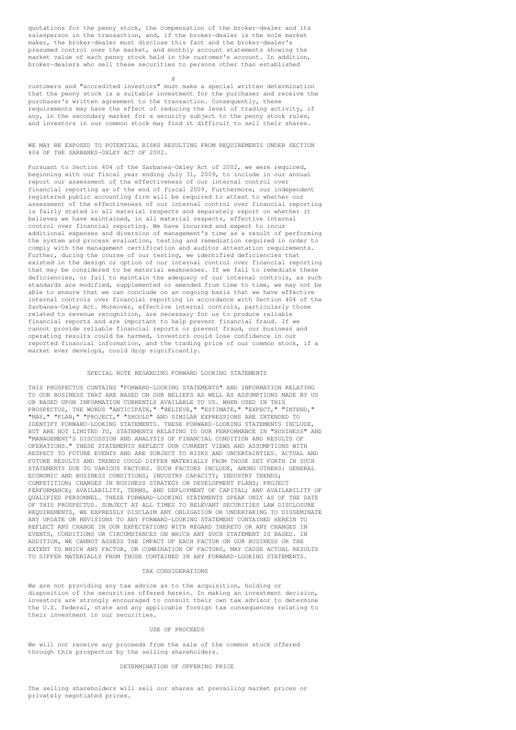quotations for the penny stock, the compensation of the broker-dealer and its salesperson in the transaction, and, if the broker-dealer is the sole market maker, the broker-dealer must disclose this fact and the broker-dealer's presumed control over the market, and monthly account statements showing the market value of each penny stock held in the customer's account. In addition, broker-dealers who sell these securities to persons other than established customers and "accredited investors" must make a special written determination that the penny stock is a suitable investment for the purchaser and receive the purchaser's written agreement to the transaction. Consequently, these requirements may have the effect of reducing the level of trading activity, if any, in the secondary market for a security subject to the penny stock rules, and investors in our common stock may find it difficult to sell their shares.

WE MAY BE EXPOSED TO POTENTIAL RISKS RESULTING FROM REQUIREMENTS UNDER SECTION 404 OF THE SARBANES-OXLEY ACT OF 2002.

Pursuant to Section 404 of the Sarbanes-Oxley Act of 2002, we were required, beginning with our fiscal year ending July 31, 2009, to include in our annual report our assessment of the effectiveness of our internal control over financial reporting as of the end of fiscal 2009. Furthermore, our independent registered public accounting firm will be required to attest to whether our assessment of the effectiveness of our internal control over financial reporting is fairly stated in all material respects and separately report on whether it believes we have maintained, in all material respects, effective internal control over financial reporting. We have incurred and expect to incur additional expenses and diversion of management's time as a result of performing the system and process evaluation, testing and remediation required in order to comply with the management certification and auditor attestation requirements. Further, during the course of our testing, we identified deficiencies that existed in the design or option of our internal control over financial reporting that may be considered to be material weaknesses. If we fail to remediate these deficiencies, or fail to maintain the adequacy of our internal controls, as such standards are modified, supplemented or amended from time to time, we may not be able to ensure that we can conclude on an ongoing basis that we have effective internal controls over financial reporting in accordance with Section 404 of the Sarbanes-Oxley Act. Moreover, effective internal controls, particularly those related to revenue recognition, are necessary for us to produce reliable financial reports and are important to help prevent financial fraud. If we cannot provide reliable financial reports or prevent fraud, our business and operating results could be harmed, investors could lose confidence in our reported financial information, and the trading price of our common stock, if a market ever develops, could drop significantly.

## SPECIAL NOTE REGARDING FORWARD LOOKING STATEMENTS

THIS PROSPECTUS CONTAINS "FORWARD-LOOKING STATEMENTS" AND INFORMATION RELATING TO OUR BUSINESS THAT ARE BASED ON OUR BELIEFS AS WELL AS ASSUMPTIONS MADE BY US OR BASED UPON INFORMATION CURRENTLY AVAILABLE TO US. WHEN USED IN THIS PROSPECTUS, THE WORDS "ANTICIPATE," "BELIEVE," "ESTIMATE," "EXPECT," "INTEND," "MAY," "PLAN," "PROJECT," "SHOULD" AND SIMILAR EXPRESSIONS ARE INTENDED TO IDENTIFY FORWARD-LOOKING STATEMENTS. THESE FORWARD-LOOKING STATEMENTS INCLUDE, BUT ARE NOT LIMITED TO, STATEMENTS RELATING TO OUR PERFORMANCE IN "BUSINESS" AND "MANAGEMENT'S DISCUSSION AND ANALYSIS OF FINANCIAL CONDITION AND RESULTS OF OPERATIONS." THESE STATEMENTS REFLECT OUR CURRENT VIEWS AND ASSUMPTIONS WITH RESPECT TO FUTURE EVENTS AND ARE SUBJECT TO RISKS AND UNCERTAINTIES. ACTUAL AND FUTURE RESULTS AND TRENDS COULD DIFFER MATERIALLY FROM THOSE SET FORTH IN SUCH STATEMENTS DUE TO VARIOUS FACTORS. SUCH FACTORS INCLUDE, AMONG OTHERS: GENERAL ECONOMIC AND BUSINESS CONDITIONS; INDUSTRY CAPACITY; INDUSTRY TRENDS; COMPETITION; CHANGES IN BUSINESS STRATEGY OR DEVELOPMENT PLANS; PROJECT PERFORMANCE; AVAILABILITY, TERMS, AND DEPLOYMENT OF CAPITAL; AND AVAILABILITY OF QUALIFIED PERSONNEL. THESE FORWARD-LOOKING STATEMENTS SPEAK ONLY AS OF THE DATE OF THIS PROSPECTUS. SUBJECT AT ALL TIMES TO RELEVANT SECURITIES LAW DISCLOSURE REQUIREMENTS, WE EXPRESSLY DISCLAIM ANY OBLIGATION OR UNDERTAKING TO DISSEMINATE ANY UPDATE OR REVISIONS TO ANY FORWARD-LOOKING STATEMENT CONTAINED HEREIN TO REFLECT ANY CHANGE IN OUR EXPECTATIONS WITH REGARD THERETO OR ANY CHANGES IN EVENTS, CONDITIONS OR CIRCUMSTANCES ON WHICH ANY SUCH STATEMENT IS BASED. IN ADDITION, WE CANNOT ASSESS THE IMPACT OF EACH FACTOR ON OUR BUSINESS OR THE EXTENT TO WHICH ANY FACTOR, OR COMBINATION OF FACTORS, MAY CAUSE ACTUAL RESULTS TO DIFFER MATERIALLY FROM THOSE CONTAINED IN ANY FORWARD-LOOKING STATEMENTS.

## TAX CONSIDERATIONS

We are not providing any tax advice as to the acquisition, holding or disposition of the securities offered herein. In making an investment decision, investors are strongly encouraged to consult their own tax advisor to determine the U.S. federal, state and any applicable foreign tax consequences relating to their investment in our securities.

## USE OF PROCEEDS

We will not receive any proceeds from the sale of the common stock offered through this prospectus by the selling shareholders.

## DETERMINATION OF OFFERING PRICE

The selling shareholders will sell our shares at prevailing market prices or privately negotiated prices.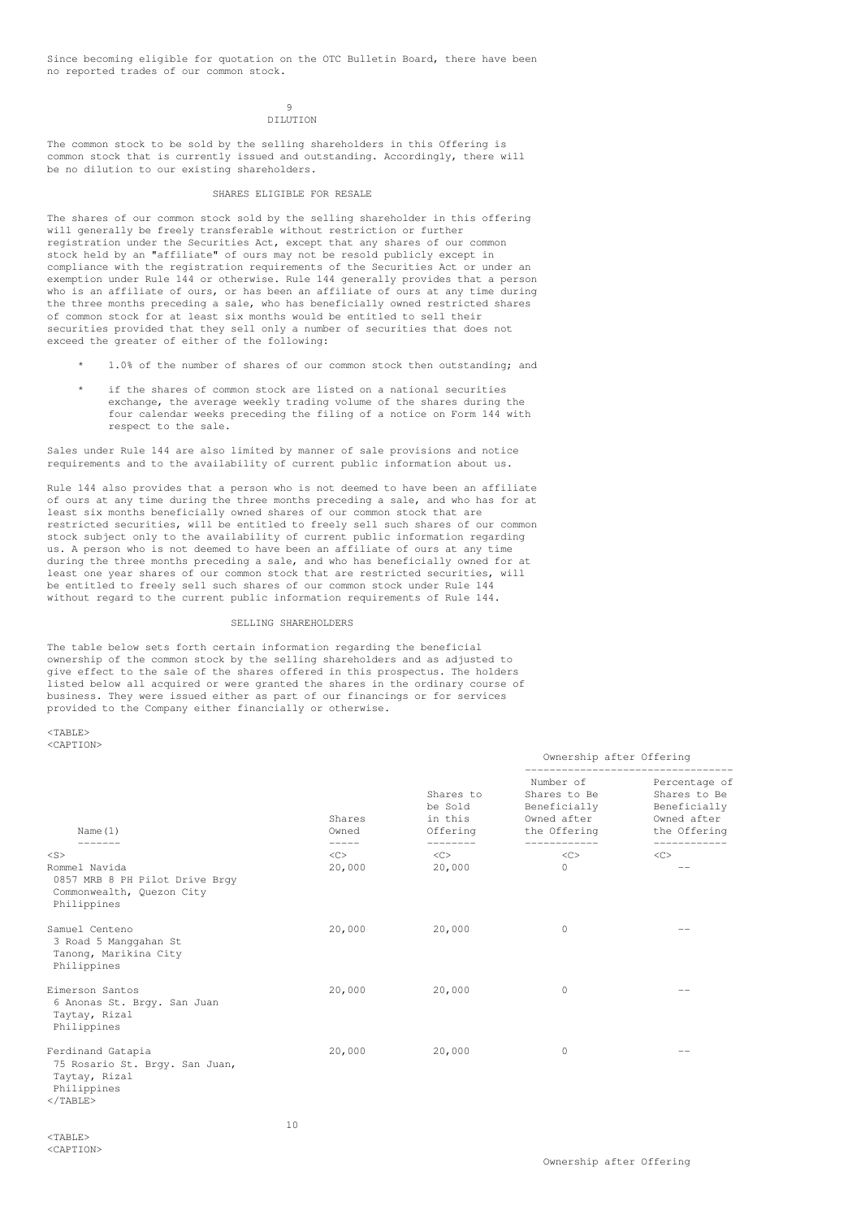Since becoming eligible for quotation on the OTC Bulletin Board, there have been no reported trades of our common stock.

## DILUTION

The common stock to be sold by the selling shareholders in this Offering is common stock that is currently issued and outstanding. Accordingly, there will be no dilution to our existing shareholders.

## SHARES ELIGIBLE FOR RESALE

The shares of our common stock sold by the selling shareholder in this offering will generally be freely transferable without restriction or further registration under the Securities Act, except that any shares of our common stock held by an "affiliate" of ours may not be resold publicly except in compliance with the registration requirements of the Securities Act or under an exemption under Rule 144 or otherwise. Rule 144 generally provides that a person who is an affiliate of ours, or has been an affiliate of ours at any time during the three months preceding a sale, who has beneficially owned restricted shares of common stock for at least six months would be entitled to sell their securities provided that they sell only a number of securities that does not exceed the greater of either of the following:

* 1.0% of the number of shares of our common stock then outstanding; and
* if the shares of common stock are listed on a national securities exchange, the average weekly trading volume of the shares during the four calendar weeks preceding the filing of a notice on Form 144 with respect to the sale.

Sales under Rule 144 are also limited by manner of sale provisions and notice requirements and to the availability of current public information about us.

Rule 144 also provides that a person who is not deemed to have been an affiliate of ours at any time during the three months preceding a sale, and who has for at least six months beneficially owned shares of our common stock that are restricted securities, will be entitled to freely sell such shares of our common stock subject only to the availability of current public information regarding us. A person who is not deemed to have been an affiliate of ours at any time during the three months preceding a sale, and who has beneficially owned for at least one year shares of our common stock that are restricted securities, will be entitled to freely sell such shares of our common stock under Rule 144 without regard to the current public information requirements of Rule 144.

## SELLING SHAREHOLDERS

The table below sets forth certain information regarding the beneficial ownership of the common stock by the selling shareholders and as adjusted to give effect to the sale of the shares offered in this prospectus. The holders listed below all acquired or were granted the shares in the ordinary course of business. They were issued either as part of our financings or for services provided to the Company either financially or otherwise.

| | | | Ownership after Offering | |
|---|---|---|---|---|
| Name(1) | Shares Owned | Shares to be Sold in this Offering | Number of Shares to Be Beneficially Owned after the Offering | Percentage of Shares to Be Beneficially Owned after the Offering |
| Rommel Navida<br>0857 MRB 8 PH Pilot Drive Brgy<br>Commonwealth, Quezon City<br>Philippines | 20,000 | 20,000 | 0 | -- |
| Samuel Centeno<br>3 Road 5 Manggahan St<br>Tanong, Marikina City<br>Philippines | 20,000 | 20,000 | 0 | -- |
| Eimerson Santos<br>6 Anonas St. Brgy. San Juan<br>Taytay, Rizal<br>Philippines | 20,000 | 20,000 | 0 | -- |
| Ferdinand Gatapia<br>75 Rosario St. Brgy. San Juan,<br>Taytay, Rizal<br>Philippines | 20,000 | 20,000 | 0 | -- |

| | | | Ownership after Offering | |
|---|---|---|---|---|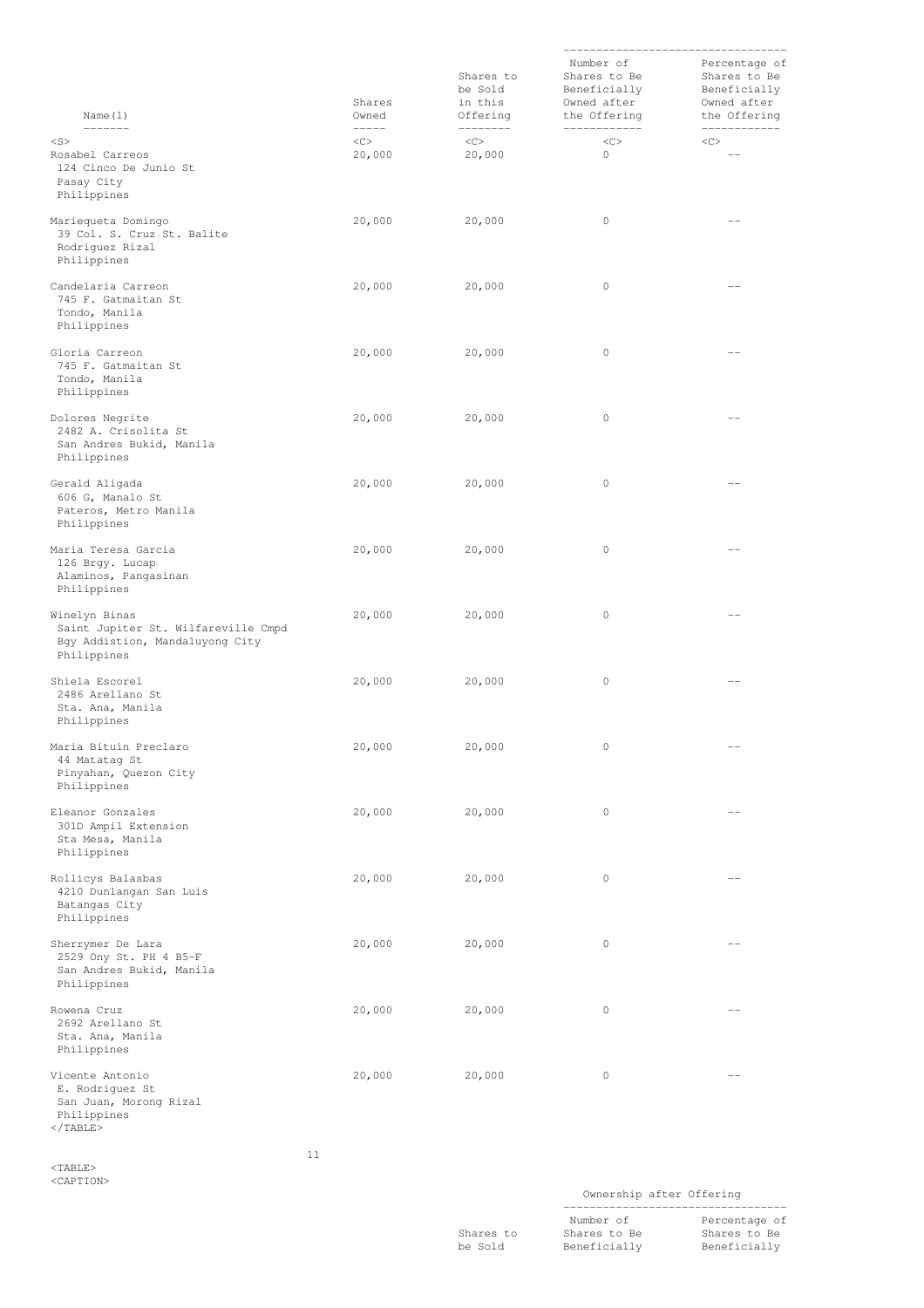| Name(1) | Shares Owned | Shares to be Sold in this Offering | Number of Shares to Be Beneficially Owned after the Offering | Percentage of Shares to Be Beneficially Owned after the Offering |
|---|---|---|---|---|
| Rosabel Carreos<br>124 Cinco De Junio St<br>Pasay City<br>Philippines | 20,000 | 20,000 | 0 | -- |
| Mariequeta Domingo<br>39 Col. S. Cruz St. Balite<br>Rodriguez Rizal<br>Philippines | 20,000 | 20,000 | 0 | -- |
| Candelaria Carreon<br>745 F. Gatmaitan St<br>Tondo, Manila<br>Philippines | 20,000 | 20,000 | 0 | -- |
| Gloria Carreon<br>745 F. Gatmaitan St<br>Tondo, Manila<br>Philippines | 20,000 | 20,000 | 0 | -- |
| Dolores Negrite<br>2482 A. Crisolita St<br>San Andres Bukid, Manila<br>Philippines | 20,000 | 20,000 | 0 | -- |
| Gerald Aligada<br>606 G, Manalo St<br>Pateros, Metro Manila<br>Philippines | 20,000 | 20,000 | 0 | -- |
| Maria Teresa Garcia<br>126 Brgy. Lucap<br>Alaminos, Pangasinan<br>Philippines | 20,000 | 20,000 | 0 | -- |
| Winelyn Binas<br>Saint Jupiter St. Wilfareville Cmpd<br>Bgy Addistion, Mandaluyong City<br>Philippines | 20,000 | 20,000 | 0 | -- |
| Shiela Escorel<br>2486 Arellano St<br>Sta. Ana, Manila<br>Philippines | 20,000 | 20,000 | 0 | -- |
| Maria Bituin Preclaro<br>44 Matatag St<br>Pinyahan, Quezon City<br>Philippines | 20,000 | 20,000 | 0 | -- |
| Eleanor Gonzales<br>301D Ampil Extension<br>Sta Mesa, Manila<br>Philippines | 20,000 | 20,000 | 0 | -- |
| Rollicys Balasbas<br>4210 Dunlangan San Luis<br>Batangas City<br>Philippines | 20,000 | 20,000 | 0 | -- |
| Sherrymer De Lara<br>2529 Ony St. PH 4 B5-F<br>San Andres Bukid, Manila<br>Philippines | 20,000 | 20,000 | 0 | -- |
| Rowena Cruz<br>2692 Arellano St<br>Sta. Ana, Manila<br>Philippines | 20,000 | 20,000 | 0 | -- |
| Vicente Antonio<br>E. Rodriguez St<br>San Juan, Morong Rizal<br>Philippines | 20,000 | 20,000 | 0 | -- |

| | Shares to be Sold | Ownership after Offering | |
|---|---|---|---|
| | | Number of Shares to Be Beneficially | Percentage of Shares to Be Beneficially |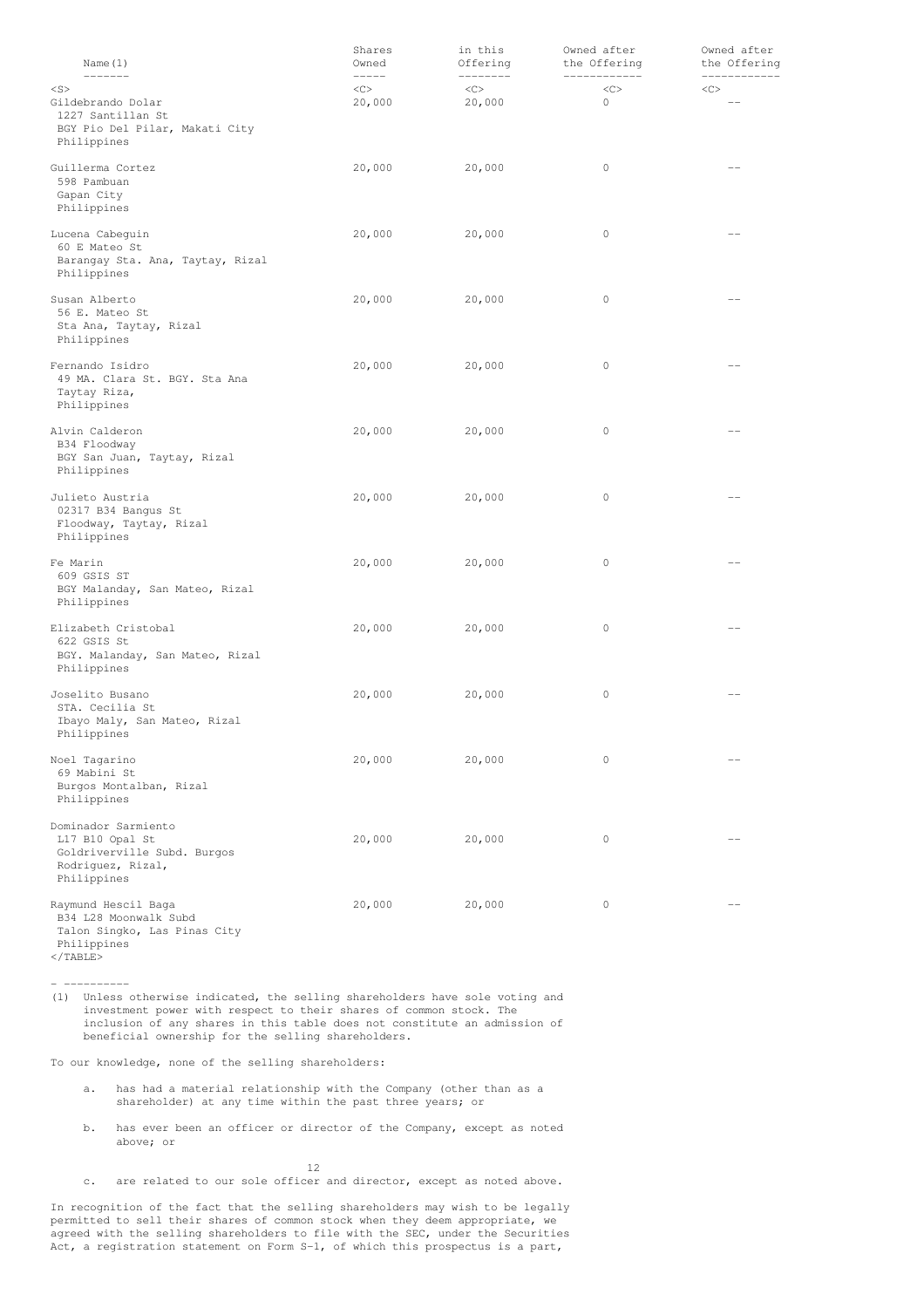| Name(1) | Shares Owned | in this Offering | Owned after the Offering | Owned after the Offering |
|---|---|---|---|---|
| Gildebrando Dolar<br>1227 Santillan St<br>BGY Pio Del Pilar, Makati City<br>Philippines | 20,000 | 20,000 | 0 | -- |
| Guillerma Cortez<br>598 Pambuan<br>Gapan City<br>Philippines | 20,000 | 20,000 | 0 | -- |
| Lucena Cabeguin<br>60 E Mateo St<br>Barangay Sta. Ana, Taytay, Rizal<br>Philippines | 20,000 | 20,000 | 0 | -- |
| Susan Alberto<br>56 E. Mateo St<br>Sta Ana, Taytay, Rizal<br>Philippines | 20,000 | 20,000 | 0 | -- |
| Fernando Isidro<br>49 MA. Clara St. BGY. Sta Ana<br>Taytay Riza,<br>Philippines | 20,000 | 20,000 | 0 | -- |
| Alvin Calderon<br>B34 Floodway<br>BGY San Juan, Taytay, Rizal<br>Philippines | 20,000 | 20,000 | 0 | -- |
| Julieto Austria<br>02317 B34 Bangus St<br>Floodway, Taytay, Rizal<br>Philippines | 20,000 | 20,000 | 0 | -- |
| Fe Marin<br>609 GSIS ST<br>BGY Malanday, San Mateo, Rizal<br>Philippines | 20,000 | 20,000 | 0 | -- |
| Elizabeth Cristobal<br>622 GSIS St<br>BGY. Malanday, San Mateo, Rizal<br>Philippines | 20,000 | 20,000 | 0 | -- |
| Joselito Busano<br>STA. Cecilia St<br>Ibayo Maly, San Mateo, Rizal<br>Philippines | 20,000 | 20,000 | 0 | -- |
| Noel Tagarino<br>69 Mabini St<br>Burgos Montalban, Rizal<br>Philippines | 20,000 | 20,000 | 0 | -- |
| Dominador Sarmiento<br>L17 B10 Opal St<br>Goldriverville Subd. Burgos<br>Rodriguez, Rizal,<br>Philippines | 20,000 | 20,000 | 0 | -- |
| Raymund Hescil Baga<br>B34 L28 Moonwalk Subd<br>Talon Singko, Las Pinas City<br>Philippines | 20,000 | 20,000 | 0 | -- |

----------

(1) Unless otherwise indicated, the selling shareholders have sole voting and investment power with respect to their shares of common stock. The inclusion of any shares in this table does not constitute an admission of beneficial ownership for the selling shareholders.

To our knowledge, none of the selling shareholders:

a. has had a material relationship with the Company (other than as a shareholder) at any time within the past three years; or

b. has ever been an officer or director of the Company, except as noted above; or

c. are related to our sole officer and director, except as noted above.

In recognition of the fact that the selling shareholders may wish to be legally permitted to sell their shares of common stock when they deem appropriate, we agreed with the selling shareholders to file with the SEC, under the Securities Act, a registration statement on Form S-1, of which this prospectus is a part,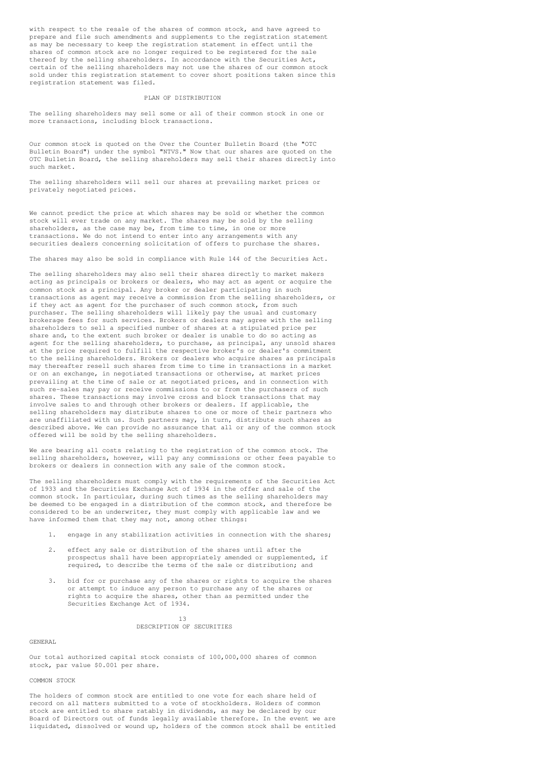with respect to the resale of the shares of common stock, and have agreed to prepare and file such amendments and supplements to the registration statement as may be necessary to keep the registration statement in effect until the shares of common stock are no longer required to be registered for the sale thereof by the selling shareholders. In accordance with the Securities Act, certain of the selling shareholders may not use the shares of our common stock sold under this registration statement to cover short positions taken since this registration statement was filed.

## PLAN OF DISTRIBUTION

The selling shareholders may sell some or all of their common stock in one or more transactions, including block transactions.

Our common stock is quoted on the Over the Counter Bulletin Board (the "OTC Bulletin Board") under the symbol "NTVS." Now that our shares are quoted on the OTC Bulletin Board, the selling shareholders may sell their shares directly into such market.

The selling shareholders will sell our shares at prevailing market prices or privately negotiated prices.

We cannot predict the price at which shares may be sold or whether the common stock will ever trade on any market. The shares may be sold by the selling shareholders, as the case may be, from time to time, in one or more transactions. We do not intend to enter into any arrangements with any securities dealers concerning solicitation of offers to purchase the shares.

The shares may also be sold in compliance with Rule 144 of the Securities Act.

The selling shareholders may also sell their shares directly to market makers acting as principals or brokers or dealers, who may act as agent or acquire the common stock as a principal. Any broker or dealer participating in such transactions as agent may receive a commission from the selling shareholders, or if they act as agent for the purchaser of such common stock, from such purchaser. The selling shareholders will likely pay the usual and customary brokerage fees for such services. Brokers or dealers may agree with the selling shareholders to sell a specified number of shares at a stipulated price per share and, to the extent such broker or dealer is unable to do so acting as agent for the selling shareholders, to purchase, as principal, any unsold shares at the price required to fulfill the respective broker's or dealer's commitment to the selling shareholders. Brokers or dealers who acquire shares as principals may thereafter resell such shares from time to time in transactions in a market or on an exchange, in negotiated transactions or otherwise, at market prices prevailing at the time of sale or at negotiated prices, and in connection with such re-sales may pay or receive commissions to or from the purchasers of such shares. These transactions may involve cross and block transactions that may involve sales to and through other brokers or dealers. If applicable, the selling shareholders may distribute shares to one or more of their partners who are unaffiliated with us. Such partners may, in turn, distribute such shares as described above. We can provide no assurance that all or any of the common stock offered will be sold by the selling shareholders.

We are bearing all costs relating to the registration of the common stock. The selling shareholders, however, will pay any commissions or other fees payable to brokers or dealers in connection with any sale of the common stock.

The selling shareholders must comply with the requirements of the Securities Act of 1933 and the Securities Exchange Act of 1934 in the offer and sale of the common stock. In particular, during such times as the selling shareholders may be deemed to be engaged in a distribution of the common stock, and therefore be considered to be an underwriter, they must comply with applicable law and we have informed them that they may not, among other things:

1. engage in any stabilization activities in connection with the shares;
2. effect any sale or distribution of the shares until after the prospectus shall have been appropriately amended or supplemented, if required, to describe the terms of the sale or distribution; and
3. bid for or purchase any of the shares or rights to acquire the shares or attempt to induce any person to purchase any of the shares or rights to acquire the shares, other than as permitted under the Securities Exchange Act of 1934.

## DESCRIPTION OF SECURITIES

### GENERAL

Our total authorized capital stock consists of 100,000,000 shares of common stock, par value $0.001 per share.

### COMMON STOCK

The holders of common stock are entitled to one vote for each share held of record on all matters submitted to a vote of stockholders. Holders of common stock are entitled to share ratably in dividends, as may be declared by our Board of Directors out of funds legally available therefore. In the event we are liquidated, dissolved or wound up, holders of the common stock shall be entitled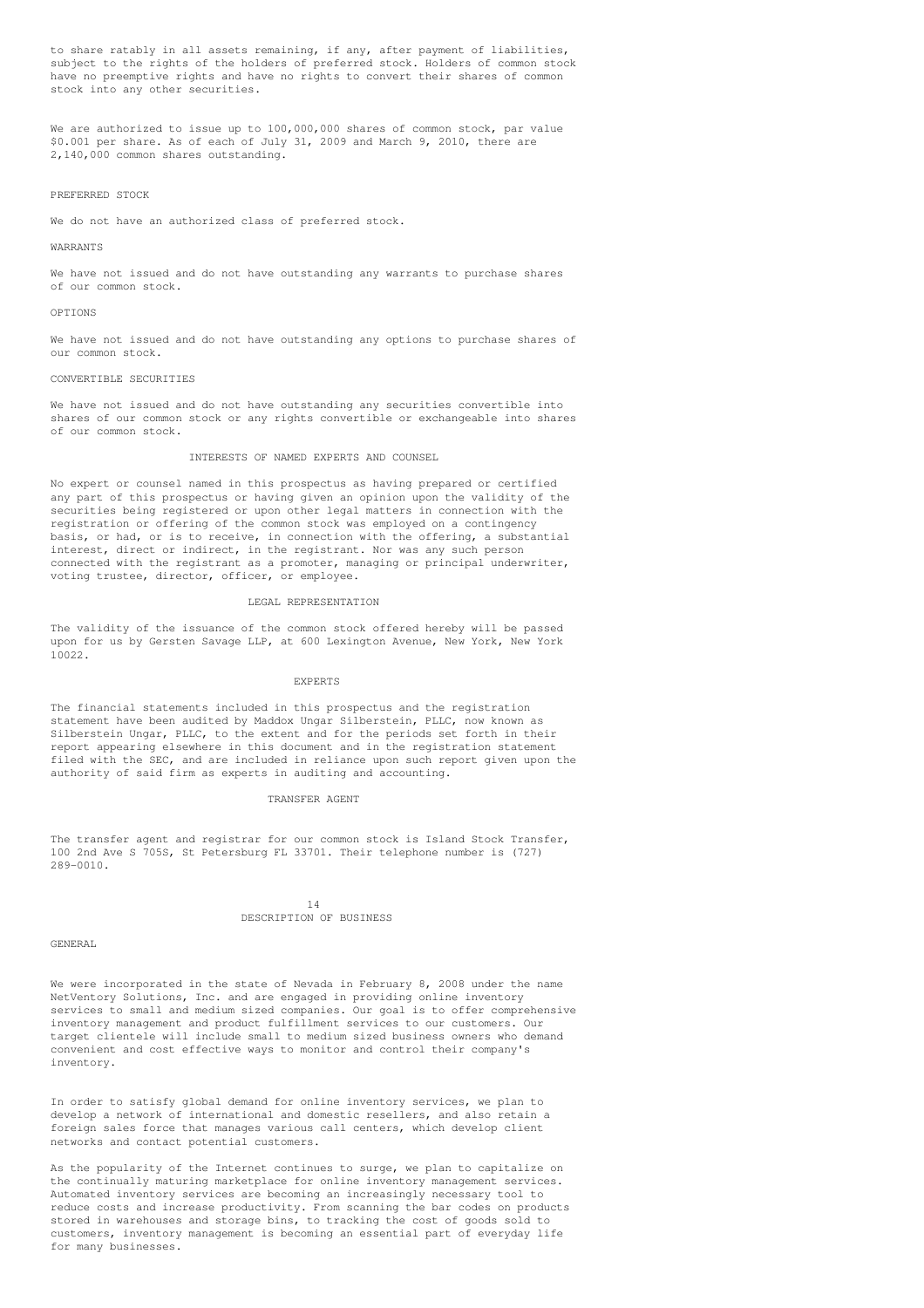to share ratably in all assets remaining, if any, after payment of liabilities, subject to the rights of the holders of preferred stock. Holders of common stock have no preemptive rights and have no rights to convert their shares of common stock into any other securities.

We are authorized to issue up to 100,000,000 shares of common stock, par value $0.001 per share. As of each of July 31, 2009 and March 9, 2010, there are 2,140,000 common shares outstanding.

### PREFERRED STOCK

We do not have an authorized class of preferred stock.

### WARRANTS

We have not issued and do not have outstanding any warrants to purchase shares of our common stock.

### OPTIONS

We have not issued and do not have outstanding any options to purchase shares of our common stock.

### CONVERTIBLE SECURITIES

We have not issued and do not have outstanding any securities convertible into shares of our common stock or any rights convertible or exchangeable into shares of our common stock.

## INTERESTS OF NAMED EXPERTS AND COUNSEL

No expert or counsel named in this prospectus as having prepared or certified any part of this prospectus or having given an opinion upon the validity of the securities being registered or upon other legal matters in connection with the registration or offering of the common stock was employed on a contingency basis, or had, or is to receive, in connection with the offering, a substantial interest, direct or indirect, in the registrant. Nor was any such person connected with the registrant as a promoter, managing or principal underwriter, voting trustee, director, officer, or employee.

## LEGAL REPRESENTATION

The validity of the issuance of the common stock offered hereby will be passed upon for us by Gersten Savage LLP, at 600 Lexington Avenue, New York, New York 10022.

## EXPERTS

The financial statements included in this prospectus and the registration statement have been audited by Maddox Ungar Silberstein, PLLC, now known as Silberstein Ungar, PLLC, to the extent and for the periods set forth in their report appearing elsewhere in this document and in the registration statement filed with the SEC, and are included in reliance upon such report given upon the authority of said firm as experts in auditing and accounting.

## TRANSFER AGENT

The transfer agent and registrar for our common stock is Island Stock Transfer, 100 2nd Ave S 705S, St Petersburg FL 33701. Their telephone number is (727) 289-0010.

## DESCRIPTION OF BUSINESS

### GENERAL

We were incorporated in the state of Nevada in February 8, 2008 under the name NetVentory Solutions, Inc. and are engaged in providing online inventory services to small and medium sized companies. Our goal is to offer comprehensive inventory management and product fulfillment services to our customers. Our target clientele will include small to medium sized business owners who demand convenient and cost effective ways to monitor and control their company's inventory.

In order to satisfy global demand for online inventory services, we plan to develop a network of international and domestic resellers, and also retain a foreign sales force that manages various call centers, which develop client networks and contact potential customers.

As the popularity of the Internet continues to surge, we plan to capitalize on the continually maturing marketplace for online inventory management services. Automated inventory services are becoming an increasingly necessary tool to reduce costs and increase productivity. From scanning the bar codes on products stored in warehouses and storage bins, to tracking the cost of goods sold to customers, inventory management is becoming an essential part of everyday life for many businesses.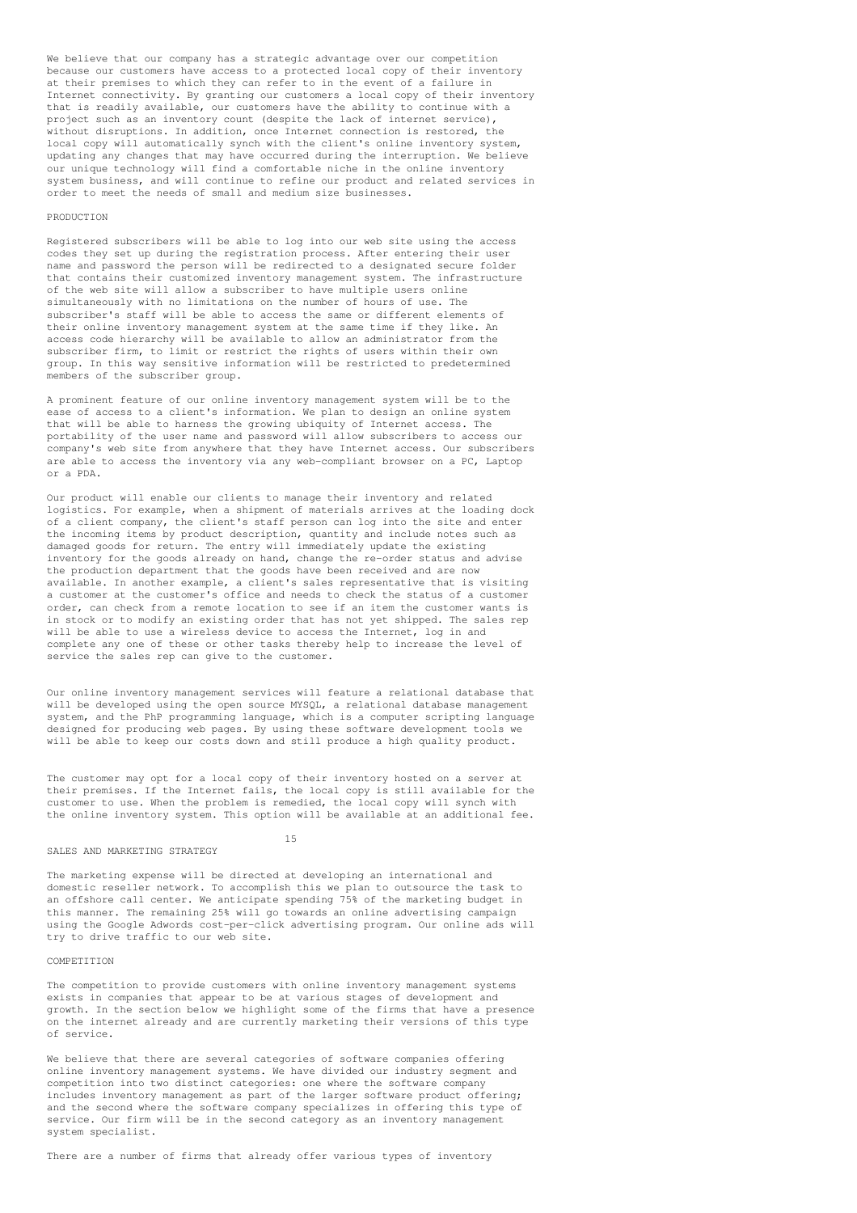We believe that our company has a strategic advantage over our competition because our customers have access to a protected local copy of their inventory at their premises to which they can refer to in the event of a failure in Internet connectivity. By granting our customers a local copy of their inventory that is readily available, our customers have the ability to continue with a project such as an inventory count (despite the lack of internet service), without disruptions. In addition, once Internet connection is restored, the local copy will automatically synch with the client's online inventory system, updating any changes that may have occurred during the interruption. We believe our unique technology will find a comfortable niche in the online inventory system business, and will continue to refine our product and related services in order to meet the needs of small and medium size businesses.

## PRODUCTION

Registered subscribers will be able to log into our web site using the access codes they set up during the registration process. After entering their user name and password the person will be redirected to a designated secure folder that contains their customized inventory management system. The infrastructure of the web site will allow a subscriber to have multiple users online simultaneously with no limitations on the number of hours of use. The subscriber's staff will be able to access the same or different elements of their online inventory management system at the same time if they like. An access code hierarchy will be available to allow an administrator from the subscriber firm, to limit or restrict the rights of users within their own group. In this way sensitive information will be restricted to predetermined members of the subscriber group.

A prominent feature of our online inventory management system will be to the ease of access to a client's information. We plan to design an online system that will be able to harness the growing ubiquity of Internet access. The portability of the user name and password will allow subscribers to access our company's web site from anywhere that they have Internet access. Our subscribers are able to access the inventory via any web-compliant browser on a PC, Laptop or a PDA.

Our product will enable our clients to manage their inventory and related logistics. For example, when a shipment of materials arrives at the loading dock of a client company, the client's staff person can log into the site and enter the incoming items by product description, quantity and include notes such as damaged goods for return. The entry will immediately update the existing inventory for the goods already on hand, change the re-order status and advise the production department that the goods have been received and are now available. In another example, a client's sales representative that is visiting a customer at the customer's office and needs to check the status of a customer order, can check from a remote location to see if an item the customer wants is in stock or to modify an existing order that has not yet shipped. The sales rep will be able to use a wireless device to access the Internet, log in and complete any one of these or other tasks thereby help to increase the level of service the sales rep can give to the customer.

Our online inventory management services will feature a relational database that will be developed using the open source MYSQL, a relational database management system, and the PhP programming language, which is a computer scripting language designed for producing web pages. By using these software development tools we will be able to keep our costs down and still produce a high quality product.

The customer may opt for a local copy of their inventory hosted on a server at their premises. If the Internet fails, the local copy is still available for the customer to use. When the problem is remedied, the local copy will synch with the online inventory system. This option will be available at an additional fee.

## SALES AND MARKETING STRATEGY

The marketing expense will be directed at developing an international and domestic reseller network. To accomplish this we plan to outsource the task to an offshore call center. We anticipate spending 75% of the marketing budget in this manner. The remaining 25% will go towards an online advertising campaign using the Google Adwords cost-per-click advertising program. Our online ads will try to drive traffic to our web site.

## COMPETITION

The competition to provide customers with online inventory management systems exists in companies that appear to be at various stages of development and growth. In the section below we highlight some of the firms that have a presence on the internet already and are currently marketing their versions of this type of service.

We believe that there are several categories of software companies offering online inventory management systems. We have divided our industry segment and competition into two distinct categories: one where the software company includes inventory management as part of the larger software product offering; and the second where the software company specializes in offering this type of service. Our firm will be in the second category as an inventory management system specialist.

There are a number of firms that already offer various types of inventory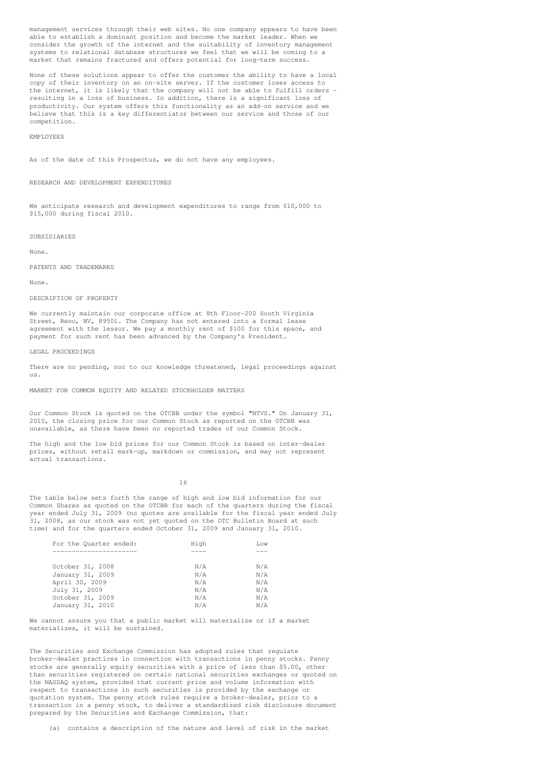management services through their web sites. No one company appears to have been able to establish a dominant position and become the market leader. When we consider the growth of the internet and the suitability of inventory management systems to relational database structures we feel that we will be coming to a market that remains fractured and offers potential for long-term success.

None of these solutions appear to offer the customer the ability to have a local copy of their inventory on an on-site server. If the customer loses access to the internet, it is likely that the company will not be able to fulfill orders - resulting in a loss of business. In addition, there is a significant loss of productivity. Our system offers this functionality as an add-on service and we believe that this is a key differentiator between our service and those of our competition.

## EMPLOYEES

As of the date of this Prospectus, we do not have any employees.

## RESEARCH AND DEVELOPMENT EXPENDITURES

We anticipate research and development expenditures to range from $10,000 to $15,000 during fiscal 2010.

## SUBSIDIARIES

None.

## PATENTS AND TRADEMARKS

None.

## DESCRIPTION OF PROPERTY

We currently maintain our corporate office at 8th Floor-200 South Virginia Street, Reno, NV, 89501. The Company has not entered into a formal lease agreement with the lessor. We pay a monthly rent of $100 for this space, and payment for such rent has been advanced by the Company's President.

## LEGAL PROCEEDINGS

There are no pending, nor to our knowledge threatened, legal proceedings against us.

## MARKET FOR COMMON EQUITY AND RELATED STOCKHOLDER MATTERS

Our Common Stock is quoted on the OTCBB under the symbol "NTVS." On January 31, 2010, the closing price for our Common Stock as reported on the OTCBB was unavailable, as there have been no reported trades of our Common Stock.

The high and the low bid prices for our Common Stock is based on inter-dealer prices, without retail mark-up, markdown or commission, and may not represent actual transactions.

The table below sets forth the range of high and low bid information for our Common Shares as quoted on the OTCBB for each of the quarters during the fiscal year ended July 31, 2009 (no quotes are available for the fiscal year ended July 31, 2008, as our stock was not yet quoted on the OTC Bulletin Board at such time) and for the quarters ended October 31, 2009 and January 31, 2010.

| For the Quarter ended: | High | Low |
|---|---|---|
| October 31, 2008 | N/A | N/A |
| January 31, 2009 | N/A | N/A |
| April 30, 2009 | N/A | N/A |
| July 31, 2009 | N/A | N/A |
| October 31, 2009 | N/A | N/A |
| January 31, 2010 | N/A | N/A |

We cannot assure you that a public market will materialize or if a market materializes, it will be sustained.

The Securities and Exchange Commission has adopted rules that regulate broker-dealer practices in connection with transactions in penny stocks. Penny stocks are generally equity securities with a price of less than $5.00, other than securities registered on certain national securities exchanges or quoted on the NASDAQ system, provided that current price and volume information with respect to transactions in such securities is provided by the exchange or quotation system. The penny stock rules require a broker-dealer, prior to a transaction in a penny stock, to deliver a standardized risk disclosure document prepared by the Securities and Exchange Commission, that:

(a) contains a description of the nature and level of risk in the market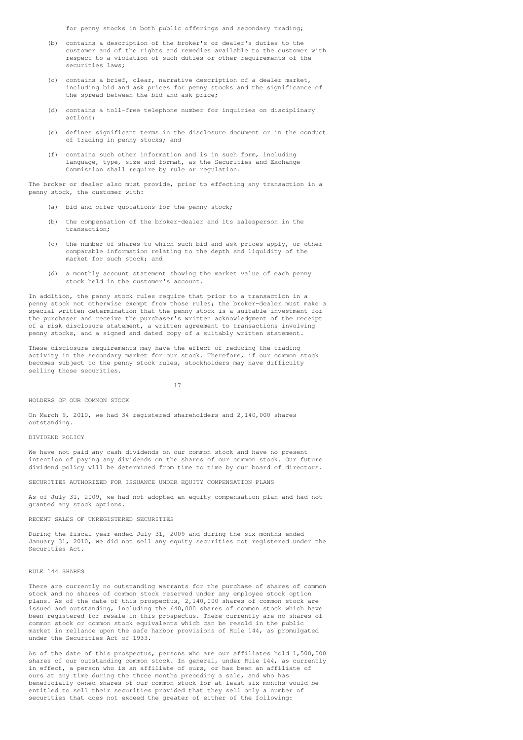for penny stocks in both public offerings and secondary trading;

(b) contains a description of the broker's or dealer's duties to the customer and of the rights and remedies available to the customer with respect to a violation of such duties or other requirements of the securities laws;

(c) contains a brief, clear, narrative description of a dealer market, including bid and ask prices for penny stocks and the significance of the spread between the bid and ask price;

(d) contains a toll-free telephone number for inquiries on disciplinary actions;

(e) defines significant terms in the disclosure document or in the conduct of trading in penny stocks; and

(f) contains such other information and is in such form, including language, type, size and format, as the Securities and Exchange Commission shall require by rule or regulation.

The broker or dealer also must provide, prior to effecting any transaction in a penny stock, the customer with:

(a) bid and offer quotations for the penny stock;

(b) the compensation of the broker-dealer and its salesperson in the transaction;

(c) the number of shares to which such bid and ask prices apply, or other comparable information relating to the depth and liquidity of the market for such stock; and

(d) a monthly account statement showing the market value of each penny stock held in the customer's account.

In addition, the penny stock rules require that prior to a transaction in a penny stock not otherwise exempt from those rules; the broker-dealer must make a special written determination that the penny stock is a suitable investment for the purchaser and receive the purchaser's written acknowledgment of the receipt of a risk disclosure statement, a written agreement to transactions involving penny stocks, and a signed and dated copy of a suitably written statement.

These disclosure requirements may have the effect of reducing the trading activity in the secondary market for our stock. Therefore, if our common stock becomes subject to the penny stock rules, stockholders may have difficulty selling those securities.

## HOLDERS OF OUR COMMON STOCK

On March 9, 2010, we had 34 registered shareholders and 2,140,000 shares outstanding.

## DIVIDEND POLICY

We have not paid any cash dividends on our common stock and have no present intention of paying any dividends on the shares of our common stock. Our future dividend policy will be determined from time to time by our board of directors.

## SECURITIES AUTHORIZED FOR ISSUANCE UNDER EQUITY COMPENSATION PLANS

As of July 31, 2009, we had not adopted an equity compensation plan and had not granted any stock options.

## RECENT SALES OF UNREGISTERED SECURITIES

During the fiscal year ended July 31, 2009 and during the six months ended January 31, 2010, we did not sell any equity securities not registered under the Securities Act.

## RULE 144 SHARES

There are currently no outstanding warrants for the purchase of shares of common stock and no shares of common stock reserved under any employee stock option plans. As of the date of this prospectus, 2,140,000 shares of common stock are issued and outstanding, including the 640,000 shares of common stock which have been registered for resale in this prospectus. There currently are no shares of common stock or common stock equivalents which can be resold in the public market in reliance upon the safe harbor provisions of Rule 144, as promulgated under the Securities Act of 1933.

As of the date of this prospectus, persons who are our affiliates hold 1,500,000 shares of our outstanding common stock. In general, under Rule 144, as currently in effect, a person who is an affiliate of ours, or has been an affiliate of ours at any time during the three months preceding a sale, and who has beneficially owned shares of our common stock for at least six months would be entitled to sell their securities provided that they sell only a number of securities that does not exceed the greater of either of the following: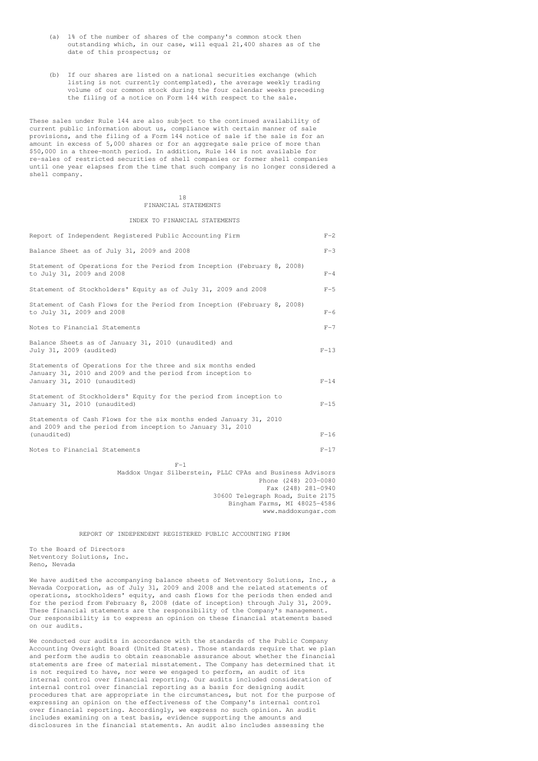(a) 1% of the number of shares of the company's common stock then outstanding which, in our case, will equal 21,400 shares as of the date of this prospectus; or

(b) If our shares are listed on a national securities exchange (which listing is not currently contemplated), the average weekly trading volume of our common stock during the four calendar weeks preceding the filing of a notice on Form 144 with respect to the sale.

These sales under Rule 144 are also subject to the continued availability of current public information about us, compliance with certain manner of sale provisions, and the filing of a Form 144 notice of sale if the sale is for an amount in excess of 5,000 shares or for an aggregate sale price of more than $50,000 in a three-month period. In addition, Rule 144 is not available for re-sales of restricted securities of shell companies or former shell companies until one year elapses from the time that such company is no longer considered a shell company.

# FINANCIAL STATEMENTS

## INDEX TO FINANCIAL STATEMENTS

| | |
|---|---|
| Report of Independent Registered Public Accounting Firm | F-2 |
| Balance Sheet as of July 31, 2009 and 2008 | F-3 |
| Statement of Operations for the Period from Inception (February 8, 2008) to July 31, 2009 and 2008 | F-4 |
| Statement of Stockholders' Equity as of July 31, 2009 and 2008 | F-5 |
| Statement of Cash Flows for the Period from Inception (February 8, 2008) to July 31, 2009 and 2008 | F-6 |
| Notes to Financial Statements | F-7 |
| Balance Sheets as of January 31, 2010 (unaudited) and July 31, 2009 (audited) | F-13 |
| Statements of Operations for the three and six months ended January 31, 2010 and 2009 and the period from inception to January 31, 2010 (unaudited) | F-14 |
| Statement of Stockholders' Equity for the period from inception to January 31, 2010 (unaudited) | F-15 |
| Statements of Cash Flows for the six months ended January 31, 2010 and 2009 and the period from inception to January 31, 2010 (unaudited) | F-16 |
| Notes to Financial Statements | F-17 |

Maddox Ungar Silberstein, PLLC CPAs and Business Advisors
Phone (248) 203-0080
Fax (248) 281-0940
30600 Telegraph Road, Suite 2175
Bingham Farms, MI 48025-4586
www.maddoxungar.com

## REPORT OF INDEPENDENT REGISTERED PUBLIC ACCOUNTING FIRM

To the Board of Directors
Netventory Solutions, Inc.
Reno, Nevada

We have audited the accompanying balance sheets of Netventory Solutions, Inc., a Nevada Corporation, as of July 31, 2009 and 2008 and the related statements of operations, stockholders' equity, and cash flows for the periods then ended and for the period from February 8, 2008 (date of inception) through July 31, 2009. These financial statements are the responsibility of the Company's management. Our responsibility is to express an opinion on these financial statements based on our audits.

We conducted our audits in accordance with the standards of the Public Company Accounting Oversight Board (United States). Those standards require that we plan and perform the audis to obtain reasonable assurance about whether the financial statements are free of material misstatement. The Company has determined that it is not required to have, nor were we engaged to perform, an audit of its internal control over financial reporting. Our audits included consideration of internal control over financial reporting as a basis for designing audit procedures that are appropriate in the circumstances, but not for the purpose of expressing an opinion on the effectiveness of the Company's internal control over financial reporting. Accordingly, we express no such opinion. An audit includes examining on a test basis, evidence supporting the amounts and disclosures in the financial statements. An audit also includes assessing the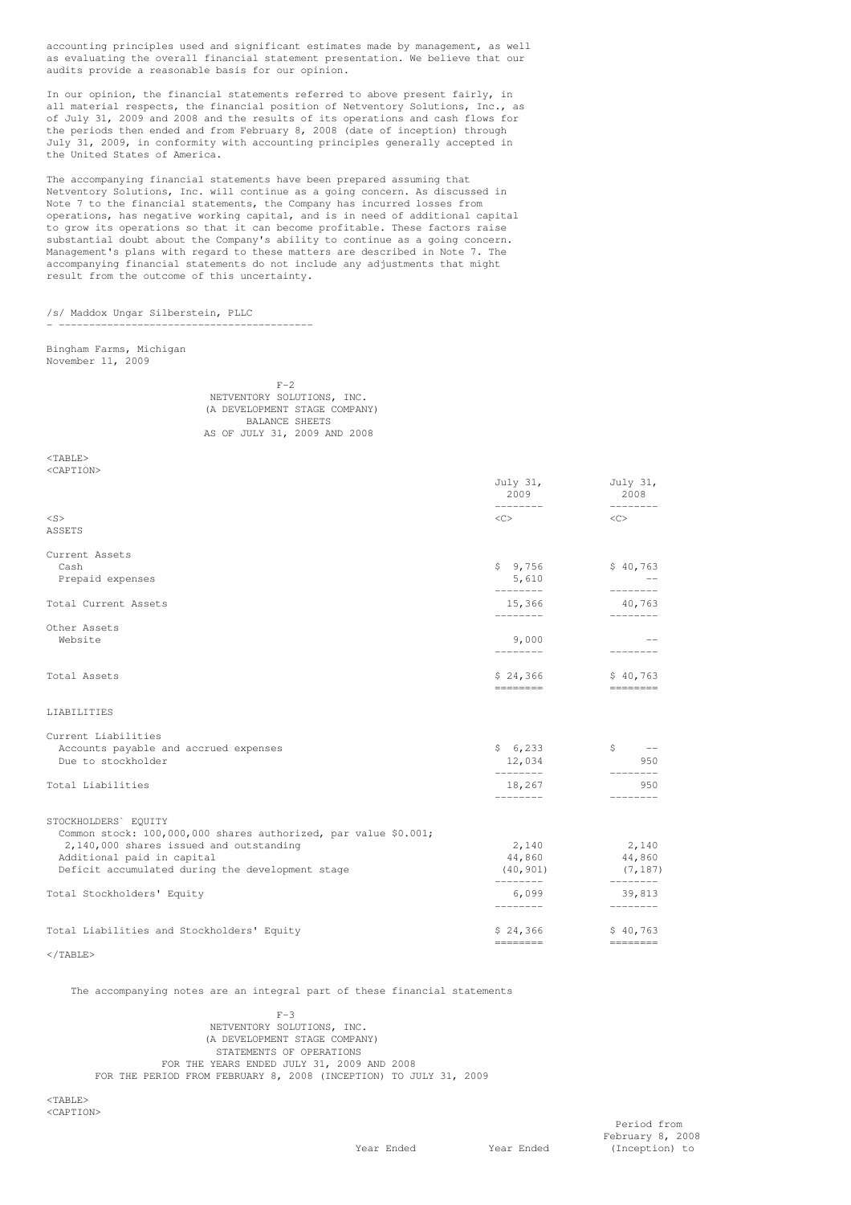accounting principles used and significant estimates made by management, as well as evaluating the overall financial statement presentation. We believe that our audits provide a reasonable basis for our opinion.

In our opinion, the financial statements referred to above present fairly, in all material respects, the financial position of Netventory Solutions, Inc., as of July 31, 2009 and 2008 and the results of its operations and cash flows for the periods then ended and from February 8, 2008 (date of inception) through July 31, 2009, in conformity with accounting principles generally accepted in the United States of America.

The accompanying financial statements have been prepared assuming that Netventory Solutions, Inc. will continue as a going concern. As discussed in Note 7 to the financial statements, the Company has incurred losses from operations, has negative working capital, and is in need of additional capital to grow its operations so that it can become profitable. These factors raise substantial doubt about the Company's ability to continue as a going concern. Management's plans with regard to these matters are described in Note 7. The accompanying financial statements do not include any adjustments that might result from the outcome of this uncertainty.

/s/ Maddox Ungar Silberstein, PLLC

Bingham Farms, Michigan
November 11, 2009

NETVENTORY SOLUTIONS, INC.
(A DEVELOPMENT STAGE COMPANY)
BALANCE SHEETS
AS OF JULY 31, 2009 AND 2008

| | July 31, 2009 | July 31, 2008 |
|---|---|---|
| ASSETS | | |
| Current Assets | | |
| Cash | $ 9,756 | $ 40,763 |
| Prepaid expenses | 5,610 | -- |
| Total Current Assets | 15,366 | 40,763 |
| Other Assets | | |
| Website | 9,000 | -- |
| Total Assets | $ 24,366 | $ 40,763 |
| LIABILITIES | | |
| Current Liabilities | | |
| Accounts payable and accrued expenses | $ 6,233 | $ -- |
| Due to stockholder | 12,034 | 950 |
| Total Liabilities | 18,267 | 950 |
| STOCKHOLDERS' EQUITY | | |
| Common stock: 100,000,000 shares authorized, par value $0.001; 2,140,000 shares issued and outstanding | 2,140 | 2,140 |
| Additional paid in capital | 44,860 | 44,860 |
| Deficit accumulated during the development stage | (40,901) | (7,187) |
| Total Stockholders' Equity | 6,099 | 39,813 |
| Total Liabilities and Stockholders' Equity | $ 24,366 | $ 40,763 |

The accompanying notes are an integral part of these financial statements

NETVENTORY SOLUTIONS, INC.
(A DEVELOPMENT STAGE COMPANY)
STATEMENTS OF OPERATIONS
FOR THE YEARS ENDED JULY 31, 2009 AND 2008
FOR THE PERIOD FROM FEBRUARY 8, 2008 (INCEPTION) TO JULY 31, 2009

| | Year Ended | Year Ended | Period from February 8, 2008 (Inception) to |
|---|---|---|---|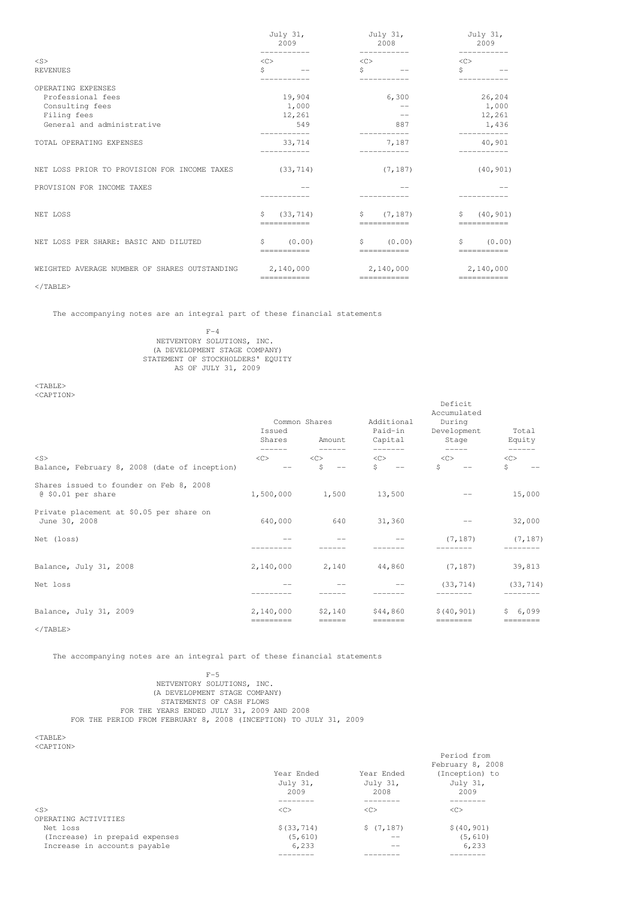| | July 31, 2009 | July 31, 2008 | July 31, 2009 |
|---|---|---|---|
| REVENUES | $ -- | $ -- | $ -- |
| OPERATING EXPENSES | | | |
| Professional fees | 19,904 | 6,300 | 26,204 |
| Consulting fees | 1,000 | -- | 1,000 |
| Filing fees | 12,261 | -- | 12,261 |
| General and administrative | 549 | 887 | 1,436 |
| TOTAL OPERATING EXPENSES | 33,714 | 7,187 | 40,901 |
| NET LOSS PRIOR TO PROVISION FOR INCOME TAXES | (33,714) | (7,187) | (40,901) |
| PROVISION FOR INCOME TAXES | -- | -- | -- |
| NET LOSS | $ (33,714) | $ (7,187) | $ (40,901) |
| NET LOSS PER SHARE: BASIC AND DILUTED | $ (0.00) | $ (0.00) | $ (0.00) |
| WEIGHTED AVERAGE NUMBER OF SHARES OUTSTANDING | 2,140,000 | 2,140,000 | 2,140,000 |

The accompanying notes are an integral part of these financial statements

F-4

NETVENTORY SOLUTIONS, INC.
(A DEVELOPMENT STAGE COMPANY)
STATEMENT OF STOCKHOLDERS' EQUITY
AS OF JULY 31, 2009

| | Common Shares | | Additional | Deficit Accumulated During | |
|---|---|---|---|---|---|
| | Issued Shares | Amount | Paid-in Capital | Development Stage | Total Equity |
| Balance, February 8, 2008 (date of inception) | -- | $ -- | $ -- | $ -- | $ -- |
| Shares issued to founder on Feb 8, 2008 @ $0.01 per share | 1,500,000 | 1,500 | 13,500 | -- | 15,000 |
| Private placement at $0.05 per share on June 30, 2008 | 640,000 | 640 | 31,360 | -- | 32,000 |
| Net (loss) | -- | -- | -- | (7,187) | (7,187) |
| Balance, July 31, 2008 | 2,140,000 | 2,140 | 44,860 | (7,187) | 39,813 |
| Net loss | -- | -- | -- | (33,714) | (33,714) |
| Balance, July 31, 2009 | 2,140,000 | $2,140 | $44,860 | $(40,901) | $ 6,099 |

The accompanying notes are an integral part of these financial statements

F-5

NETVENTORY SOLUTIONS, INC.
(A DEVELOPMENT STAGE COMPANY)
STATEMENTS OF CASH FLOWS
FOR THE YEARS ENDED JULY 31, 2009 AND 2008
FOR THE PERIOD FROM FEBRUARY 8, 2008 (INCEPTION) TO JULY 31, 2009

| | Year Ended July 31, 2009 | Year Ended July 31, 2008 | Period from February 8, 2008 (Inception) to July 31, 2009 |
|---|---|---|---|
| OPERATING ACTIVITIES | | | |
| Net loss | $(33,714) | $ (7,187) | $(40,901) |
| (Increase) in prepaid expenses | (5,610) | -- | (5,610) |
| Increase in accounts payable | 6,233 | -- | 6,233 |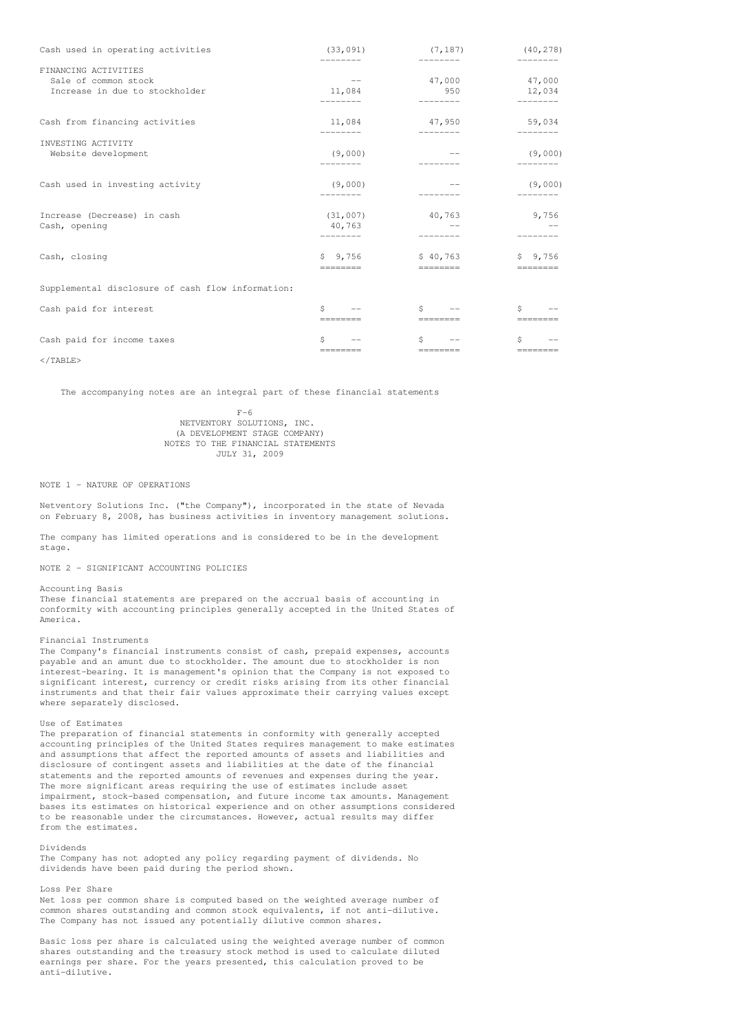| | | | |
|---|---|---|---|
| Cash used in operating activities | (33,091) | (7,187) | (40,278) |
| FINANCING ACTIVITIES | | | |
| Sale of common stock | -- | 47,000 | 47,000 |
| Increase in due to stockholder | 11,084 | 950 | 12,034 |
| Cash from financing activities | 11,084 | 47,950 | 59,034 |
| INVESTING ACTIVITY | | | |
| Website development | (9,000) | -- | (9,000) |
| Cash used in investing activity | (9,000) | -- | (9,000) |
| Increase (Decrease) in cash | (31,007) | 40,763 | 9,756 |
| Cash, opening | 40,763 | -- | -- |
| Cash, closing | $ 9,756 | $ 40,763 | $ 9,756 |
| Supplemental disclosure of cash flow information: | | | |
| Cash paid for interest | $ -- | $ -- | $ -- |
| Cash paid for income taxes | $ -- | $ -- | $ -- |

The accompanying notes are an integral part of these financial statements

F-6

NETVENTORY SOLUTIONS, INC.
(A DEVELOPMENT STAGE COMPANY)
NOTES TO THE FINANCIAL STATEMENTS
JULY 31, 2009

NOTE 1 - NATURE OF OPERATIONS

Netventory Solutions Inc. ("the Company"), incorporated in the state of Nevada on February 8, 2008, has business activities in inventory management solutions.

The company has limited operations and is considered to be in the development stage.

NOTE 2 - SIGNIFICANT ACCOUNTING POLICIES

Accounting Basis
These financial statements are prepared on the accrual basis of accounting in conformity with accounting principles generally accepted in the United States of America.

Financial Instruments
The Company's financial instruments consist of cash, prepaid expenses, accounts payable and an amunt due to stockholder. The amount due to stockholder is non interest-bearing. It is management's opinion that the Company is not exposed to significant interest, currency or credit risks arising from its other financial instruments and that their fair values approximate their carrying values except where separately disclosed.

Use of Estimates
The preparation of financial statements in conformity with generally accepted accounting principles of the United States requires management to make estimates and assumptions that affect the reported amounts of assets and liabilities and disclosure of contingent assets and liabilities at the date of the financial statements and the reported amounts of revenues and expenses during the year. The more significant areas requiring the use of estimates include asset impairment, stock-based compensation, and future income tax amounts. Management bases its estimates on historical experience and on other assumptions considered to be reasonable under the circumstances. However, actual results may differ from the estimates.

Dividends
The Company has not adopted any policy regarding payment of dividends. No dividends have been paid during the period shown.

Loss Per Share
Net loss per common share is computed based on the weighted average number of common shares outstanding and common stock equivalents, if not anti-dilutive. The Company has not issued any potentially dilutive common shares.

Basic loss per share is calculated using the weighted average number of common shares outstanding and the treasury stock method is used to calculate diluted earnings per share. For the years presented, this calculation proved to be anti-dilutive.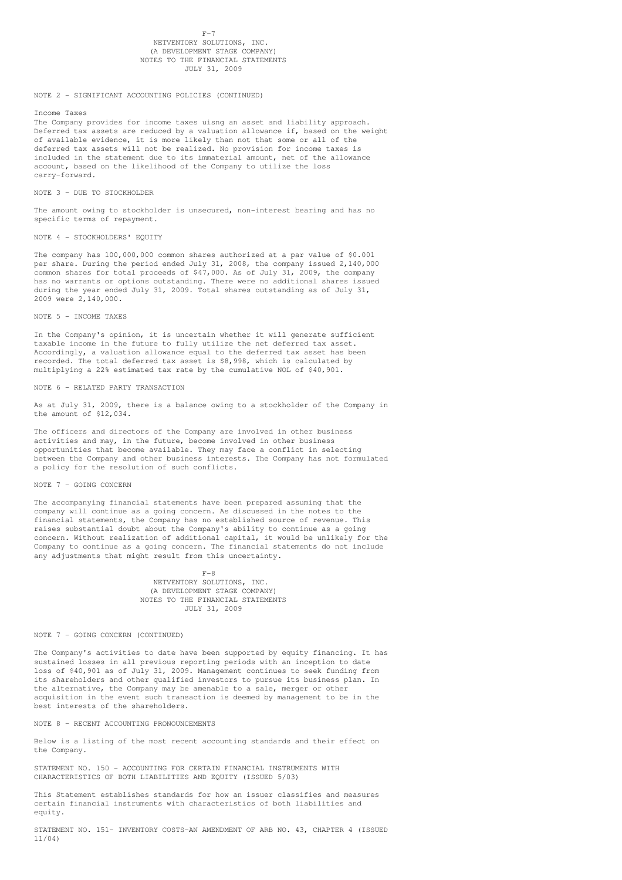## NETVENTORY SOLUTIONS, INC.
## (A DEVELOPMENT STAGE COMPANY)
## NOTES TO THE FINANCIAL STATEMENTS
## JULY 31, 2009

### NOTE 2 - SIGNIFICANT ACCOUNTING POLICIES (CONTINUED)

**Income Taxes**

The Company provides for income taxes uisng an asset and liability approach. Deferred tax assets are reduced by a valuation allowance if, based on the weight of available evidence, it is more likely than not that some or all of the deferred tax assets will not be realized. No provision for income taxes is included in the statement due to its immaterial amount, net of the allowance account, based on the likelihood of the Company to utilize the loss carry-forward.

### NOTE 3 - DUE TO STOCKHOLDER

The amount owing to stockholder is unsecured, non-interest bearing and has no specific terms of repayment.

### NOTE 4 - STOCKHOLDERS' EQUITY

The company has 100,000,000 common shares authorized at a par value of $0.001 per share. During the period ended July 31, 2008, the company issued 2,140,000 common shares for total proceeds of $47,000. As of July 31, 2009, the company has no warrants or options outstanding. There were no additional shares issued during the year ended July 31, 2009. Total shares outstanding as of July 31, 2009 were 2,140,000.

### NOTE 5 - INCOME TAXES

In the Company's opinion, it is uncertain whether it will generate sufficient taxable income in the future to fully utilize the net deferred tax asset. Accordingly, a valuation allowance equal to the deferred tax asset has been recorded. The total deferred tax asset is $8,998, which is calculated by multiplying a 22% estimated tax rate by the cumulative NOL of $40,901.

### NOTE 6 - RELATED PARTY TRANSACTION

As at July 31, 2009, there is a balance owing to a stockholder of the Company in the amount of $12,034.

The officers and directors of the Company are involved in other business activities and may, in the future, become involved in other business opportunities that become available. They may face a conflict in selecting between the Company and other business interests. The Company has not formulated a policy for the resolution of such conflicts.

### NOTE 7 - GOING CONCERN

The accompanying financial statements have been prepared assuming that the company will continue as a going concern. As discussed in the notes to the financial statements, the Company has no established source of revenue. This raises substantial doubt about the Company's ability to continue as a going concern. Without realization of additional capital, it would be unlikely for the Company to continue as a going concern. The financial statements do not include any adjustments that might result from this uncertainty.

## NETVENTORY SOLUTIONS, INC.
## (A DEVELOPMENT STAGE COMPANY)
## NOTES TO THE FINANCIAL STATEMENTS
## JULY 31, 2009

### NOTE 7 - GOING CONCERN (CONTINUED)

The Company's activities to date have been supported by equity financing. It has sustained losses in all previous reporting periods with an inception to date loss of $40,901 as of July 31, 2009. Management continues to seek funding from its shareholders and other qualified investors to pursue its business plan. In the alternative, the Company may be amenable to a sale, merger or other acquisition in the event such transaction is deemed by management to be in the best interests of the shareholders.

### NOTE 8 - RECENT ACCOUNTING PRONOUNCEMENTS

Below is a listing of the most recent accounting standards and their effect on the Company.

STATEMENT NO. 150 - ACCOUNTING FOR CERTAIN FINANCIAL INSTRUMENTS WITH CHARACTERISTICS OF BOTH LIABILITIES AND EQUITY (ISSUED 5/03)

This Statement establishes standards for how an issuer classifies and measures certain financial instruments with characteristics of both liabilities and equity.

STATEMENT NO. 151- INVENTORY COSTS-AN AMENDMENT OF ARB NO. 43, CHAPTER 4 (ISSUED 11/04)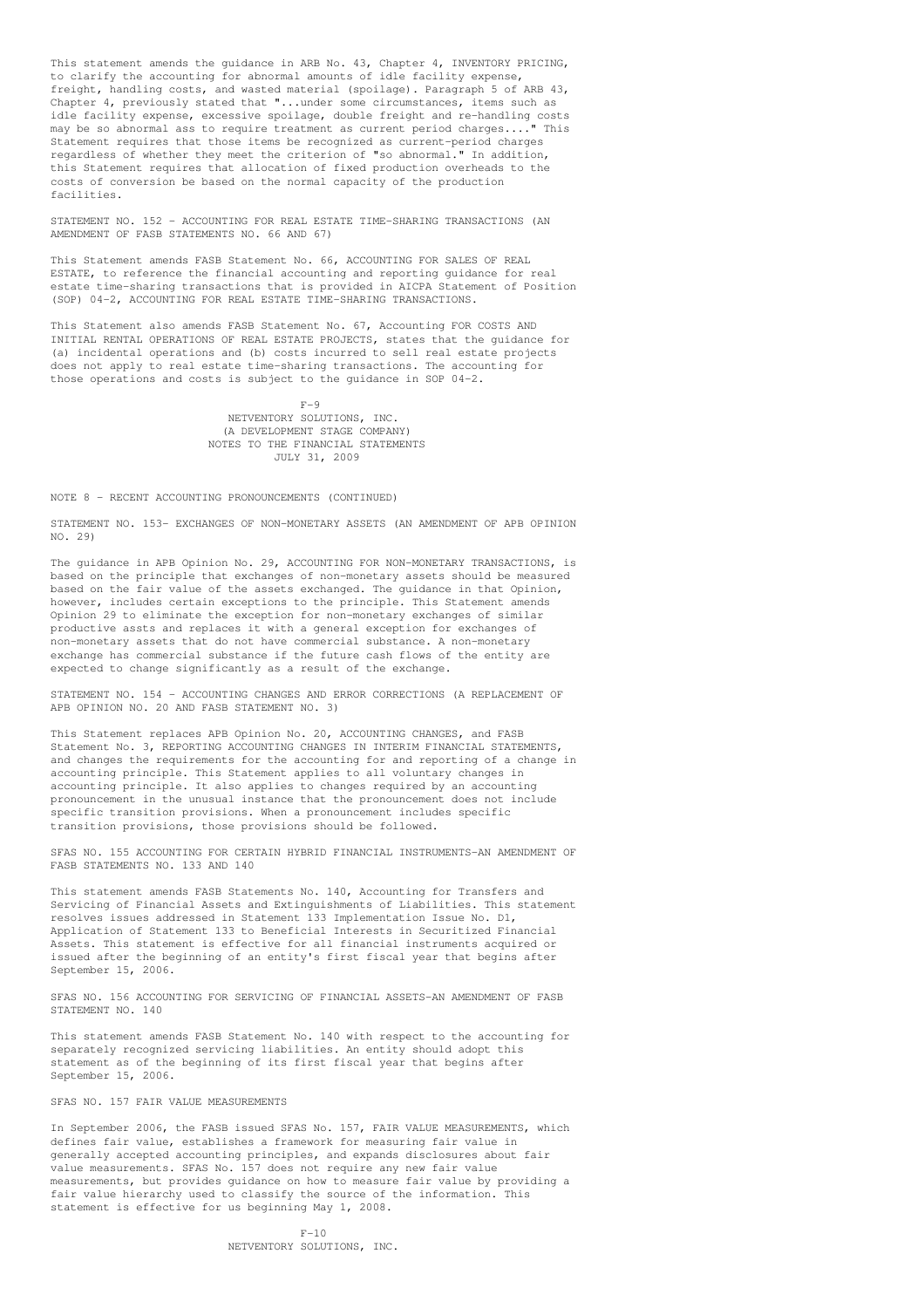This statement amends the guidance in ARB No. 43, Chapter 4, INVENTORY PRICING, to clarify the accounting for abnormal amounts of idle facility expense, freight, handling costs, and wasted material (spoilage). Paragraph 5 of ARB 43, Chapter 4, previously stated that "...under some circumstances, items such as idle facility expense, excessive spoilage, double freight and re-handling costs may be so abnormal ass to require treatment as current period charges...." This Statement requires that those items be recognized as current-period charges regardless of whether they meet the criterion of "so abnormal." In addition, this Statement requires that allocation of fixed production overheads to the costs of conversion be based on the normal capacity of the production facilities.

STATEMENT NO. 152 - ACCOUNTING FOR REAL ESTATE TIME-SHARING TRANSACTIONS (AN AMENDMENT OF FASB STATEMENTS NO. 66 AND 67)

This Statement amends FASB Statement No. 66, ACCOUNTING FOR SALES OF REAL ESTATE, to reference the financial accounting and reporting guidance for real estate time-sharing transactions that is provided in AICPA Statement of Position (SOP) 04-2, ACCOUNTING FOR REAL ESTATE TIME-SHARING TRANSACTIONS.

This Statement also amends FASB Statement No. 67, Accounting FOR COSTS AND INITIAL RENTAL OPERATIONS OF REAL ESTATE PROJECTS, states that the guidance for (a) incidental operations and (b) costs incurred to sell real estate projects does not apply to real estate time-sharing transactions. The accounting for those operations and costs is subject to the guidance in SOP 04-2.

NETVENTORY SOLUTIONS, INC.
(A DEVELOPMENT STAGE COMPANY)
NOTES TO THE FINANCIAL STATEMENTS
JULY 31, 2009

NOTE 8 - RECENT ACCOUNTING PRONOUNCEMENTS (CONTINUED)

STATEMENT NO. 153- EXCHANGES OF NON-MONETARY ASSETS (AN AMENDMENT OF APB OPINION NO. 29)

The guidance in APB Opinion No. 29, ACCOUNTING FOR NON-MONETARY TRANSACTIONS, is based on the principle that exchanges of non-monetary assets should be measured based on the fair value of the assets exchanged. The guidance in that Opinion, however, includes certain exceptions to the principle. This Statement amends Opinion 29 to eliminate the exception for non-monetary exchanges of similar productive assts and replaces it with a general exception for exchanges of non-monetary assets that do not have commercial substance. A non-monetary exchange has commercial substance if the future cash flows of the entity are expected to change significantly as a result of the exchange.

STATEMENT NO. 154 - ACCOUNTING CHANGES AND ERROR CORRECTIONS (A REPLACEMENT OF APB OPINION NO. 20 AND FASB STATEMENT NO. 3)

This Statement replaces APB Opinion No. 20, ACCOUNTING CHANGES, and FASB Statement No. 3, REPORTING ACCOUNTING CHANGES IN INTERIM FINANCIAL STATEMENTS, and changes the requirements for the accounting for and reporting of a change in accounting principle. This Statement applies to all voluntary changes in accounting principle. It also applies to changes required by an accounting pronouncement in the unusual instance that the pronouncement does not include specific transition provisions. When a pronouncement includes specific transition provisions, those provisions should be followed.

SFAS NO. 155 ACCOUNTING FOR CERTAIN HYBRID FINANCIAL INSTRUMENTS-AN AMENDMENT OF FASB STATEMENTS NO. 133 AND 140

This statement amends FASB Statements No. 140, Accounting for Transfers and Servicing of Financial Assets and Extinguishments of Liabilities. This statement resolves issues addressed in Statement 133 Implementation Issue No. D1, Application of Statement 133 to Beneficial Interests in Securitized Financial Assets. This statement is effective for all financial instruments acquired or issued after the beginning of an entity's first fiscal year that begins after September 15, 2006.

SFAS NO. 156 ACCOUNTING FOR SERVICING OF FINANCIAL ASSETS-AN AMENDMENT OF FASB STATEMENT NO. 140

This statement amends FASB Statement No. 140 with respect to the accounting for separately recognized servicing liabilities. An entity should adopt this statement as of the beginning of its first fiscal year that begins after September 15, 2006.

SFAS NO. 157 FAIR VALUE MEASUREMENTS

In September 2006, the FASB issued SFAS No. 157, FAIR VALUE MEASUREMENTS, which defines fair value, establishes a framework for measuring fair value in generally accepted accounting principles, and expands disclosures about fair value measurements. SFAS No. 157 does not require any new fair value measurements, but provides guidance on how to measure fair value by providing a fair value hierarchy used to classify the source of the information. This statement is effective for us beginning May 1, 2008.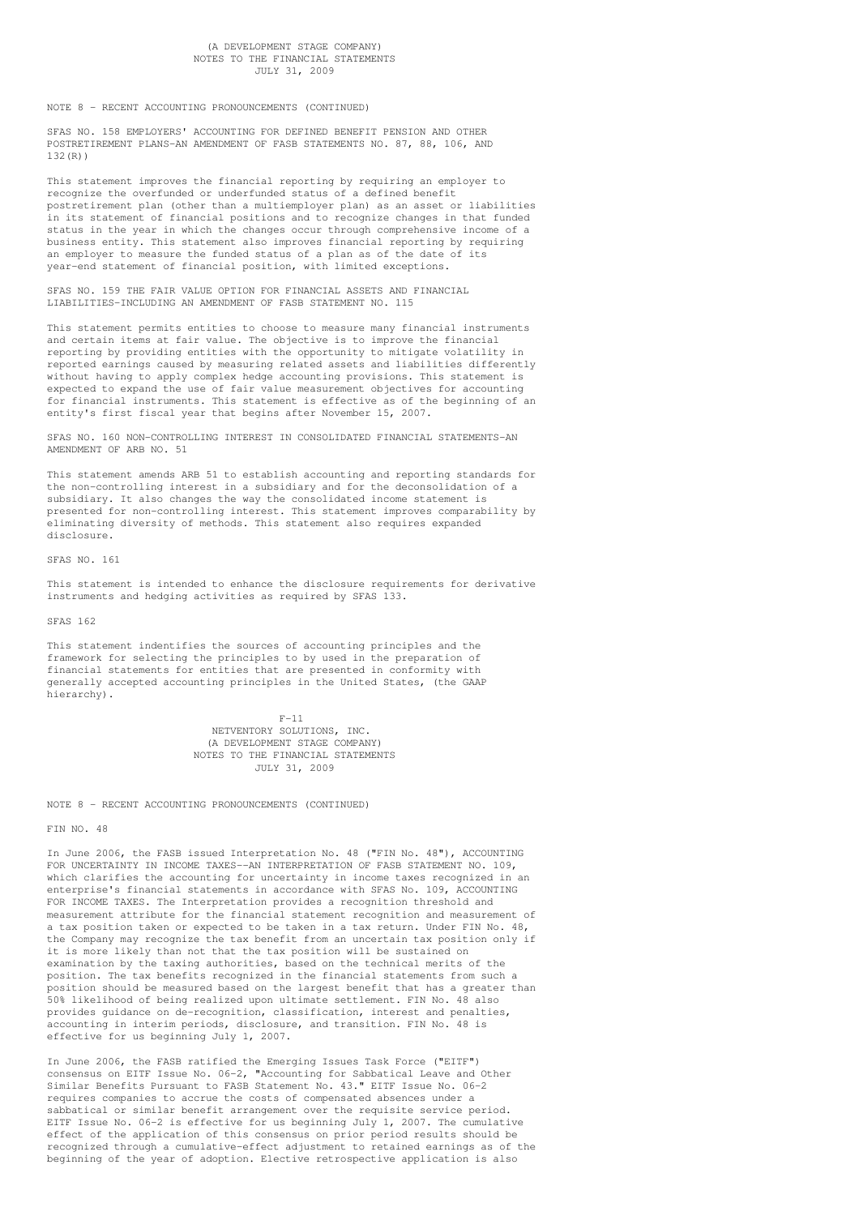NOTE 8 - RECENT ACCOUNTING PRONOUNCEMENTS (CONTINUED)

SFAS NO. 158 EMPLOYERS' ACCOUNTING FOR DEFINED BENEFIT PENSION AND OTHER POSTRETIREMENT PLANS-AN AMENDMENT OF FASB STATEMENTS NO. 87, 88, 106, AND 132(R))

This statement improves the financial reporting by requiring an employer to recognize the overfunded or underfunded status of a defined benefit postretirement plan (other than a multiemployer plan) as an asset or liabilities in its statement of financial positions and to recognize changes in that funded status in the year in which the changes occur through comprehensive income of a business entity. This statement also improves financial reporting by requiring an employer to measure the funded status of a plan as of the date of its year-end statement of financial position, with limited exceptions.

SFAS NO. 159 THE FAIR VALUE OPTION FOR FINANCIAL ASSETS AND FINANCIAL LIABILITIES-INCLUDING AN AMENDMENT OF FASB STATEMENT NO. 115

This statement permits entities to choose to measure many financial instruments and certain items at fair value. The objective is to improve the financial reporting by providing entities with the opportunity to mitigate volatility in reported earnings caused by measuring related assets and liabilities differently without having to apply complex hedge accounting provisions. This statement is expected to expand the use of fair value measurement objectives for accounting for financial instruments. This statement is effective as of the beginning of an entity's first fiscal year that begins after November 15, 2007.

SFAS NO. 160 NON-CONTROLLING INTEREST IN CONSOLIDATED FINANCIAL STATEMENTS-AN AMENDMENT OF ARB NO. 51

This statement amends ARB 51 to establish accounting and reporting standards for the non-controlling interest in a subsidiary and for the deconsolidation of a subsidiary. It also changes the way the consolidated income statement is presented for non-controlling interest. This statement improves comparability by eliminating diversity of methods. This statement also requires expanded disclosure.

SFAS NO. 161

This statement is intended to enhance the disclosure requirements for derivative instruments and hedging activities as required by SFAS 133.

SFAS 162

This statement indentifies the sources of accounting principles and the framework for selecting the principles to by used in the preparation of financial statements for entities that are presented in conformity with generally accepted accounting principles in the United States, (the GAAP hierarchy).

NOTE 8 - RECENT ACCOUNTING PRONOUNCEMENTS (CONTINUED)

FIN NO. 48

In June 2006, the FASB issued Interpretation No. 48 ("FIN No. 48"), ACCOUNTING FOR UNCERTAINTY IN INCOME TAXES--AN INTERPRETATION OF FASB STATEMENT NO. 109, which clarifies the accounting for uncertainty in income taxes recognized in an enterprise's financial statements in accordance with SFAS No. 109, ACCOUNTING FOR INCOME TAXES. The Interpretation provides a recognition threshold and measurement attribute for the financial statement recognition and measurement of a tax position taken or expected to be taken in a tax return. Under FIN No. 48, the Company may recognize the tax benefit from an uncertain tax position only if it is more likely than not that the tax position will be sustained on examination by the taxing authorities, based on the technical merits of the position. The tax benefits recognized in the financial statements from such a position should be measured based on the largest benefit that has a greater than 50% likelihood of being realized upon ultimate settlement. FIN No. 48 also provides guidance on de-recognition, classification, interest and penalties, accounting in interim periods, disclosure, and transition. FIN No. 48 is effective for us beginning July 1, 2007.

In June 2006, the FASB ratified the Emerging Issues Task Force ("EITF") consensus on EITF Issue No. 06-2, "Accounting for Sabbatical Leave and Other Similar Benefits Pursuant to FASB Statement No. 43." EITF Issue No. 06-2 requires companies to accrue the costs of compensated absences under a sabbatical or similar benefit arrangement over the requisite service period. EITF Issue No. 06-2 is effective for us beginning July 1, 2007. The cumulative effect of the application of this consensus on prior period results should be recognized through a cumulative-effect adjustment to retained earnings as of the beginning of the year of adoption. Elective retrospective application is also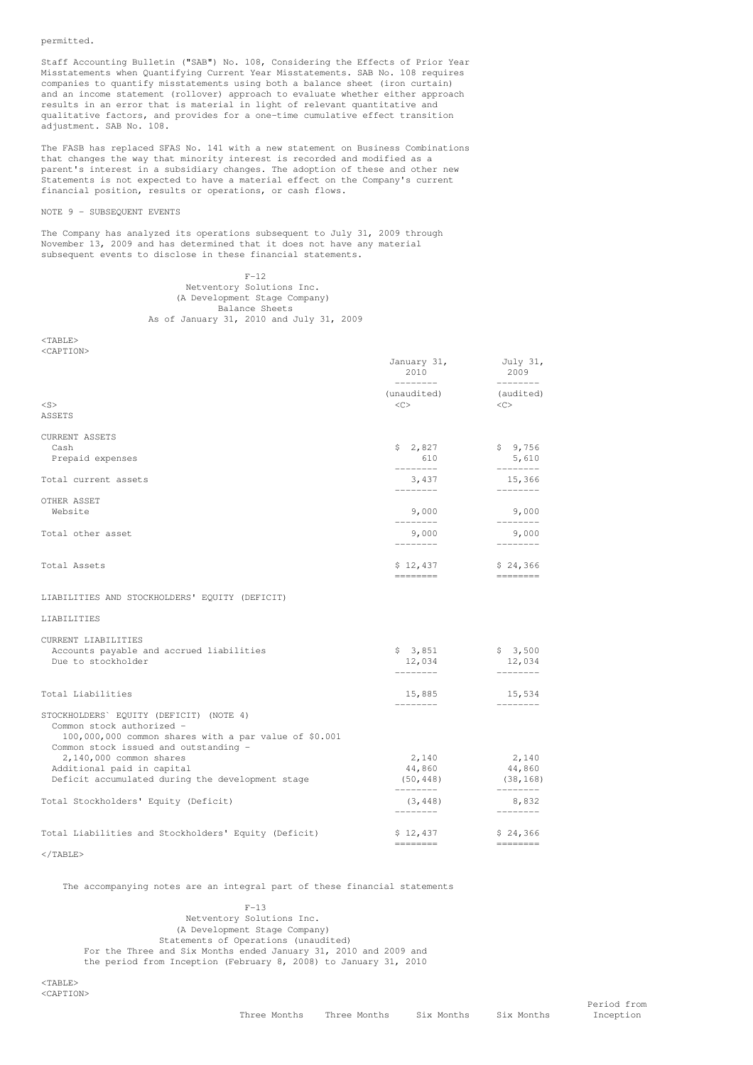permitted.

Staff Accounting Bulletin ("SAB") No. 108, Considering the Effects of Prior Year Misstatements when Quantifying Current Year Misstatements. SAB No. 108 requires companies to quantify misstatements using both a balance sheet (iron curtain) and an income statement (rollover) approach to evaluate whether either approach results in an error that is material in light of relevant quantitative and qualitative factors, and provides for a one-time cumulative effect transition adjustment. SAB No. 108.

The FASB has replaced SFAS No. 141 with a new statement on Business Combinations that changes the way that minority interest is recorded and modified as a parent's interest in a subsidiary changes. The adoption of these and other new Statements is not expected to have a material effect on the Company's current financial position, results or operations, or cash flows.

NOTE 9 - SUBSEQUENT EVENTS

The Company has analyzed its operations subsequent to July 31, 2009 through November 13, 2009 and has determined that it does not have any material subsequent events to disclose in these financial statements.

Netventory Solutions Inc.
(A Development Stage Company)
Balance Sheets
As of January 31, 2010 and July 31, 2009

| | January 31, 2010 (unaudited) | July 31, 2009 (audited) |
|---|---|---|
| ASSETS | | |
| CURRENT ASSETS | | |
| Cash | $ 2,827 | $ 9,756 |
| Prepaid expenses | 610 | 5,610 |
| Total current assets | 3,437 | 15,366 |
| OTHER ASSET | | |
| Website | 9,000 | 9,000 |
| Total other asset | 9,000 | 9,000 |
| Total Assets | $ 12,437 | $ 24,366 |
| LIABILITIES AND STOCKHOLDERS' EQUITY (DEFICIT) | | |
| LIABILITIES | | |
| CURRENT LIABILITIES | | |
| Accounts payable and accrued liabilities | $ 3,851 | $ 3,500 |
| Due to stockholder | 12,034 | 12,034 |
| Total Liabilities | 15,885 | 15,534 |
| STOCKHOLDERS' EQUITY (DEFICIT) (NOTE 4) | | |
| Common stock authorized - 100,000,000 common shares with a par value of $0.001 | | |
| Common stock issued and outstanding - 2,140,000 common shares | 2,140 | 2,140 |
| Additional paid in capital | 44,860 | 44,860 |
| Deficit accumulated during the development stage | (50,448) | (38,168) |
| Total Stockholders' Equity (Deficit) | (3,448) | 8,832 |
| Total Liabilities and Stockholders' Equity (Deficit) | $ 12,437 | $ 24,366 |

The accompanying notes are an integral part of these financial statements

Netventory Solutions Inc.
(A Development Stage Company)
Statements of Operations (unaudited)
For the Three and Six Months ended January 31, 2010 and 2009 and the period from Inception (February 8, 2008) to January 31, 2010

| | Three Months | Three Months | Six Months | Six Months | Period from Inception |
|---|---|---|---|---|---|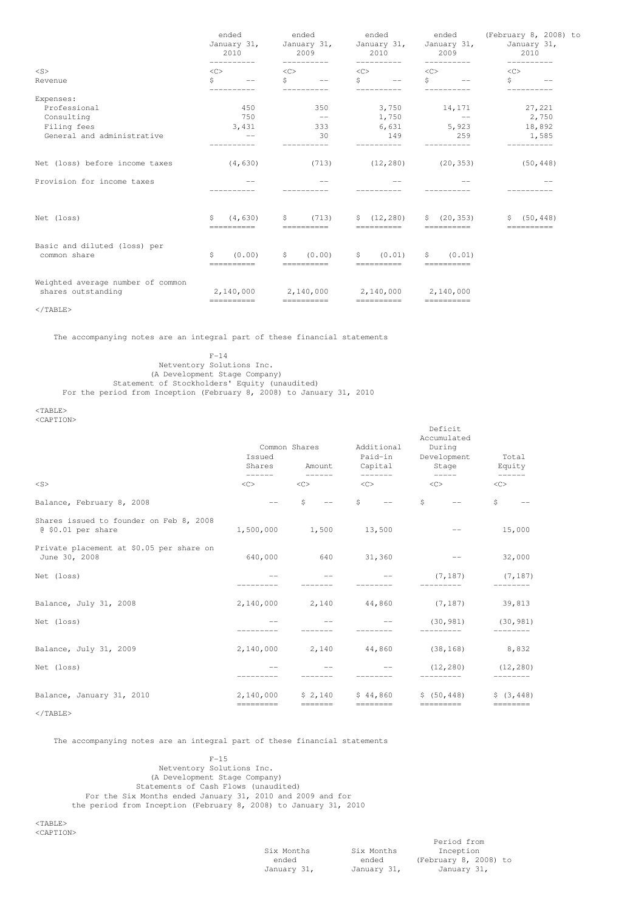| | ended January 31, 2010 | ended January 31, 2009 | ended January 31, 2010 | ended January 31, 2009 | (February 8, 2008) to January 31, 2010 |
|---|---|---|---|---|---|
| Revenue | $ -- | $ -- | $ -- | $ -- | $ -- |
| Expenses: | | | | | |
| Professional | 450 | 350 | 3,750 | 14,171 | 27,221 |
| Consulting | 750 | -- | 1,750 | -- | 2,750 |
| Filing fees | 3,431 | 333 | 6,631 | 5,923 | 18,892 |
| General and administrative | -- | 30 | 149 | 259 | 1,585 |
| Net (loss) before income taxes | (4,630) | (713) | (12,280) | (20,353) | (50,448) |
| Provision for income taxes | -- | -- | -- | -- | -- |
| Net (loss) | $ (4,630) | $ (713) | $ (12,280) | $ (20,353) | $ (50,448) |
| Basic and diluted (loss) per common share | $ (0.00) | $ (0.00) | $ (0.01) | $ (0.01) | |
| Weighted average number of common shares outstanding | 2,140,000 | 2,140,000 | 2,140,000 | 2,140,000 | |

The accompanying notes are an integral part of these financial statements

F-14

Netventory Solutions Inc.
(A Development Stage Company)
Statement of Stockholders' Equity (unaudited)
For the period from Inception (February 8, 2008) to January 31, 2010

| | Common Shares | | Additional Paid-in Capital | Deficit Accumulated During Development Stage | Total Equity |
|---|---|---|---|---|---|
| | Issued Shares | Amount | | | |
| Balance, February 8, 2008 | -- | $ -- | $ -- | $ -- | $ -- |
| Shares issued to founder on Feb 8, 2008 @ $0.01 per share | 1,500,000 | 1,500 | 13,500 | -- | 15,000 |
| Private placement at $0.05 per share on June 30, 2008 | 640,000 | 640 | 31,360 | -- | 32,000 |
| Net (loss) | -- | -- | -- | (7,187) | (7,187) |
| Balance, July 31, 2008 | 2,140,000 | 2,140 | 44,860 | (7,187) | 39,813 |
| Net (loss) | -- | -- | -- | (30,981) | (30,981) |
| Balance, July 31, 2009 | 2,140,000 | 2,140 | 44,860 | (38,168) | 8,832 |
| Net (loss) | -- | -- | -- | (12,280) | (12,280) |
| Balance, January 31, 2010 | 2,140,000 | $ 2,140 | $ 44,860 | $ (50,448) | $ (3,448) |

The accompanying notes are an integral part of these financial statements

F-15

Netventory Solutions Inc.
(A Development Stage Company)
Statements of Cash Flows (unaudited)
For the Six Months ended January 31, 2010 and 2009 and for
the period from Inception (February 8, 2008) to January 31, 2010

| | Six Months ended January 31, | Six Months ended January 31, | Period from Inception (February 8, 2008) to January 31, |
|---|---|---|---|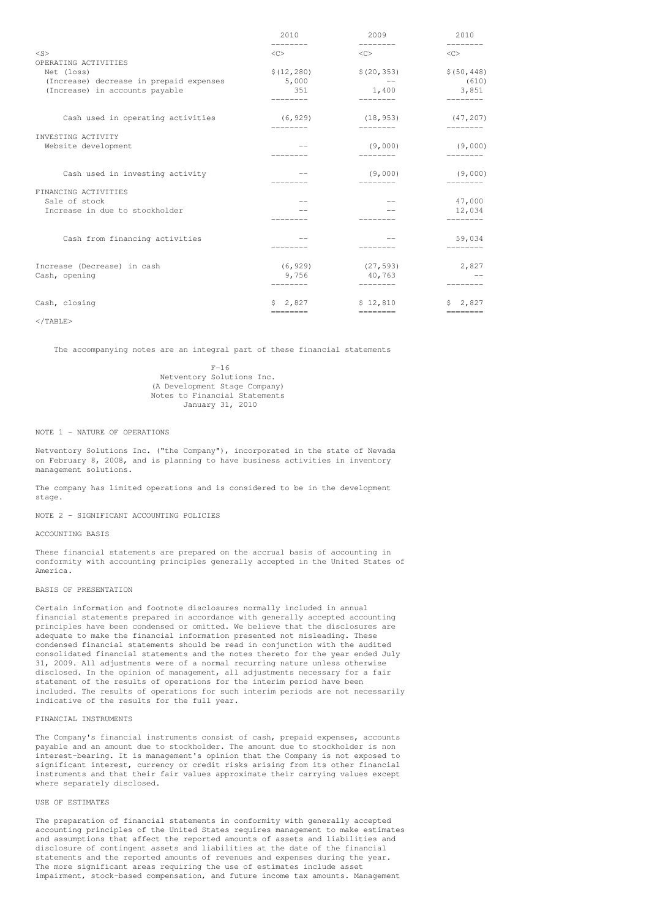| | 2010 | 2009 | 2010 |
|---|---|---|---|
| OPERATING ACTIVITIES | | | |
| Net (loss) | $(12,280) | $(20,353) | $(50,448) |
| (Increase) decrease in prepaid expenses | 5,000 | -- | (610) |
| (Increase) in accounts payable | 351 | 1,400 | 3,851 |
| Cash used in operating activities | (6,929) | (18,953) | (47,207) |
| INVESTING ACTIVITY | | | |
| Website development | -- | (9,000) | (9,000) |
| Cash used in investing activity | -- | (9,000) | (9,000) |
| FINANCING ACTIVITIES | | | |
| Sale of stock | -- | -- | 47,000 |
| Increase in due to stockholder | -- | -- | 12,034 |
| Cash from financing activities | -- | -- | 59,034 |
| Increase (Decrease) in cash | (6,929) | (27,593) | 2,827 |
| Cash, opening | 9,756 | 40,763 | -- |
| Cash, closing | $ 2,827 | $ 12,810 | $ 2,827 |

The accompanying notes are an integral part of these financial statements

F-16

Netventory Solutions Inc.
(A Development Stage Company)
Notes to Financial Statements
January 31, 2010

NOTE 1 - NATURE OF OPERATIONS

Netventory Solutions Inc. ("the Company"), incorporated in the state of Nevada on February 8, 2008, and is planning to have business activities in inventory management solutions.

The company has limited operations and is considered to be in the development stage.

NOTE 2 - SIGNIFICANT ACCOUNTING POLICIES

ACCOUNTING BASIS

These financial statements are prepared on the accrual basis of accounting in conformity with accounting principles generally accepted in the United States of America.

BASIS OF PRESENTATION

Certain information and footnote disclosures normally included in annual financial statements prepared in accordance with generally accepted accounting principles have been condensed or omitted. We believe that the disclosures are adequate to make the financial information presented not misleading. These condensed financial statements should be read in conjunction with the audited consolidated financial statements and the notes thereto for the year ended July 31, 2009. All adjustments were of a normal recurring nature unless otherwise disclosed. In the opinion of management, all adjustments necessary for a fair statement of the results of operations for the interim period have been included. The results of operations for such interim periods are not necessarily indicative of the results for the full year.

FINANCIAL INSTRUMENTS

The Company's financial instruments consist of cash, prepaid expenses, accounts payable and an amount due to stockholder. The amount due to stockholder is non interest-bearing. It is management's opinion that the Company is not exposed to significant interest, currency or credit risks arising from its other financial instruments and that their fair values approximate their carrying values except where separately disclosed.

USE OF ESTIMATES

The preparation of financial statements in conformity with generally accepted accounting principles of the United States requires management to make estimates and assumptions that affect the reported amounts of assets and liabilities and disclosure of contingent assets and liabilities at the date of the financial statements and the reported amounts of revenues and expenses during the year. The more significant areas requiring the use of estimates include asset impairment, stock-based compensation, and future income tax amounts. Management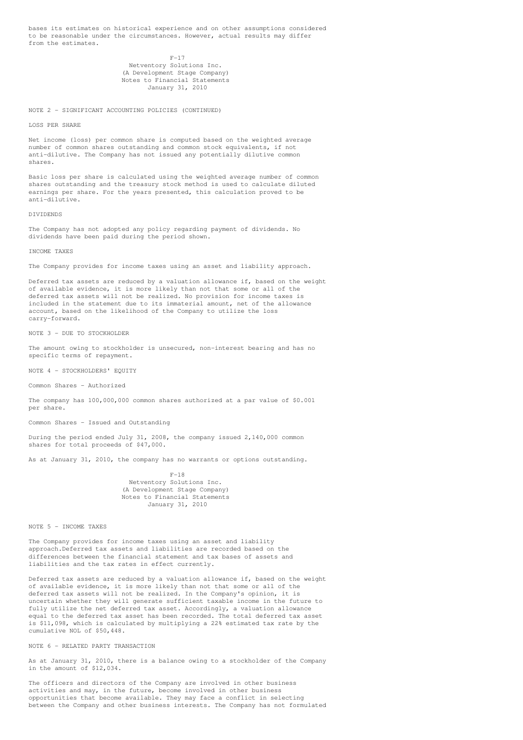bases its estimates on historical experience and on other assumptions considered to be reasonable under the circumstances. However, actual results may differ from the estimates.

Netventory Solutions Inc.
(A Development Stage Company)
Notes to Financial Statements
January 31, 2010

NOTE 2 - SIGNIFICANT ACCOUNTING POLICIES (CONTINUED)

LOSS PER SHARE

Net income (loss) per common share is computed based on the weighted average number of common shares outstanding and common stock equivalents, if not anti-dilutive. The Company has not issued any potentially dilutive common shares.

Basic loss per share is calculated using the weighted average number of common shares outstanding and the treasury stock method is used to calculate diluted earnings per share. For the years presented, this calculation proved to be anti-dilutive.

DIVIDENDS

The Company has not adopted any policy regarding payment of dividends. No dividends have been paid during the period shown.

INCOME TAXES

The Company provides for income taxes using an asset and liability approach.

Deferred tax assets are reduced by a valuation allowance if, based on the weight of available evidence, it is more likely than not that some or all of the deferred tax assets will not be realized. No provision for income taxes is included in the statement due to its immaterial amount, net of the allowance account, based on the likelihood of the Company to utilize the loss carry-forward.

NOTE 3 - DUE TO STOCKHOLDER

The amount owing to stockholder is unsecured, non-interest bearing and has no specific terms of repayment.

NOTE 4 - STOCKHOLDERS' EQUITY

Common Shares - Authorized

The company has 100,000,000 common shares authorized at a par value of $0.001 per share.

Common Shares - Issued and Outstanding

During the period ended July 31, 2008, the company issued 2,140,000 common shares for total proceeds of $47,000.

As at January 31, 2010, the company has no warrants or options outstanding.

Netventory Solutions Inc.
(A Development Stage Company)
Notes to Financial Statements
January 31, 2010

NOTE 5 - INCOME TAXES

The Company provides for income taxes using an asset and liability approach.Deferred tax assets and liabilities are recorded based on the differences between the financial statement and tax bases of assets and liabilities and the tax rates in effect currently.

Deferred tax assets are reduced by a valuation allowance if, based on the weight of available evidence, it is more likely than not that some or all of the deferred tax assets will not be realized. In the Company's opinion, it is uncertain whether they will generate sufficient taxable income in the future to fully utilize the net deferred tax asset. Accordingly, a valuation allowance equal to the deferred tax asset has been recorded. The total deferred tax asset is $11,098, which is calculated by multiplying a 22% estimated tax rate by the cumulative NOL of $50,448.

NOTE 6 - RELATED PARTY TRANSACTION

As at January 31, 2010, there is a balance owing to a stockholder of the Company in the amount of $12,034.

The officers and directors of the Company are involved in other business activities and may, in the future, become involved in other business opportunities that become available. They may face a conflict in selecting between the Company and other business interests. The Company has not formulated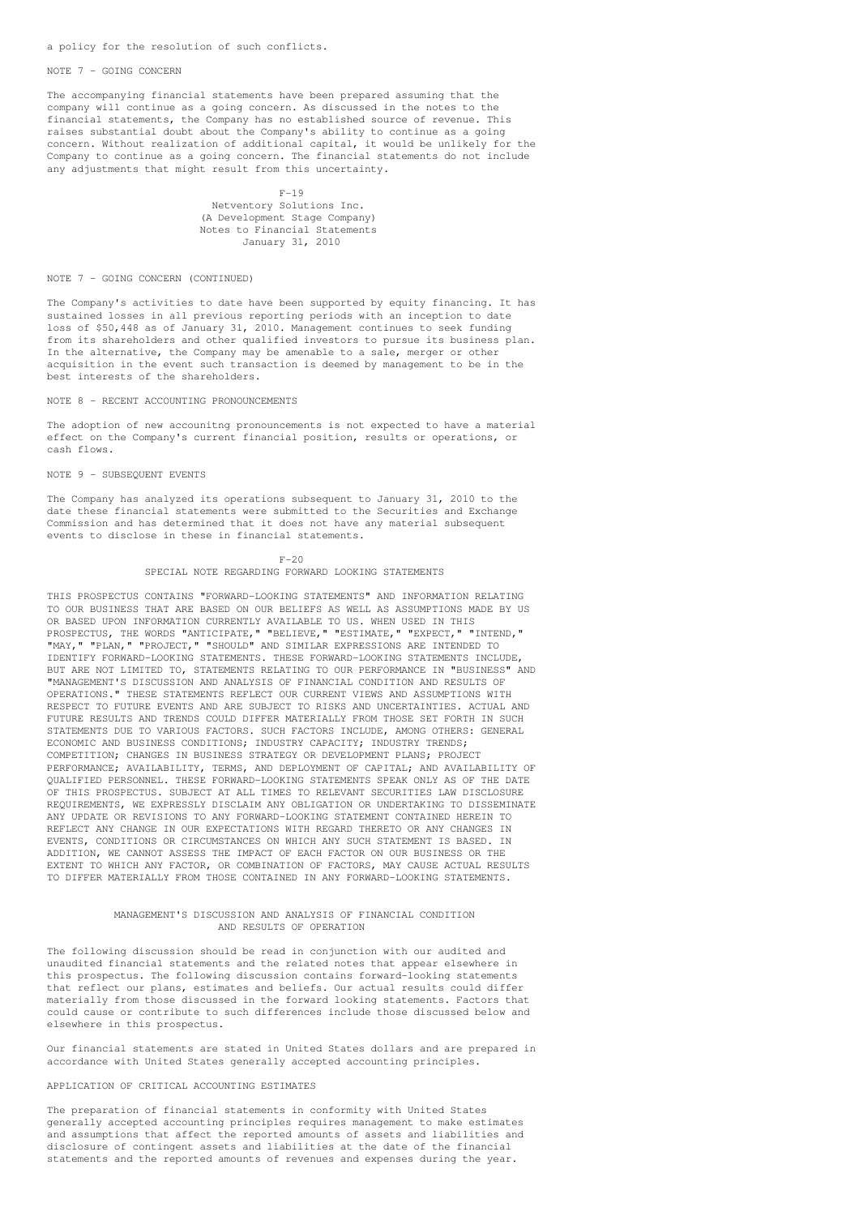a policy for the resolution of such conflicts.

NOTE 7 - GOING CONCERN

The accompanying financial statements have been prepared assuming that the company will continue as a going concern. As discussed in the notes to the financial statements, the Company has no established source of revenue. This raises substantial doubt about the Company's ability to continue as a going concern. Without realization of additional capital, it would be unlikely for the Company to continue as a going concern. The financial statements do not include any adjustments that might result from this uncertainty.

Netventory Solutions Inc.
(A Development Stage Company)
Notes to Financial Statements
January 31, 2010

NOTE 7 - GOING CONCERN (CONTINUED)

The Company's activities to date have been supported by equity financing. It has sustained losses in all previous reporting periods with an inception to date loss of $50,448 as of January 31, 2010. Management continues to seek funding from its shareholders and other qualified investors to pursue its business plan. In the alternative, the Company may be amenable to a sale, merger or other acquisition in the event such transaction is deemed by management to be in the best interests of the shareholders.

NOTE 8 - RECENT ACCOUNTING PRONOUNCEMENTS

The adoption of new accounitng pronouncements is not expected to have a material effect on the Company's current financial position, results or operations, or cash flows.

NOTE 9 - SUBSEQUENT EVENTS

The Company has analyzed its operations subsequent to January 31, 2010 to the date these financial statements were submitted to the Securities and Exchange Commission and has determined that it does not have any material subsequent events to disclose in these in financial statements.

## SPECIAL NOTE REGARDING FORWARD LOOKING STATEMENTS

THIS PROSPECTUS CONTAINS "FORWARD-LOOKING STATEMENTS" AND INFORMATION RELATING TO OUR BUSINESS THAT ARE BASED ON OUR BELIEFS AS WELL AS ASSUMPTIONS MADE BY US OR BASED UPON INFORMATION CURRENTLY AVAILABLE TO US. WHEN USED IN THIS PROSPECTUS, THE WORDS "ANTICIPATE," "BELIEVE," "ESTIMATE," "EXPECT," "INTEND," "MAY," "PLAN," "PROJECT," "SHOULD" AND SIMILAR EXPRESSIONS ARE INTENDED TO IDENTIFY FORWARD-LOOKING STATEMENTS. THESE FORWARD-LOOKING STATEMENTS INCLUDE, BUT ARE NOT LIMITED TO, STATEMENTS RELATING TO OUR PERFORMANCE IN "BUSINESS" AND "MANAGEMENT'S DISCUSSION AND ANALYSIS OF FINANCIAL CONDITION AND RESULTS OF OPERATIONS." THESE STATEMENTS REFLECT OUR CURRENT VIEWS AND ASSUMPTIONS WITH RESPECT TO FUTURE EVENTS AND ARE SUBJECT TO RISKS AND UNCERTAINTIES. ACTUAL AND FUTURE RESULTS AND TRENDS COULD DIFFER MATERIALLY FROM THOSE SET FORTH IN SUCH STATEMENTS DUE TO VARIOUS FACTORS. SUCH FACTORS INCLUDE, AMONG OTHERS: GENERAL ECONOMIC AND BUSINESS CONDITIONS; INDUSTRY CAPACITY; INDUSTRY TRENDS; COMPETITION; CHANGES IN BUSINESS STRATEGY OR DEVELOPMENT PLANS; PROJECT PERFORMANCE; AVAILABILITY, TERMS, AND DEPLOYMENT OF CAPITAL; AND AVAILABILITY OF QUALIFIED PERSONNEL. THESE FORWARD-LOOKING STATEMENTS SPEAK ONLY AS OF THE DATE OF THIS PROSPECTUS. SUBJECT AT ALL TIMES TO RELEVANT SECURITIES LAW DISCLOSURE REQUIREMENTS, WE EXPRESSLY DISCLAIM ANY OBLIGATION OR UNDERTAKING TO DISSEMINATE ANY UPDATE OR REVISIONS TO ANY FORWARD-LOOKING STATEMENT CONTAINED HEREIN TO REFLECT ANY CHANGE IN OUR EXPECTATIONS WITH REGARD THERETO OR ANY CHANGES IN EVENTS, CONDITIONS OR CIRCUMSTANCES ON WHICH ANY SUCH STATEMENT IS BASED. IN ADDITION, WE CANNOT ASSESS THE IMPACT OF EACH FACTOR ON OUR BUSINESS OR THE EXTENT TO WHICH ANY FACTOR, OR COMBINATION OF FACTORS, MAY CAUSE ACTUAL RESULTS TO DIFFER MATERIALLY FROM THOSE CONTAINED IN ANY FORWARD-LOOKING STATEMENTS.

## MANAGEMENT'S DISCUSSION AND ANALYSIS OF FINANCIAL CONDITION AND RESULTS OF OPERATION

The following discussion should be read in conjunction with our audited and unaudited financial statements and the related notes that appear elsewhere in this prospectus. The following discussion contains forward-looking statements that reflect our plans, estimates and beliefs. Our actual results could differ materially from those discussed in the forward looking statements. Factors that could cause or contribute to such differences include those discussed below and elsewhere in this prospectus.

Our financial statements are stated in United States dollars and are prepared in accordance with United States generally accepted accounting principles.

### APPLICATION OF CRITICAL ACCOUNTING ESTIMATES

The preparation of financial statements in conformity with United States generally accepted accounting principles requires management to make estimates and assumptions that affect the reported amounts of assets and liabilities and disclosure of contingent assets and liabilities at the date of the financial statements and the reported amounts of revenues and expenses during the year.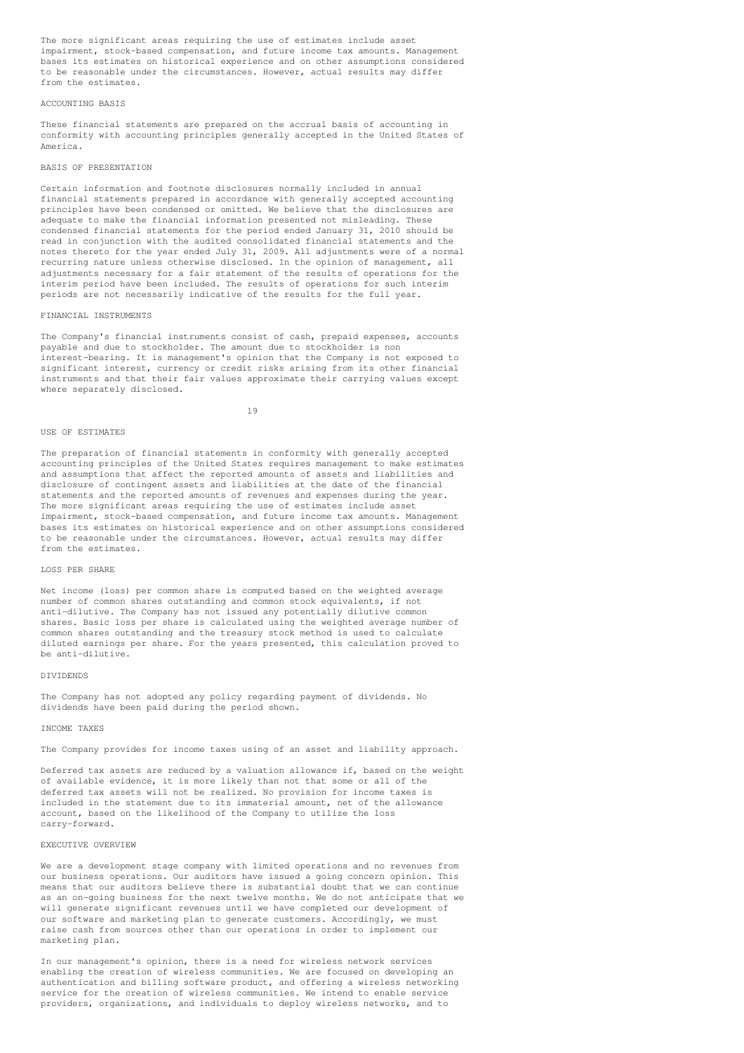The more significant areas requiring the use of estimates include asset impairment, stock-based compensation, and future income tax amounts. Management bases its estimates on historical experience and on other assumptions considered to be reasonable under the circumstances. However, actual results may differ from the estimates.

### ACCOUNTING BASIS

These financial statements are prepared on the accrual basis of accounting in conformity with accounting principles generally accepted in the United States of America.

### BASIS OF PRESENTATION

Certain information and footnote disclosures normally included in annual financial statements prepared in accordance with generally accepted accounting principles have been condensed or omitted. We believe that the disclosures are adequate to make the financial information presented not misleading. These condensed financial statements for the period ended January 31, 2010 should be read in conjunction with the audited consolidated financial statements and the notes thereto for the year ended July 31, 2009. All adjustments were of a normal recurring nature unless otherwise disclosed. In the opinion of management, all adjustments necessary for a fair statement of the results of operations for the interim period have been included. The results of operations for such interim periods are not necessarily indicative of the results for the full year.

### FINANCIAL INSTRUMENTS

The Company's financial instruments consist of cash, prepaid expenses, accounts payable and due to stockholder. The amount due to stockholder is non interest-bearing. It is management's opinion that the Company is not exposed to significant interest, currency or credit risks arising from its other financial instruments and that their fair values approximate their carrying values except where separately disclosed.

### USE OF ESTIMATES

The preparation of financial statements in conformity with generally accepted accounting principles of the United States requires management to make estimates and assumptions that affect the reported amounts of assets and liabilities and disclosure of contingent assets and liabilities at the date of the financial statements and the reported amounts of revenues and expenses during the year. The more significant areas requiring the use of estimates include asset impairment, stock-based compensation, and future income tax amounts. Management bases its estimates on historical experience and on other assumptions considered to be reasonable under the circumstances. However, actual results may differ from the estimates.

### LOSS PER SHARE

Net income (loss) per common share is computed based on the weighted average number of common shares outstanding and common stock equivalents, if not anti-dilutive. The Company has not issued any potentially dilutive common shares. Basic loss per share is calculated using the weighted average number of common shares outstanding and the treasury stock method is used to calculate diluted earnings per share. For the years presented, this calculation proved to be anti-dilutive.

### DIVIDENDS

The Company has not adopted any policy regarding payment of dividends. No dividends have been paid during the period shown.

### INCOME TAXES

The Company provides for income taxes using of an asset and liability approach.

Deferred tax assets are reduced by a valuation allowance if, based on the weight of available evidence, it is more likely than not that some or all of the deferred tax assets will not be realized. No provision for income taxes is included in the statement due to its immaterial amount, net of the allowance account, based on the likelihood of the Company to utilize the loss carry-forward.

### EXECUTIVE OVERVIEW

We are a development stage company with limited operations and no revenues from our business operations. Our auditors have issued a going concern opinion. This means that our auditors believe there is substantial doubt that we can continue as an on-going business for the next twelve months. We do not anticipate that we will generate significant revenues until we have completed our development of our software and marketing plan to generate customers. Accordingly, we must raise cash from sources other than our operations in order to implement our marketing plan.

In our management's opinion, there is a need for wireless network services enabling the creation of wireless communities. We are focused on developing an authentication and billing software product, and offering a wireless networking service for the creation of wireless communities. We intend to enable service providers, organizations, and individuals to deploy wireless networks, and to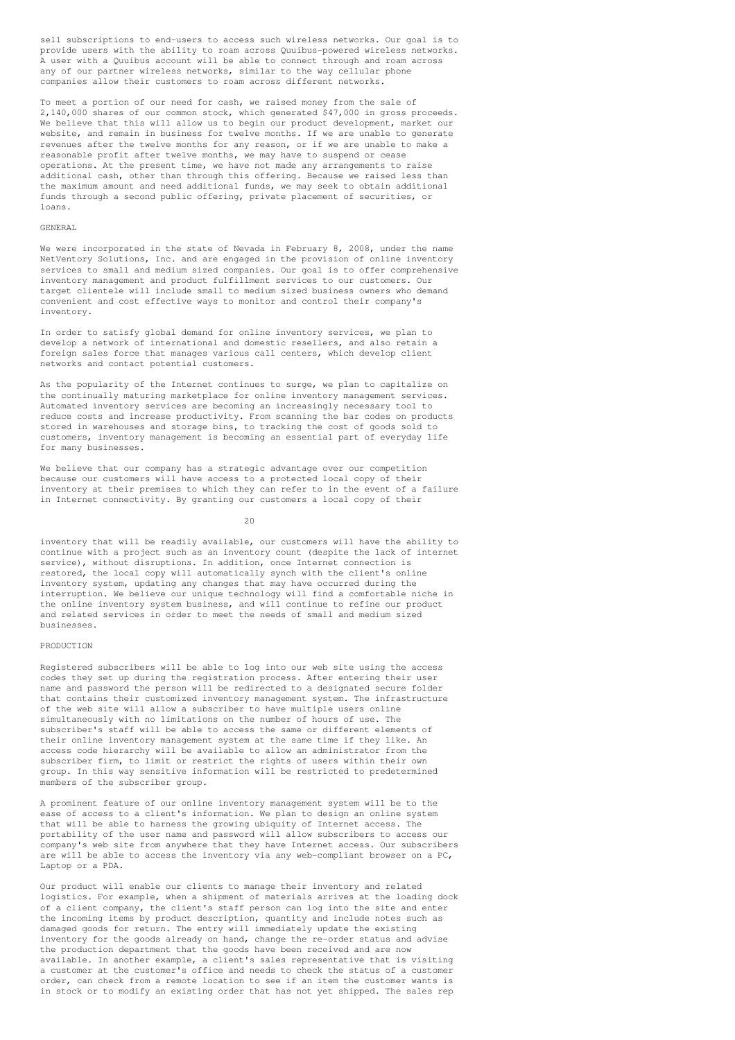sell subscriptions to end-users to access such wireless networks. Our goal is to provide users with the ability to roam across Quuibus-powered wireless networks. A user with a Quuibus account will be able to connect through and roam across any of our partner wireless networks, similar to the way cellular phone companies allow their customers to roam across different networks.

To meet a portion of our need for cash, we raised money from the sale of 2,140,000 shares of our common stock, which generated $47,000 in gross proceeds. We believe that this will allow us to begin our product development, market our website, and remain in business for twelve months. If we are unable to generate revenues after the twelve months for any reason, or if we are unable to make a reasonable profit after twelve months, we may have to suspend or cease operations. At the present time, we have not made any arrangements to raise additional cash, other than through this offering. Because we raised less than the maximum amount and need additional funds, we may seek to obtain additional funds through a second public offering, private placement of securities, or loans.

## GENERAL

We were incorporated in the state of Nevada in February 8, 2008, under the name NetVentory Solutions, Inc. and are engaged in the provision of online inventory services to small and medium sized companies. Our goal is to offer comprehensive inventory management and product fulfillment services to our customers. Our target clientele will include small to medium sized business owners who demand convenient and cost effective ways to monitor and control their company's inventory.

In order to satisfy global demand for online inventory services, we plan to develop a network of international and domestic resellers, and also retain a foreign sales force that manages various call centers, which develop client networks and contact potential customers.

As the popularity of the Internet continues to surge, we plan to capitalize on the continually maturing marketplace for online inventory management services. Automated inventory services are becoming an increasingly necessary tool to reduce costs and increase productivity. From scanning the bar codes on products stored in warehouses and storage bins, to tracking the cost of goods sold to customers, inventory management is becoming an essential part of everyday life for many businesses.

We believe that our company has a strategic advantage over our competition because our customers will have access to a protected local copy of their inventory at their premises to which they can refer to in the event of a failure in Internet connectivity. By granting our customers a local copy of their inventory that will be readily available, our customers will have the ability to continue with a project such as an inventory count (despite the lack of internet service), without disruptions. In addition, once Internet connection is restored, the local copy will automatically synch with the client's online inventory system, updating any changes that may have occurred during the interruption. We believe our unique technology will find a comfortable niche in the online inventory system business, and will continue to refine our product and related services in order to meet the needs of small and medium sized businesses.

## PRODUCTION

Registered subscribers will be able to log into our web site using the access codes they set up during the registration process. After entering their user name and password the person will be redirected to a designated secure folder that contains their customized inventory management system. The infrastructure of the web site will allow a subscriber to have multiple users online simultaneously with no limitations on the number of hours of use. The subscriber's staff will be able to access the same or different elements of their online inventory management system at the same time if they like. An access code hierarchy will be available to allow an administrator from the subscriber firm, to limit or restrict the rights of users within their own group. In this way sensitive information will be restricted to predetermined members of the subscriber group.

A prominent feature of our online inventory management system will be to the ease of access to a client's information. We plan to design an online system that will be able to harness the growing ubiquity of Internet access. The portability of the user name and password will allow subscribers to access our company's web site from anywhere that they have Internet access. Our subscribers are will be able to access the inventory via any web-compliant browser on a PC, Laptop or a PDA.

Our product will enable our clients to manage their inventory and related logistics. For example, when a shipment of materials arrives at the loading dock of a client company, the client's staff person can log into the site and enter the incoming items by product description, quantity and include notes such as damaged goods for return. The entry will immediately update the existing inventory for the goods already on hand, change the re-order status and advise the production department that the goods have been received and are now available. In another example, a client's sales representative that is visiting a customer at the customer's office and needs to check the status of a customer order, can check from a remote location to see if an item the customer wants is in stock or to modify an existing order that has not yet shipped. The sales rep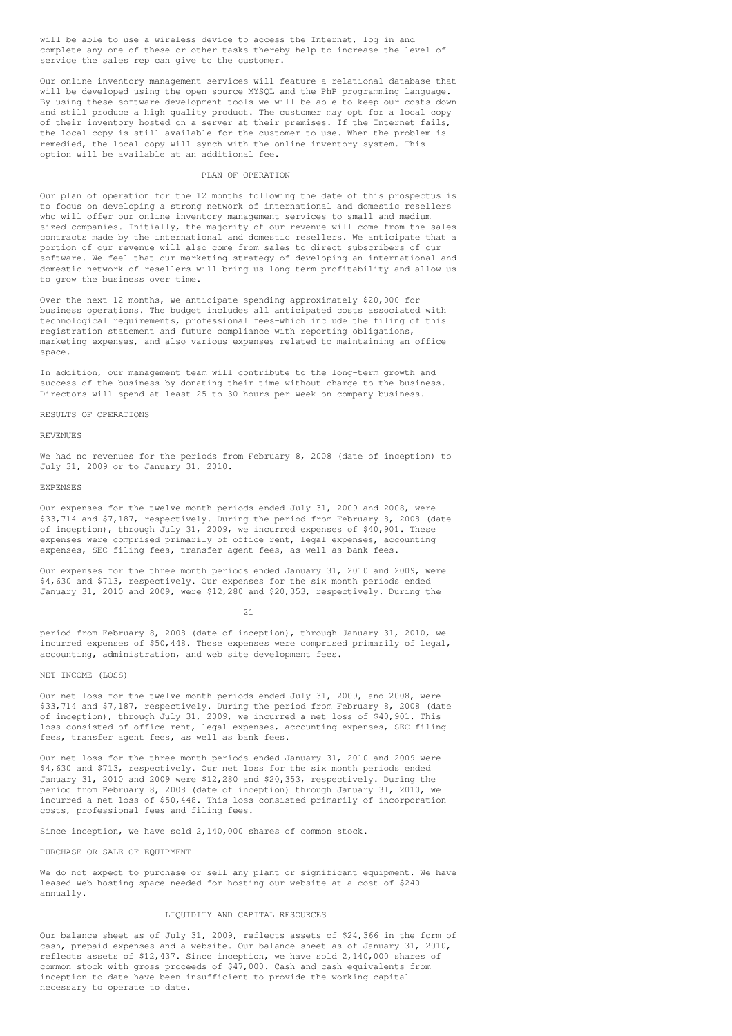will be able to use a wireless device to access the Internet, log in and complete any one of these or other tasks thereby help to increase the level of service the sales rep can give to the customer.

Our online inventory management services will feature a relational database that will be developed using the open source MYSQL and the PhP programming language. By using these software development tools we will be able to keep our costs down and still produce a high quality product. The customer may opt for a local copy of their inventory hosted on a server at their premises. If the Internet fails, the local copy is still available for the customer to use. When the problem is remedied, the local copy will synch with the online inventory system. This option will be available at an additional fee.

## PLAN OF OPERATION

Our plan of operation for the 12 months following the date of this prospectus is to focus on developing a strong network of international and domestic resellers who will offer our online inventory management services to small and medium sized companies. Initially, the majority of our revenue will come from the sales contracts made by the international and domestic resellers. We anticipate that a portion of our revenue will also come from sales to direct subscribers of our software. We feel that our marketing strategy of developing an international and domestic network of resellers will bring us long term profitability and allow us to grow the business over time.

Over the next 12 months, we anticipate spending approximately $20,000 for business operations. The budget includes all anticipated costs associated with technological requirements, professional fees-which include the filing of this registration statement and future compliance with reporting obligations, marketing expenses, and also various expenses related to maintaining an office space.

In addition, our management team will contribute to the long-term growth and success of the business by donating their time without charge to the business. Directors will spend at least 25 to 30 hours per week on company business.

### RESULTS OF OPERATIONS

#### REVENUES

We had no revenues for the periods from February 8, 2008 (date of inception) to July 31, 2009 or to January 31, 2010.

#### EXPENSES

Our expenses for the twelve month periods ended July 31, 2009 and 2008, were $33,714 and $7,187, respectively. During the period from February 8, 2008 (date of inception), through July 31, 2009, we incurred expenses of $40,901. These expenses were comprised primarily of office rent, legal expenses, accounting expenses, SEC filing fees, transfer agent fees, as well as bank fees.

Our expenses for the three month periods ended January 31, 2010 and 2009, were $4,630 and $713, respectively. Our expenses for the six month periods ended January 31, 2010 and 2009, were $12,280 and $20,353, respectively. During the period from February 8, 2008 (date of inception), through January 31, 2010, we incurred expenses of $50,448. These expenses were comprised primarily of legal, accounting, administration, and web site development fees.

#### NET INCOME (LOSS)

Our net loss for the twelve-month periods ended July 31, 2009, and 2008, were $33,714 and $7,187, respectively. During the period from February 8, 2008 (date of inception), through July 31, 2009, we incurred a net loss of $40,901. This loss consisted of office rent, legal expenses, accounting expenses, SEC filing fees, transfer agent fees, as well as bank fees.

Our net loss for the three month periods ended January 31, 2010 and 2009 were $4,630 and $713, respectively. Our net loss for the six month periods ended January 31, 2010 and 2009 were $12,280 and $20,353, respectively. During the period from February 8, 2008 (date of inception) through January 31, 2010, we incurred a net loss of $50,448. This loss consisted primarily of incorporation costs, professional fees and filing fees.

Since inception, we have sold 2,140,000 shares of common stock.

#### PURCHASE OR SALE OF EQUIPMENT

We do not expect to purchase or sell any plant or significant equipment. We have leased web hosting space needed for hosting our website at a cost of $240 annually.

## LIQUIDITY AND CAPITAL RESOURCES

Our balance sheet as of July 31, 2009, reflects assets of $24,366 in the form of cash, prepaid expenses and a website. Our balance sheet as of January 31, 2010, reflects assets of $12,437. Since inception, we have sold 2,140,000 shares of common stock with gross proceeds of $47,000. Cash and cash equivalents from inception to date have been insufficient to provide the working capital necessary to operate to date.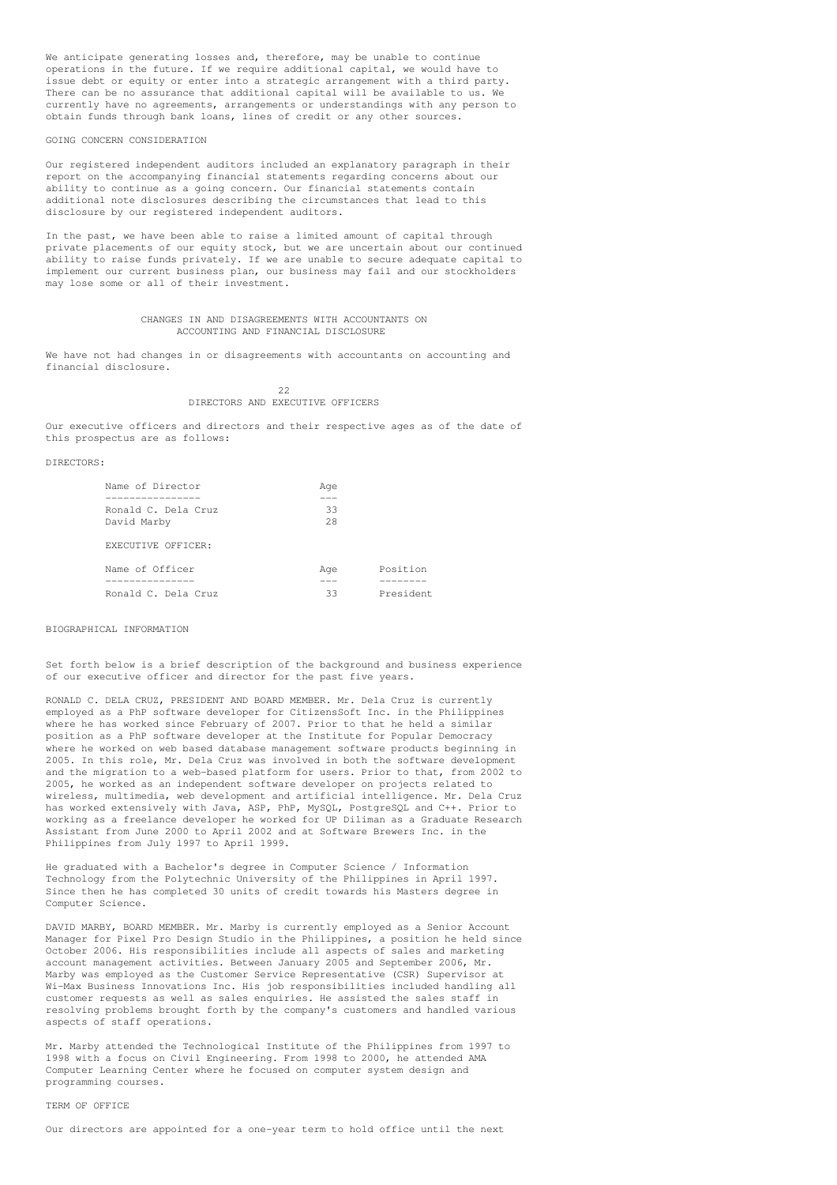We anticipate generating losses and, therefore, may be unable to continue operations in the future. If we require additional capital, we would have to issue debt or equity or enter into a strategic arrangement with a third party. There can be no assurance that additional capital will be available to us. We currently have no agreements, arrangements or understandings with any person to obtain funds through bank loans, lines of credit or any other sources.

GOING CONCERN CONSIDERATION

Our registered independent auditors included an explanatory paragraph in their report on the accompanying financial statements regarding concerns about our ability to continue as a going concern. Our financial statements contain additional note disclosures describing the circumstances that lead to this disclosure by our registered independent auditors.

In the past, we have been able to raise a limited amount of capital through private placements of our equity stock, but we are uncertain about our continued ability to raise funds privately. If we are unable to secure adequate capital to implement our current business plan, our business may fail and our stockholders may lose some or all of their investment.

## CHANGES IN AND DISAGREEMENTS WITH ACCOUNTANTS ON ACCOUNTING AND FINANCIAL DISCLOSURE

We have not had changes in or disagreements with accountants on accounting and financial disclosure.

## DIRECTORS AND EXECUTIVE OFFICERS

Our executive officers and directors and their respective ages as of the date of this prospectus are as follows:

DIRECTORS:

| Name of Director | Age |
|---|---|
| Ronald C. Dela Cruz | 33 |
| David Marby | 28 |

EXECUTIVE OFFICER:

| Name of Officer | Age | Position |
|---|---|---|
| Ronald C. Dela Cruz | 33 | President |

BIOGRAPHICAL INFORMATION

Set forth below is a brief description of the background and business experience of our executive officer and director for the past five years.

RONALD C. DELA CRUZ, PRESIDENT AND BOARD MEMBER. Mr. Dela Cruz is currently employed as a PhP software developer for CitizensSoft Inc. in the Philippines where he has worked since February of 2007. Prior to that he held a similar position as a PhP software developer at the Institute for Popular Democracy where he worked on web based database management software products beginning in 2005. In this role, Mr. Dela Cruz was involved in both the software development and the migration to a web-based platform for users. Prior to that, from 2002 to 2005, he worked as an independent software developer on projects related to wireless, multimedia, web development and artificial intelligence. Mr. Dela Cruz has worked extensively with Java, ASP, PhP, MySQL, PostgreSQL and C++. Prior to working as a freelance developer he worked for UP Diliman as a Graduate Research Assistant from June 2000 to April 2002 and at Software Brewers Inc. in the Philippines from July 1997 to April 1999.

He graduated with a Bachelor's degree in Computer Science / Information Technology from the Polytechnic University of the Philippines in April 1997. Since then he has completed 30 units of credit towards his Masters degree in Computer Science.

DAVID MARBY, BOARD MEMBER. Mr. Marby is currently employed as a Senior Account Manager for Pixel Pro Design Studio in the Philippines, a position he held since October 2006. His responsibilities include all aspects of sales and marketing account management activities. Between January 2005 and September 2006, Mr. Marby was employed as the Customer Service Representative (CSR) Supervisor at Wi-Max Business Innovations Inc. His job responsibilities included handling all customer requests as well as sales enquiries. He assisted the sales staff in resolving problems brought forth by the company's customers and handled various aspects of staff operations.

Mr. Marby attended the Technological Institute of the Philippines from 1997 to 1998 with a focus on Civil Engineering. From 1998 to 2000, he attended AMA Computer Learning Center where he focused on computer system design and programming courses.

TERM OF OFFICE

Our directors are appointed for a one-year term to hold office until the next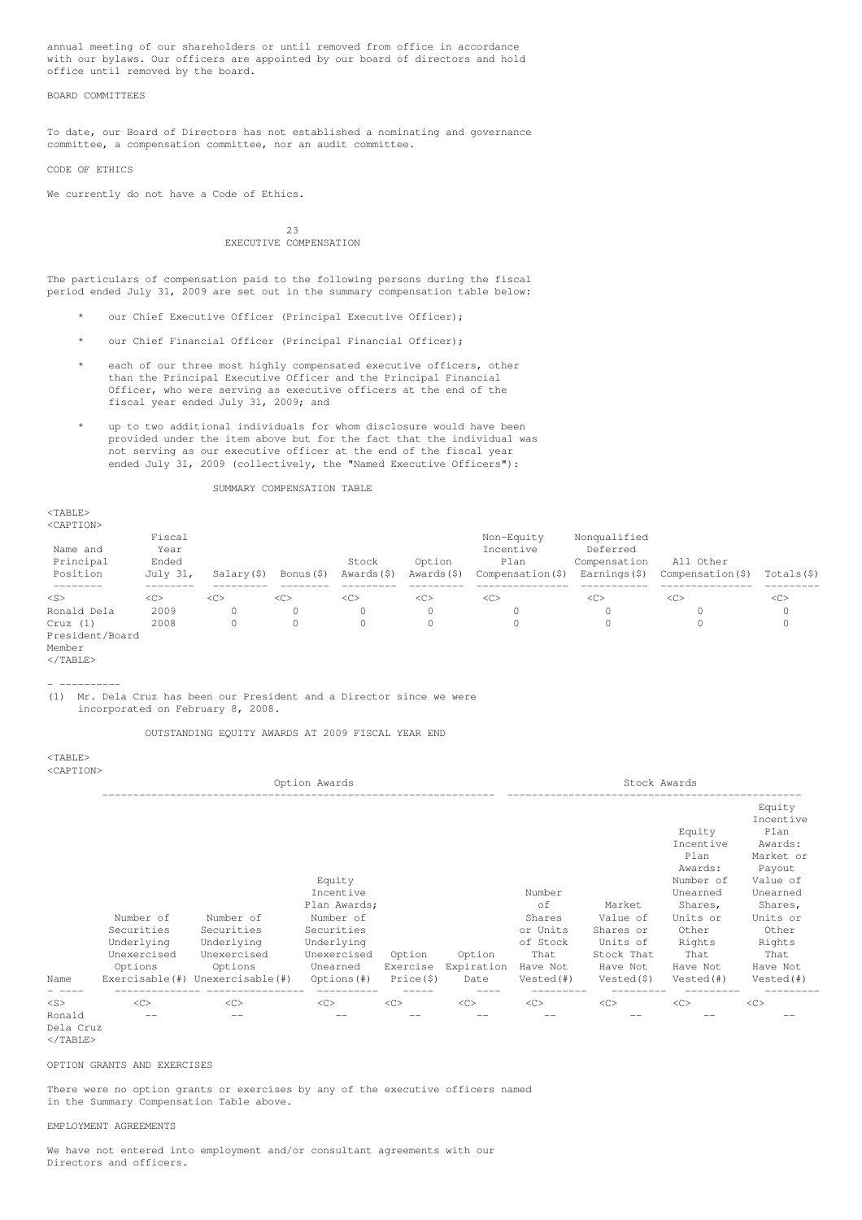annual meeting of our shareholders or until removed from office in accordance with our bylaws. Our officers are appointed by our board of directors and hold office until removed by the board.

## BOARD COMMITTEES

To date, our Board of Directors has not established a nominating and governance committee, a compensation committee, nor an audit committee.

## CODE OF ETHICS

We currently do not have a Code of Ethics.

## EXECUTIVE COMPENSATION

The particulars of compensation paid to the following persons during the fiscal period ended July 31, 2009 are set out in the summary compensation table below:

* our Chief Executive Officer (Principal Executive Officer);
* our Chief Financial Officer (Principal Financial Officer);
* each of our three most highly compensated executive officers, other than the Principal Executive Officer and the Principal Financial Officer, who were serving as executive officers at the end of the fiscal year ended July 31, 2009; and
* up to two additional individuals for whom disclosure would have been provided under the item above but for the fact that the individual was not serving as our executive officer at the end of the fiscal year ended July 31, 2009 (collectively, the "Named Executive Officers"):

### SUMMARY COMPENSATION TABLE

| Name and Principal Position | Fiscal Year Ended July 31, | Salary($) | Bonus($) | Stock Awards($) | Option Awards($) | Non-Equity Incentive Plan Compensation($) | Nonqualified Deferred Compensation Earnings($) | All Other Compensation($) | Totals($) |
|---|---|---|---|---|---|---|---|---|---|
| Ronald Dela Cruz (1) President/Board Member | 2009 | 0 | 0 | 0 | 0 | 0 | 0 | 0 | 0 |
| | 2008 | 0 | 0 | 0 | 0 | 0 | 0 | 0 | 0 |

- ----------

(1) Mr. Dela Cruz has been our President and a Director since we were incorporated on February 8, 2008.

### OUTSTANDING EQUITY AWARDS AT 2009 FISCAL YEAR END

| | Option Awards | | | | | Stock Awards | | | |
|---|---|---|---|---|---|---|---|---|---|
| Name | Number of Securities Underlying Unexercised Options Exercisable(#) | Number of Securities Underlying Unexercised Options Unexercisable(#) | Equity Incentive Plan Awards; Number of Securities Underlying Unexercised Unearned Options(#) | Option Exercise Price($) | Option Expiration Date | Number of Shares or Units of Stock That Have Not Vested(#) | Market Value of Shares or Units of Stock That Have Not Vested($) | Equity Incentive Plan Awards: Number of Unearned Shares, Units or Other Rights That Have Not Vested(#) | Equity Incentive Plan Awards: Market or Payout Value of Unearned Shares, Units or Other Rights That Have Not Vested(#) |
| Ronald Dela Cruz | -- | -- | -- | -- | -- | -- | -- | -- | -- |

## OPTION GRANTS AND EXERCISES

There were no option grants or exercises by any of the executive officers named in the Summary Compensation Table above.

## EMPLOYMENT AGREEMENTS

We have not entered into employment and/or consultant agreements with our Directors and officers.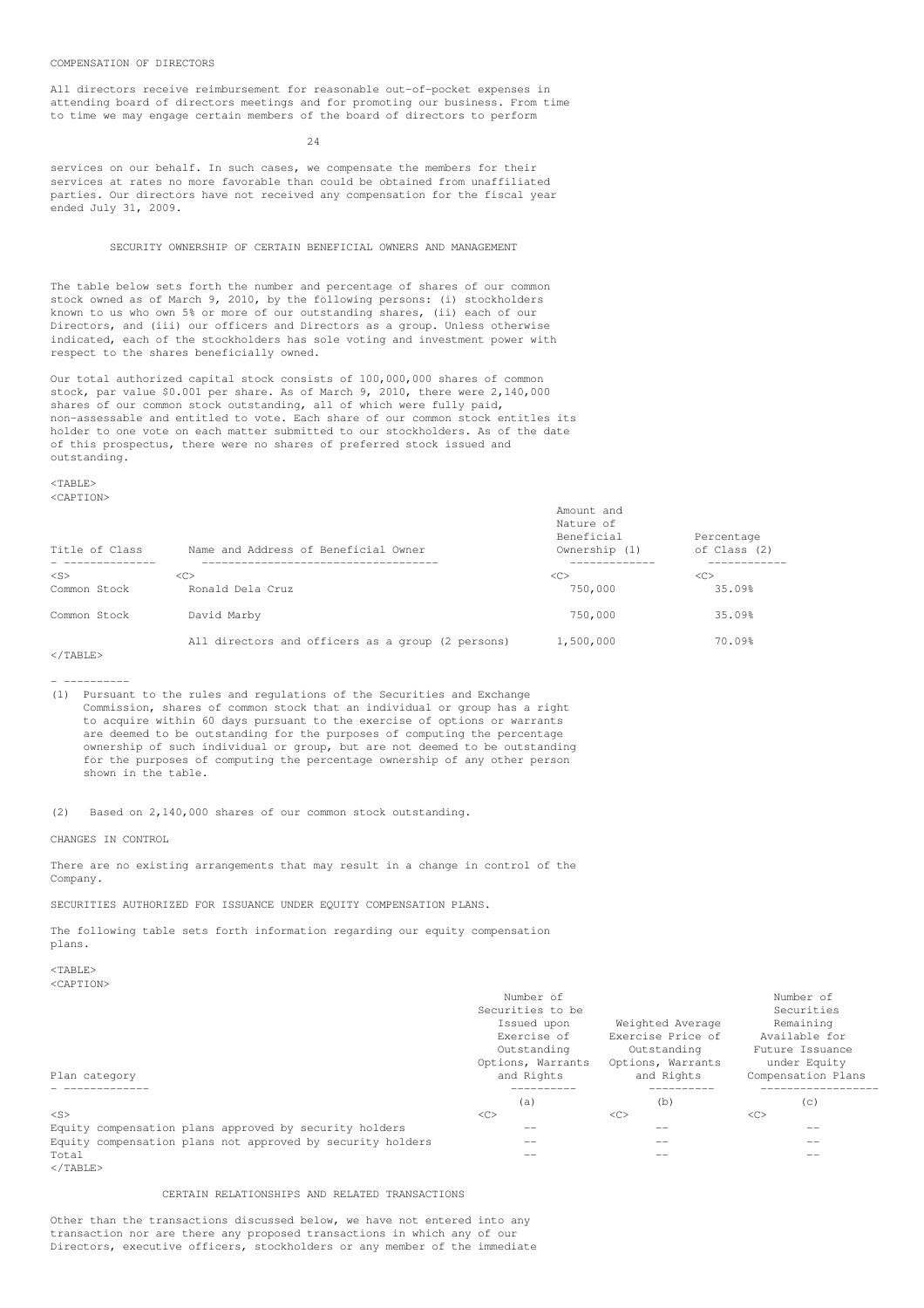COMPENSATION OF DIRECTORS

All directors receive reimbursement for reasonable out-of-pocket expenses in attending board of directors meetings and for promoting our business. From time to time we may engage certain members of the board of directors to perform services on our behalf. In such cases, we compensate the members for their services at rates no more favorable than could be obtained from unaffiliated parties. Our directors have not received any compensation for the fiscal year ended July 31, 2009.

## SECURITY OWNERSHIP OF CERTAIN BENEFICIAL OWNERS AND MANAGEMENT

The table below sets forth the number and percentage of shares of our common stock owned as of March 9, 2010, by the following persons: (i) stockholders known to us who own 5% or more of our outstanding shares, (ii) each of our Directors, and (iii) our officers and Directors as a group. Unless otherwise indicated, each of the stockholders has sole voting and investment power with respect to the shares beneficially owned.

Our total authorized capital stock consists of 100,000,000 shares of common stock, par value $0.001 per share. As of March 9, 2010, there were 2,140,000 shares of our common stock outstanding, all of which were fully paid, non-assessable and entitled to vote. Each share of our common stock entitles its holder to one vote on each matter submitted to our stockholders. As of the date of this prospectus, there were no shares of preferred stock issued and outstanding.

| Title of Class | Name and Address of Beneficial Owner | Amount and Nature of Beneficial Ownership (1) | Percentage of Class (2) |
|---|---|---|---|
| Common Stock | Ronald Dela Cruz | 750,000 | 35.09% |
| Common Stock | David Marby | 750,000 | 35.09% |
| | All directors and officers as a group (2 persons) | 1,500,000 | 70.09% |

(1) Pursuant to the rules and regulations of the Securities and Exchange Commission, shares of common stock that an individual or group has a right to acquire within 60 days pursuant to the exercise of options or warrants are deemed to be outstanding for the purposes of computing the percentage ownership of such individual or group, but are not deemed to be outstanding for the purposes of computing the percentage ownership of any other person shown in the table.

(2) Based on 2,140,000 shares of our common stock outstanding.

CHANGES IN CONTROL

There are no existing arrangements that may result in a change in control of the Company.

SECURITIES AUTHORIZED FOR ISSUANCE UNDER EQUITY COMPENSATION PLANS.

The following table sets forth information regarding our equity compensation plans.

| Plan category | Number of Securities to be Issued upon Exercise of Outstanding Options, Warrants and Rights | Weighted Average Exercise Price of Outstanding Options, Warrants and Rights | Number of Securities Remaining Available for Future Issuance under Equity Compensation Plans |
|---|---|---|---|
| | (a) | (b) | (c) |
| Equity compensation plans approved by security holders | -- | -- | -- |
| Equity compensation plans not approved by security holders | -- | -- | -- |
| Total | -- | -- | -- |

## CERTAIN RELATIONSHIPS AND RELATED TRANSACTIONS

Other than the transactions discussed below, we have not entered into any transaction nor are there any proposed transactions in which any of our Directors, executive officers, stockholders or any member of the immediate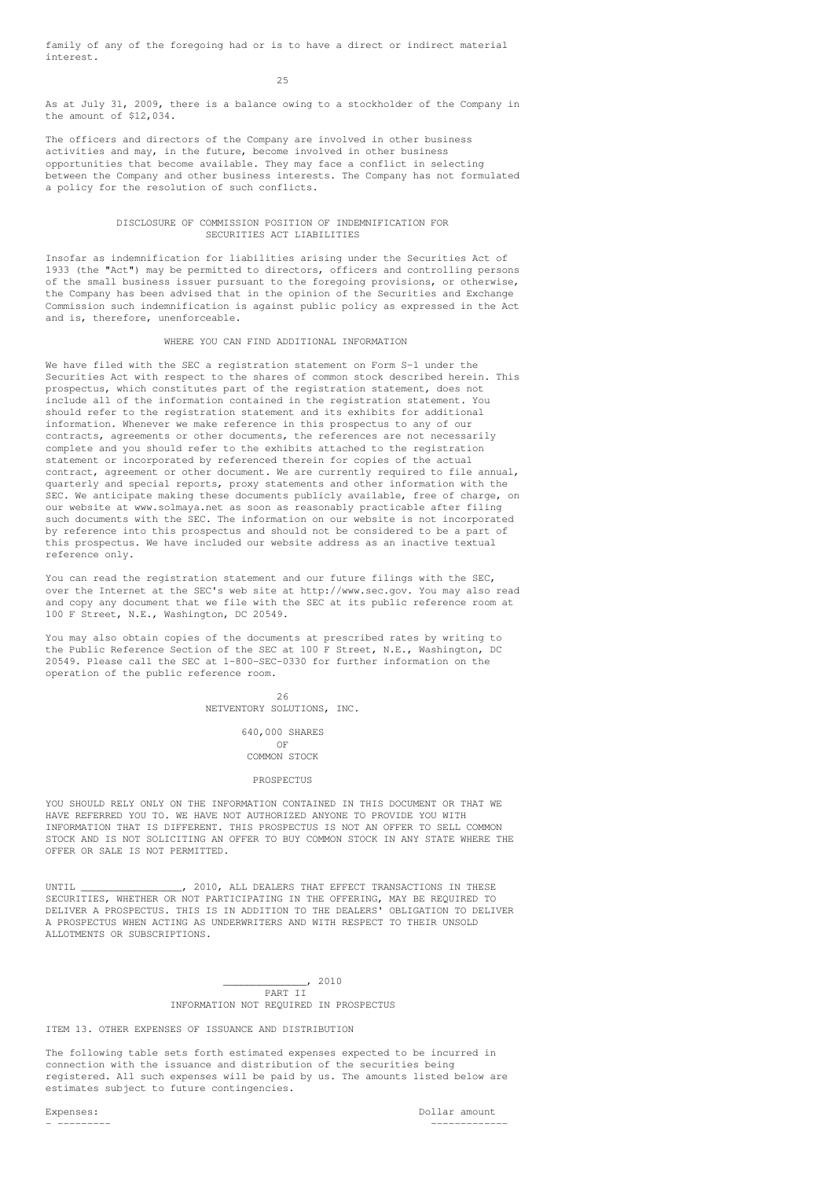family of any of the foregoing had or is to have a direct or indirect material interest.

As at July 31, 2009, there is a balance owing to a stockholder of the Company in the amount of $12,034.

The officers and directors of the Company are involved in other business activities and may, in the future, become involved in other business opportunities that become available. They may face a conflict in selecting between the Company and other business interests. The Company has not formulated a policy for the resolution of such conflicts.

## DISCLOSURE OF COMMISSION POSITION OF INDEMNIFICATION FOR SECURITIES ACT LIABILITIES

Insofar as indemnification for liabilities arising under the Securities Act of 1933 (the "Act") may be permitted to directors, officers and controlling persons of the small business issuer pursuant to the foregoing provisions, or otherwise, the Company has been advised that in the opinion of the Securities and Exchange Commission such indemnification is against public policy as expressed in the Act and is, therefore, unenforceable.

## WHERE YOU CAN FIND ADDITIONAL INFORMATION

We have filed with the SEC a registration statement on Form S-1 under the Securities Act with respect to the shares of common stock described herein. This prospectus, which constitutes part of the registration statement, does not include all of the information contained in the registration statement. You should refer to the registration statement and its exhibits for additional information. Whenever we make reference in this prospectus to any of our contracts, agreements or other documents, the references are not necessarily complete and you should refer to the exhibits attached to the registration statement or incorporated by referenced therein for copies of the actual contract, agreement or other document. We are currently required to file annual, quarterly and special reports, proxy statements and other information with the SEC. We anticipate making these documents publicly available, free of charge, on our website at www.solmaya.net as soon as reasonably practicable after filing such documents with the SEC. The information on our website is not incorporated by reference into this prospectus and should not be considered to be a part of this prospectus. We have included our website address as an inactive textual reference only.

You can read the registration statement and our future filings with the SEC, over the Internet at the SEC's web site at http://www.sec.gov. You may also read and copy any document that we file with the SEC at its public reference room at 100 F Street, N.E., Washington, DC 20549.

You may also obtain copies of the documents at prescribed rates by writing to the Public Reference Section of the SEC at 100 F Street, N.E., Washington, DC 20549. Please call the SEC at 1-800-SEC-0330 for further information on the operation of the public reference room.

NETVENTORY SOLUTIONS, INC.

640,000 SHARES
OF
COMMON STOCK

PROSPECTUS

YOU SHOULD RELY ONLY ON THE INFORMATION CONTAINED IN THIS DOCUMENT OR THAT WE HAVE REFERRED YOU TO. WE HAVE NOT AUTHORIZED ANYONE TO PROVIDE YOU WITH INFORMATION THAT IS DIFFERENT. THIS PROSPECTUS IS NOT AN OFFER TO SELL COMMON STOCK AND IS NOT SOLICITING AN OFFER TO BUY COMMON STOCK IN ANY STATE WHERE THE OFFER OR SALE IS NOT PERMITTED.

UNTIL _________________, 2010, ALL DEALERS THAT EFFECT TRANSACTIONS IN THESE SECURITIES, WHETHER OR NOT PARTICIPATING IN THE OFFERING, MAY BE REQUIRED TO DELIVER A PROSPECTUS. THIS IS IN ADDITION TO THE DEALERS' OBLIGATION TO DELIVER A PROSPECTUS WHEN ACTING AS UNDERWRITERS AND WITH RESPECT TO THEIR UNSOLD ALLOTMENTS OR SUBSCRIPTIONS.

______________, 2010

## PART II
## INFORMATION NOT REQUIRED IN PROSPECTUS

### ITEM 13. OTHER EXPENSES OF ISSUANCE AND DISTRIBUTION

The following table sets forth estimated expenses expected to be incurred in connection with the issuance and distribution of the securities being registered. All such expenses will be paid by us. The amounts listed below are estimates subject to future contingencies.

| Expenses: | Dollar amount |
| --- | --- |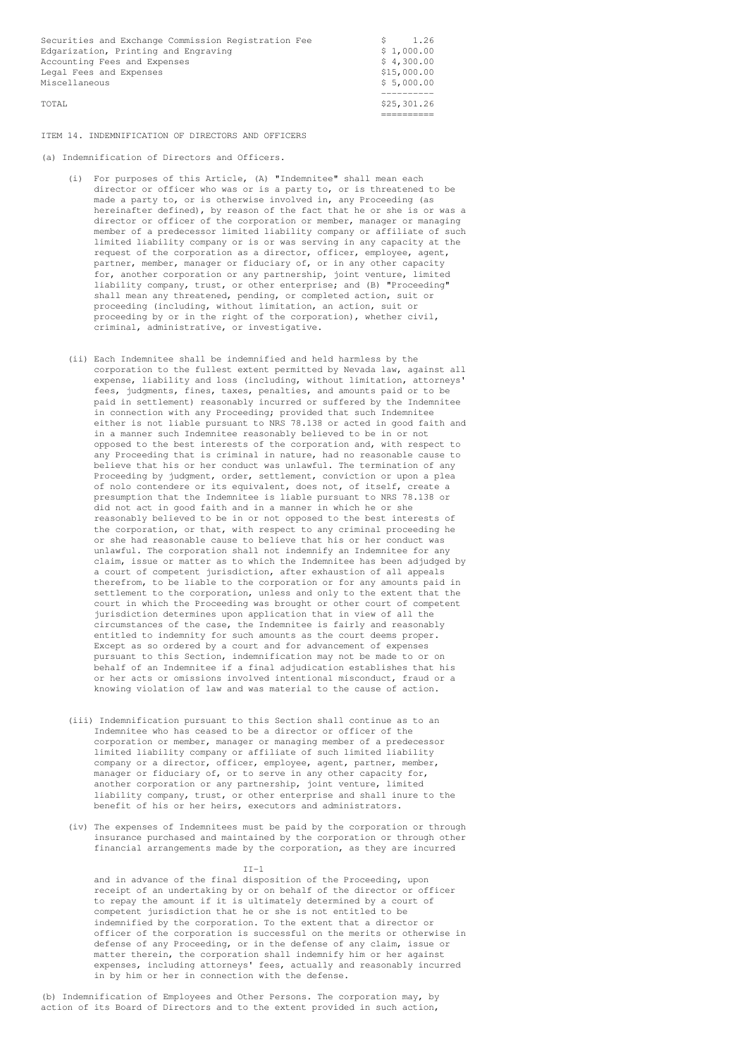| | |
|---|---|
| Securities and Exchange Commission Registration Fee | $ 1.26 |
| Edgarization, Printing and Engraving | $ 1,000.00 |
| Accounting Fees and Expenses | $ 4,300.00 |
| Legal Fees and Expenses | $15,000.00 |
| Miscellaneous | $ 5,000.00 |
| TOTAL | $25,301.26 |

ITEM 14. INDEMNIFICATION OF DIRECTORS AND OFFICERS

(a) Indemnification of Directors and Officers.

(i) For purposes of this Article, (A) "Indemnitee" shall mean each director or officer who was or is a party to, or is threatened to be made a party to, or is otherwise involved in, any Proceeding (as hereinafter defined), by reason of the fact that he or she is or was a director or officer of the corporation or member, manager or managing member of a predecessor limited liability company or affiliate of such limited liability company or is or was serving in any capacity at the request of the corporation as a director, officer, employee, agent, partner, member, manager or fiduciary of, or in any other capacity for, another corporation or any partnership, joint venture, limited liability company, trust, or other enterprise; and (B) "Proceeding" shall mean any threatened, pending, or completed action, suit or proceeding (including, without limitation, an action, suit or proceeding by or in the right of the corporation), whether civil, criminal, administrative, or investigative.

(ii) Each Indemnitee shall be indemnified and held harmless by the corporation to the fullest extent permitted by Nevada law, against all expense, liability and loss (including, without limitation, attorneys' fees, judgments, fines, taxes, penalties, and amounts paid or to be paid in settlement) reasonably incurred or suffered by the Indemnitee in connection with any Proceeding; provided that such Indemnitee either is not liable pursuant to NRS 78.138 or acted in good faith and in a manner such Indemnitee reasonably believed to be in or not opposed to the best interests of the corporation and, with respect to any Proceeding that is criminal in nature, had no reasonable cause to believe that his or her conduct was unlawful. The termination of any Proceeding by judgment, order, settlement, conviction or upon a plea of nolo contendere or its equivalent, does not, of itself, create a presumption that the Indemnitee is liable pursuant to NRS 78.138 or did not act in good faith and in a manner in which he or she reasonably believed to be in or not opposed to the best interests of the corporation, or that, with respect to any criminal proceeding he or she had reasonable cause to believe that his or her conduct was unlawful. The corporation shall not indemnify an Indemnitee for any claim, issue or matter as to which the Indemnitee has been adjudged by a court of competent jurisdiction, after exhaustion of all appeals therefrom, to be liable to the corporation or for any amounts paid in settlement to the corporation, unless and only to the extent that the court in which the Proceeding was brought or other court of competent jurisdiction determines upon application that in view of all the circumstances of the case, the Indemnitee is fairly and reasonably entitled to indemnity for such amounts as the court deems proper. Except as so ordered by a court and for advancement of expenses pursuant to this Section, indemnification may not be made to or on behalf of an Indemnitee if a final adjudication establishes that his or her acts or omissions involved intentional misconduct, fraud or a knowing violation of law and was material to the cause of action.

(iii) Indemnification pursuant to this Section shall continue as to an Indemnitee who has ceased to be a director or officer of the corporation or member, manager or managing member of a predecessor limited liability company or affiliate of such limited liability company or a director, officer, employee, agent, partner, member, manager or fiduciary of, or to serve in any other capacity for, another corporation or any partnership, joint venture, limited liability company, trust, or other enterprise and shall inure to the benefit of his or her heirs, executors and administrators.

(iv) The expenses of Indemnitees must be paid by the corporation or through insurance purchased and maintained by the corporation or through other financial arrangements made by the corporation, as they are incurred and in advance of the final disposition of the Proceeding, upon receipt of an undertaking by or on behalf of the director or officer to repay the amount if it is ultimately determined by a court of competent jurisdiction that he or she is not entitled to be indemnified by the corporation. To the extent that a director or officer of the corporation is successful on the merits or otherwise in defense of any Proceeding, or in the defense of any claim, issue or matter therein, the corporation shall indemnify him or her against expenses, including attorneys' fees, actually and reasonably incurred in by him or her in connection with the defense.

(b) Indemnification of Employees and Other Persons. The corporation may, by action of its Board of Directors and to the extent provided in such action,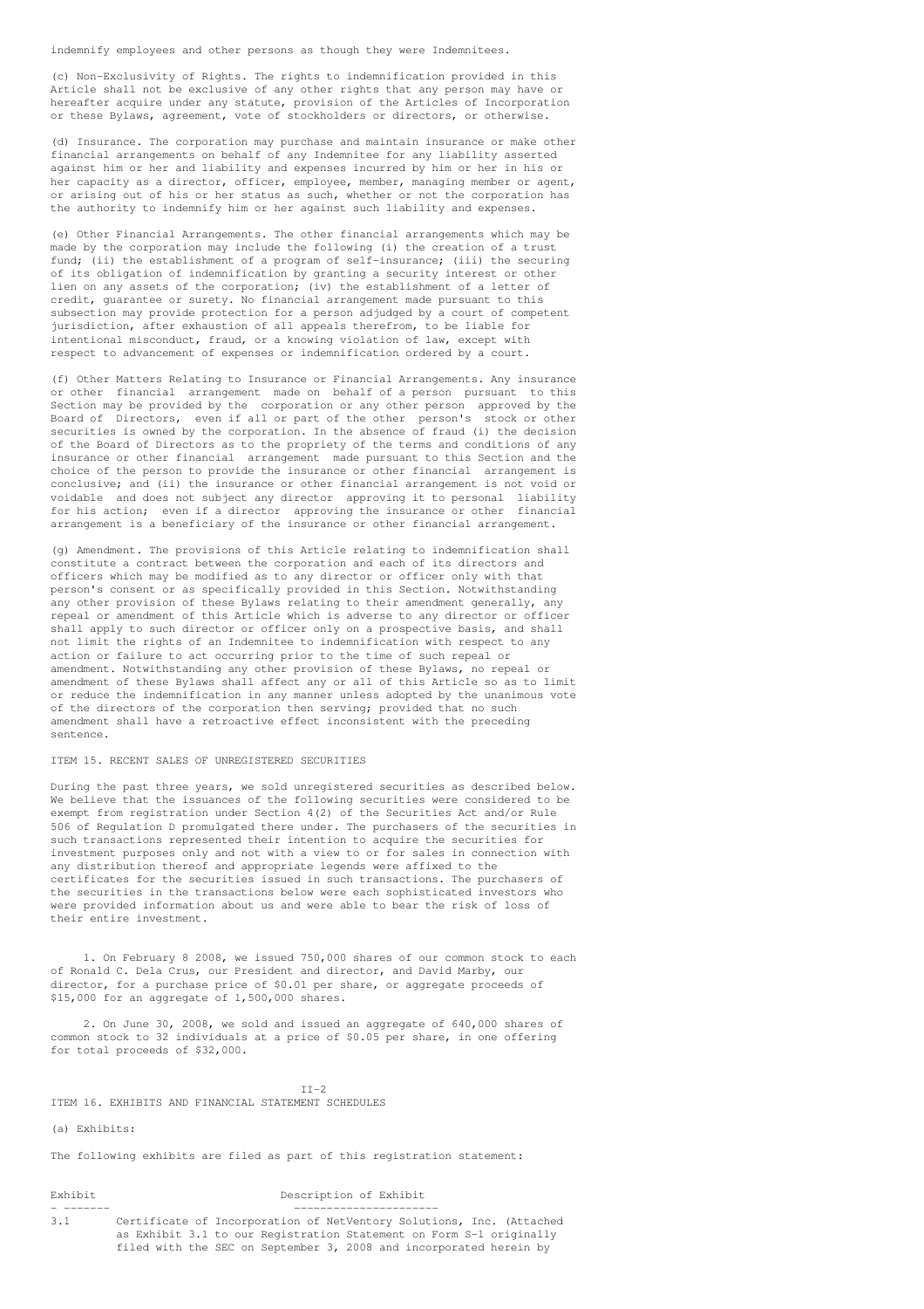indemnify employees and other persons as though they were Indemnitees.

(c) Non-Exclusivity of Rights. The rights to indemnification provided in this Article shall not be exclusive of any other rights that any person may have or hereafter acquire under any statute, provision of the Articles of Incorporation or these Bylaws, agreement, vote of stockholders or directors, or otherwise.

(d) Insurance. The corporation may purchase and maintain insurance or make other financial arrangements on behalf of any Indemnitee for any liability asserted against him or her and liability and expenses incurred by him or her in his or her capacity as a director, officer, employee, member, managing member or agent, or arising out of his or her status as such, whether or not the corporation has the authority to indemnify him or her against such liability and expenses.

(e) Other Financial Arrangements. The other financial arrangements which may be made by the corporation may include the following (i) the creation of a trust fund; (ii) the establishment of a program of self-insurance; (iii) the securing of its obligation of indemnification by granting a security interest or other lien on any assets of the corporation; (iv) the establishment of a letter of credit, guarantee or surety. No financial arrangement made pursuant to this subsection may provide protection for a person adjudged by a court of competent jurisdiction, after exhaustion of all appeals therefrom, to be liable for intentional misconduct, fraud, or a knowing violation of law, except with respect to advancement of expenses or indemnification ordered by a court.

(f) Other Matters Relating to Insurance or Financial Arrangements. Any insurance or other financial arrangement made on behalf of a person pursuant to this Section may be provided by the corporation or any other person approved by the Board of Directors, even if all or part of the other person's stock or other securities is owned by the corporation. In the absence of fraud (i) the decision of the Board of Directors as to the propriety of the terms and conditions of any insurance or other financial arrangement made pursuant to this Section and the choice of the person to provide the insurance or other financial arrangement is conclusive; and (ii) the insurance or other financial arrangement is not void or voidable and does not subject any director approving it to personal liability for his action; even if a director approving the insurance or other financial arrangement is a beneficiary of the insurance or other financial arrangement.

(g) Amendment. The provisions of this Article relating to indemnification shall constitute a contract between the corporation and each of its directors and officers which may be modified as to any director or officer only with that person's consent or as specifically provided in this Section. Notwithstanding any other provision of these Bylaws relating to their amendment generally, any repeal or amendment of this Article which is adverse to any director or officer shall apply to such director or officer only on a prospective basis, and shall not limit the rights of an Indemnitee to indemnification with respect to any action or failure to act occurring prior to the time of such repeal or amendment. Notwithstanding any other provision of these Bylaws, no repeal or amendment of these Bylaws shall affect any or all of this Article so as to limit or reduce the indemnification in any manner unless adopted by the unanimous vote of the directors of the corporation then serving; provided that no such amendment shall have a retroactive effect inconsistent with the preceding sentence.

## ITEM 15. RECENT SALES OF UNREGISTERED SECURITIES

During the past three years, we sold unregistered securities as described below. We believe that the issuances of the following securities were considered to be exempt from registration under Section 4(2) of the Securities Act and/or Rule 506 of Regulation D promulgated there under. The purchasers of the securities in such transactions represented their intention to acquire the securities for investment purposes only and not with a view to or for sales in connection with any distribution thereof and appropriate legends were affixed to the certificates for the securities issued in such transactions. The purchasers of the securities in the transactions below were each sophisticated investors who were provided information about us and were able to bear the risk of loss of their entire investment.

1. On February 8 2008, we issued 750,000 shares of our common stock to each of Ronald C. Dela Crus, our President and director, and David Marby, our director, for a purchase price of $0.01 per share, or aggregate proceeds of $15,000 for an aggregate of 1,500,000 shares.

2. On June 30, 2008, we sold and issued an aggregate of 640,000 shares of common stock to 32 individuals at a price of $0.05 per share, in one offering for total proceeds of $32,000.

## ITEM 16. EXHIBITS AND FINANCIAL STATEMENT SCHEDULES

(a) Exhibits:

The following exhibits are filed as part of this registration statement:

| Exhibit | Description of Exhibit |
|---|---|
| 3.1 | Certificate of Incorporation of NetVentory Solutions, Inc. (Attached as Exhibit 3.1 to our Registration Statement on Form S-1 originally filed with the SEC on September 3, 2008 and incorporated herein by |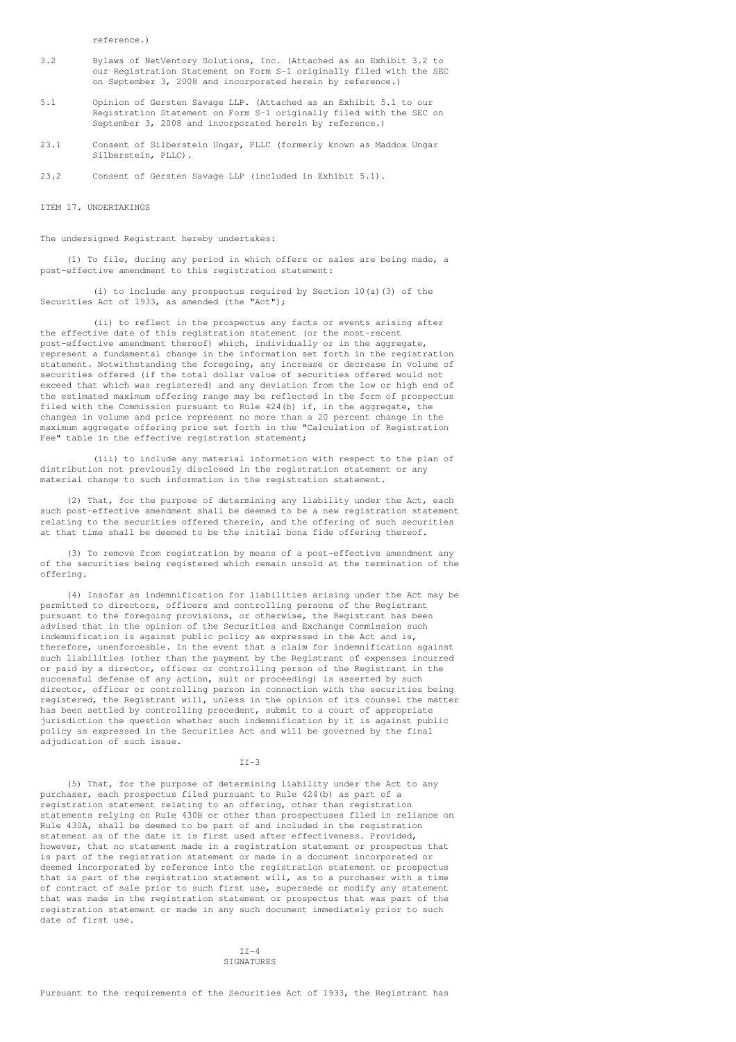reference.)

3.2 Bylaws of NetVentory Solutions, Inc. (Attached as an Exhibit 3.2 to our Registration Statement on Form S-1 originally filed with the SEC on September 3, 2008 and incorporated herein by reference.)

5.1 Opinion of Gersten Savage LLP. (Attached as an Exhibit 5.1 to our Registration Statement on Form S-1 originally filed with the SEC on September 3, 2008 and incorporated herein by reference.)

23.1 Consent of Silberstein Ungar, PLLC (formerly known as Maddox Ungar Silberstein, PLLC).

23.2 Consent of Gersten Savage LLP (included in Exhibit 5.1).

ITEM 17. UNDERTAKINGS

The undersigned Registrant hereby undertakes:

(1) To file, during any period in which offers or sales are being made, a post-effective amendment to this registration statement:

(i) to include any prospectus required by Section 10(a)(3) of the Securities Act of 1933, as amended (the "Act");

(ii) to reflect in the prospectus any facts or events arising after the effective date of this registration statement (or the most-recent post-effective amendment thereof) which, individually or in the aggregate, represent a fundamental change in the information set forth in the registration statement. Notwithstanding the foregoing, any increase or decrease in volume of securities offered (if the total dollar value of securities offered would not exceed that which was registered) and any deviation from the low or high end of the estimated maximum offering range may be reflected in the form of prospectus filed with the Commission pursuant to Rule 424(b) if, in the aggregate, the changes in volume and price represent no more than a 20 percent change in the maximum aggregate offering price set forth in the "Calculation of Registration Fee" table in the effective registration statement;

(iii) to include any material information with respect to the plan of distribution not previously disclosed in the registration statement or any material change to such information in the registration statement.

(2) That, for the purpose of determining any liability under the Act, each such post-effective amendment shall be deemed to be a new registration statement relating to the securities offered therein, and the offering of such securities at that time shall be deemed to be the initial bona fide offering thereof.

(3) To remove from registration by means of a post-effective amendment any of the securities being registered which remain unsold at the termination of the offering.

(4) Insofar as indemnification for liabilities arising under the Act may be permitted to directors, officers and controlling persons of the Registrant pursuant to the foregoing provisions, or otherwise, the Registrant has been advised that in the opinion of the Securities and Exchange Commission such indemnification is against public policy as expressed in the Act and is, therefore, unenforceable. In the event that a claim for indemnification against such liabilities (other than the payment by the Registrant of expenses incurred or paid by a director, officer or controlling person of the Registrant in the successful defense of any action, suit or proceeding) is asserted by such director, officer or controlling person in connection with the securities being registered, the Registrant will, unless in the opinion of its counsel the matter has been settled by controlling precedent, submit to a court of appropriate jurisdiction the question whether such indemnification by it is against public policy as expressed in the Securities Act and will be governed by the final adjudication of such issue.

(5) That, for the purpose of determining liability under the Act to any purchaser, each prospectus filed pursuant to Rule 424(b) as part of a registration statement relating to an offering, other than registration statements relying on Rule 430B or other than prospectuses filed in reliance on Rule 430A, shall be deemed to be part of and included in the registration statement as of the date it is first used after effectiveness. Provided, however, that no statement made in a registration statement or prospectus that is part of the registration statement or made in a document incorporated or deemed incorporated by reference into the registration statement or prospectus that is part of the registration statement will, as to a purchaser with a time of contract of sale prior to such first use, supersede or modify any statement that was made in the registration statement or prospectus that was part of the registration statement or made in any such document immediately prior to such date of first use.

## SIGNATURES

Pursuant to the requirements of the Securities Act of 1933, the Registrant has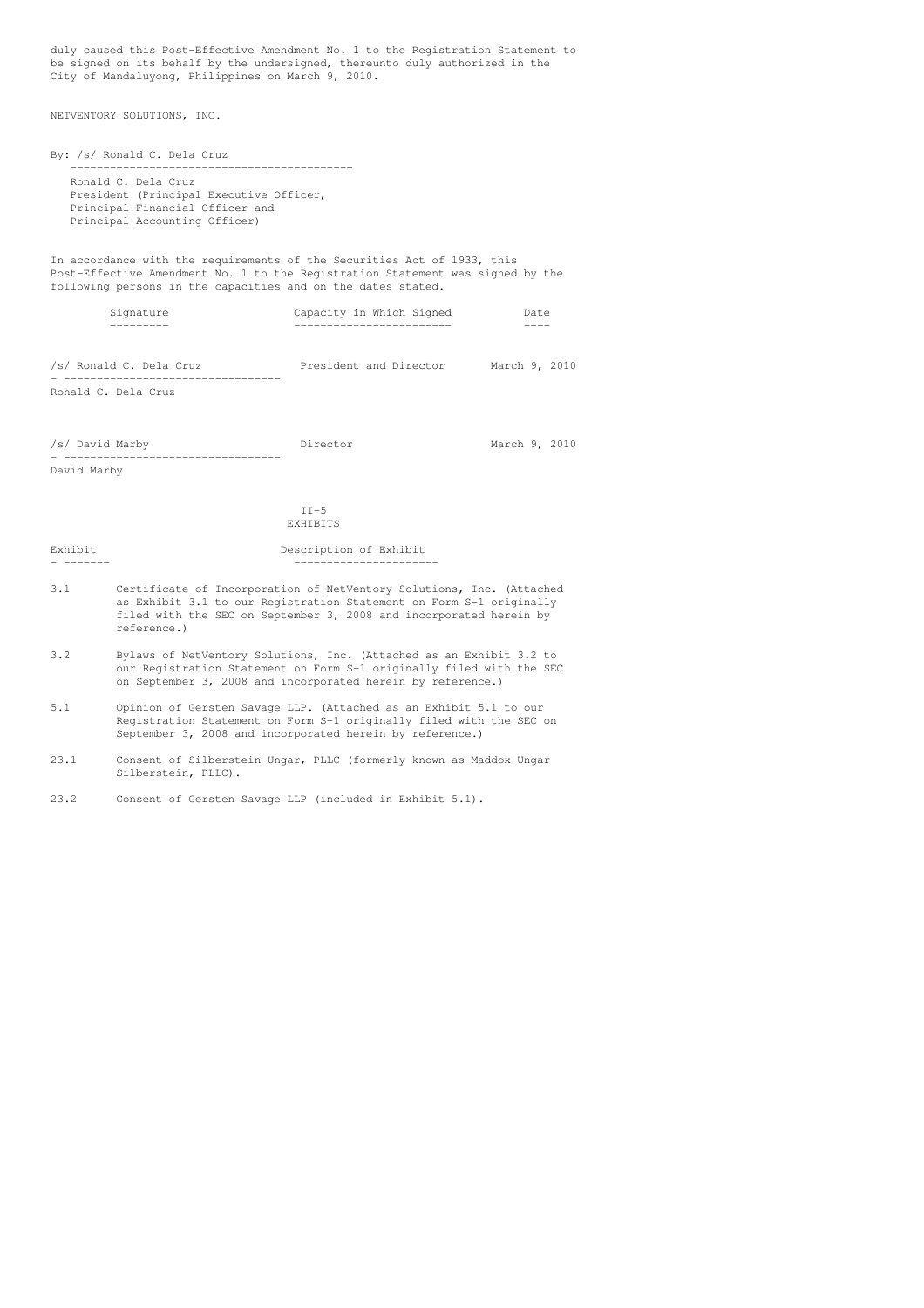duly caused this Post-Effective Amendment No. 1 to the Registration Statement to be signed on its behalf by the undersigned, thereunto duly authorized in the City of Mandaluyong, Philippines on March 9, 2010.

NETVENTORY SOLUTIONS, INC.

By: /s/ Ronald C. Dela Cruz

Ronald C. Dela Cruz
President (Principal Executive Officer, Principal Financial Officer and Principal Accounting Officer)

In accordance with the requirements of the Securities Act of 1933, this Post-Effective Amendment No. 1 to the Registration Statement was signed by the following persons in the capacities and on the dates stated.

| Signature | Capacity in Which Signed | Date |
|---|---|---|
| /s/ Ronald C. Dela Cruz<br>Ronald C. Dela Cruz | President and Director | March 9, 2010 |
| /s/ David Marby<br>David Marby | Director | March 9, 2010 |

II-5

EXHIBITS

| Exhibit | Description of Exhibit |
|---|---|
| 3.1 | Certificate of Incorporation of NetVentory Solutions, Inc. (Attached as Exhibit 3.1 to our Registration Statement on Form S-1 originally filed with the SEC on September 3, 2008 and incorporated herein by reference.) |
| 3.2 | Bylaws of NetVentory Solutions, Inc. (Attached as an Exhibit 3.2 to our Registration Statement on Form S-1 originally filed with the SEC on September 3, 2008 and incorporated herein by reference.) |
| 5.1 | Opinion of Gersten Savage LLP. (Attached as an Exhibit 5.1 to our Registration Statement on Form S-1 originally filed with the SEC on September 3, 2008 and incorporated herein by reference.) |
| 23.1 | Consent of Silberstein Ungar, PLLC (formerly known as Maddox Ungar Silberstein, PLLC). |
| 23.2 | Consent of Gersten Savage LLP (included in Exhibit 5.1). |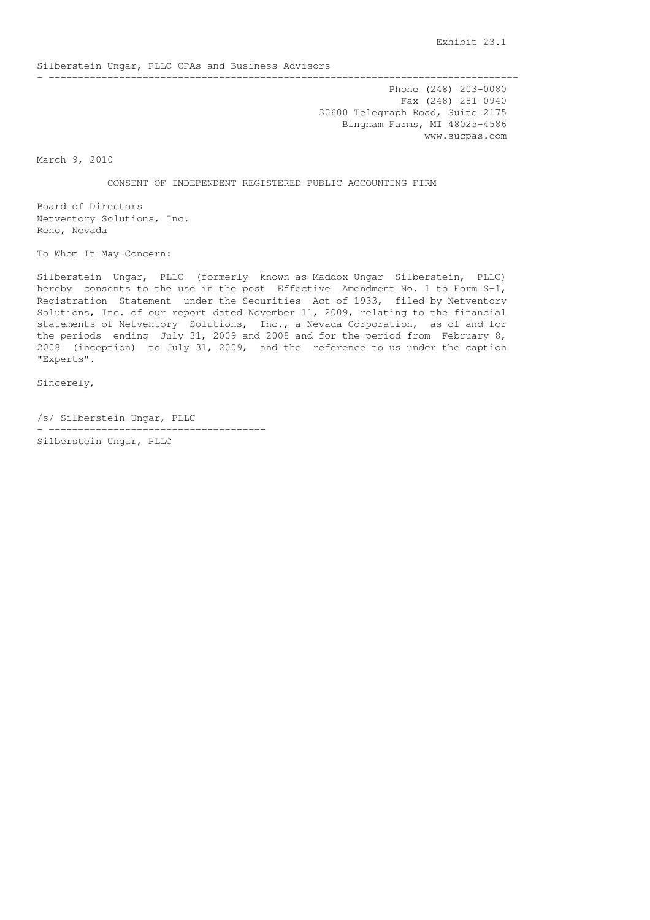Exhibit 23.1

Silberstein Ungar, PLLC CPAs and Business Advisors

---

Phone (248) 203-0080
Fax (248) 281-0940
30600 Telegraph Road, Suite 2175
Bingham Farms, MI 48025-4586
www.sucpas.com

March 9, 2010

CONSENT OF INDEPENDENT REGISTERED PUBLIC ACCOUNTING FIRM

Board of Directors
Netventory Solutions, Inc.
Reno, Nevada

To Whom It May Concern:

Silberstein Ungar, PLLC (formerly known as Maddox Ungar Silberstein, PLLC) hereby consents to the use in the post Effective Amendment No. 1 to Form S-1, Registration Statement under the Securities Act of 1933, filed by Netventory Solutions, Inc. of our report dated November 11, 2009, relating to the financial statements of Netventory Solutions, Inc., a Nevada Corporation, as of and for the periods ending July 31, 2009 and 2008 and for the period from February 8, 2008 (inception) to July 31, 2009, and the reference to us under the caption "Experts".

Sincerely,

/s/ Silberstein Ungar, PLLC

---

Silberstein Ungar, PLLC